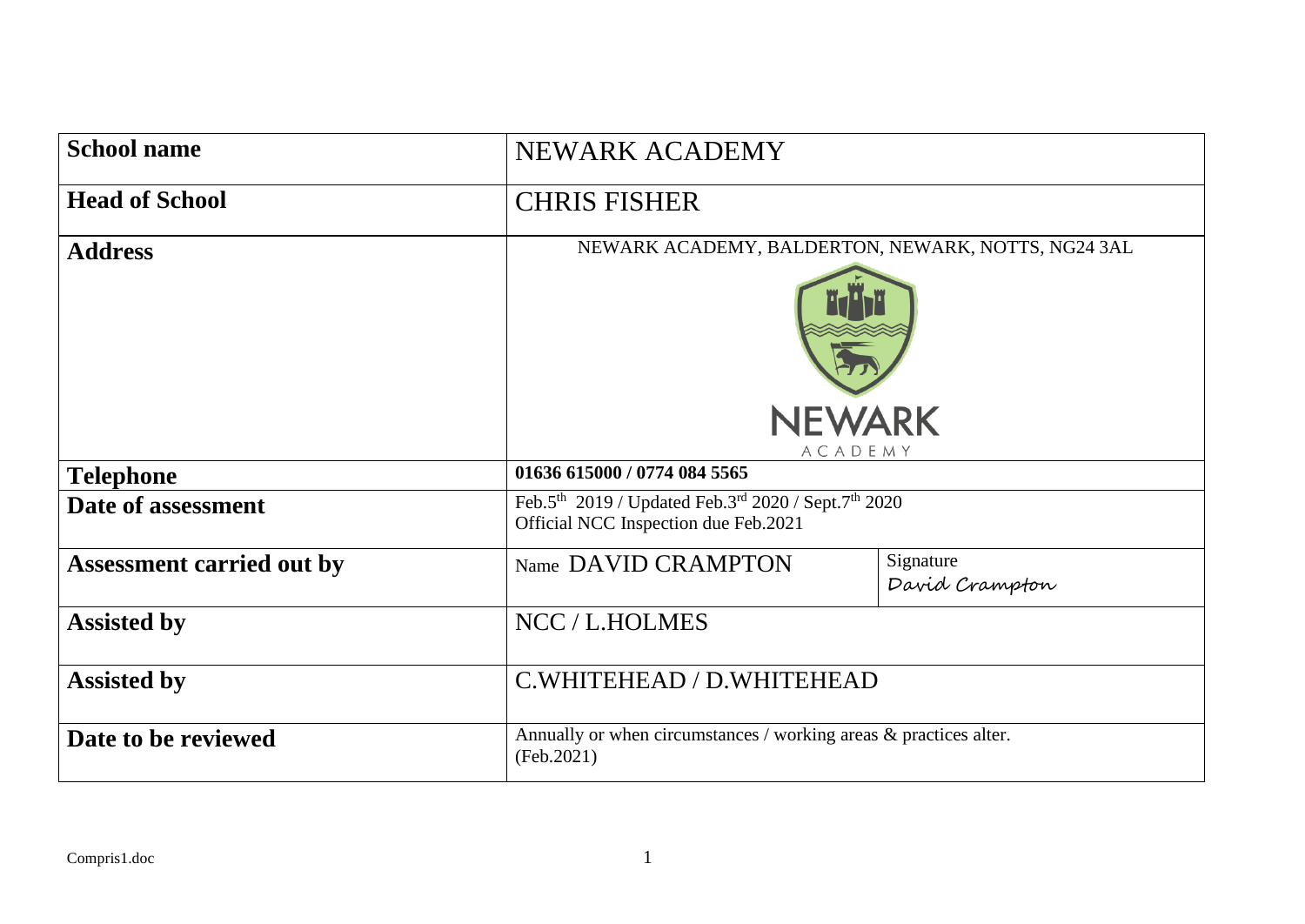| School name | NEWARK ACADEMY | |
|---|---|---|
| Head of School | CHRIS FISHER | |
| Address | NEWARK ACADEMY, BALDERTON, NEWARK, NOTTS, NG24 3AL<br>NEWARK<br>ACADEMY | |
| Telephone | **01636 615000 / 0774 084 5565** | |
| Date of assessment | Feb.5th 2019 / Updated Feb.3rd 2020 / Sept.7th 2020<br>Official NCC Inspection due Feb.2021 | |
| Assessment carried out by | Name DAVID CRAMPTON | Signature<br>David Crampton |
| Assisted by | NCC / L.HOLMES | |
| Assisted by | C.WHITEHEAD / D.WHITEHEAD | |
| Date to be reviewed | Annually or when circumstances / working areas & practices alter.<br>(Feb.2021) | |

Compris1.doc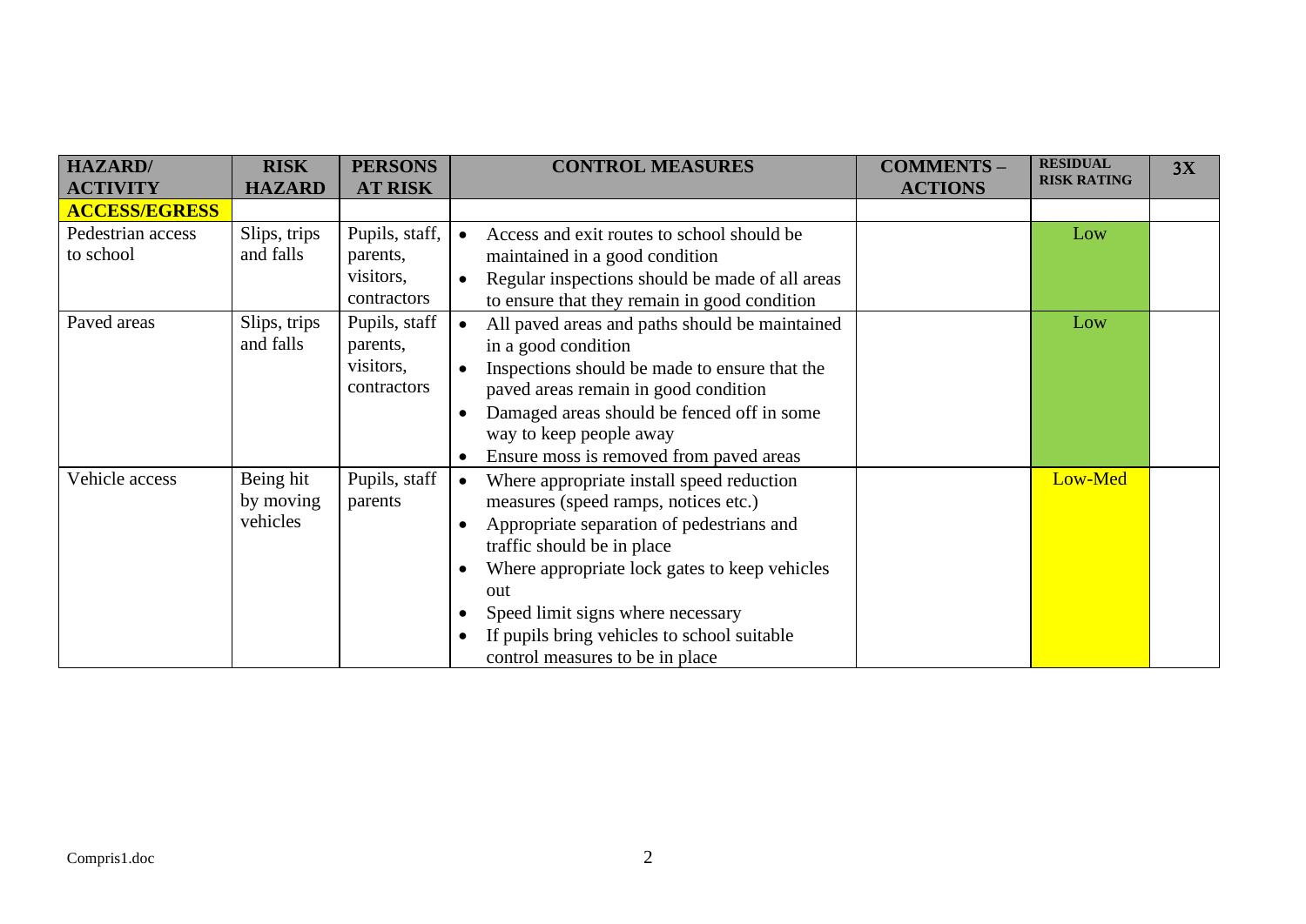| HAZARD/ ACTIVITY | RISK HAZARD | PERSONS AT RISK | CONTROL MEASURES | COMMENTS – ACTIONS | RESIDUAL RISK RATING | 3X |
|---|---|---|---|---|---|---|
| **ACCESS/EGRESS** | | | | | | |
| Pedestrian access to school | Slips, trips and falls | Pupils, staff, parents, visitors, contractors | • Access and exit routes to school should be maintained in a good condition<br>• Regular inspections should be made of all areas to ensure that they remain in good condition | | Low | |
| Paved areas | Slips, trips and falls | Pupils, staff parents, visitors, contractors | • All paved areas and paths should be maintained in a good condition<br>• Inspections should be made to ensure that the paved areas remain in good condition<br>• Damaged areas should be fenced off in some way to keep people away<br>• Ensure moss is removed from paved areas | | Low | |
| Vehicle access | Being hit by moving vehicles | Pupils, staff parents | • Where appropriate install speed reduction measures (speed ramps, notices etc.)<br>• Appropriate separation of pedestrians and traffic should be in place<br>• Where appropriate lock gates to keep vehicles out<br>• Speed limit signs where necessary<br>• If pupils bring vehicles to school suitable control measures to be in place | | Low-Med | |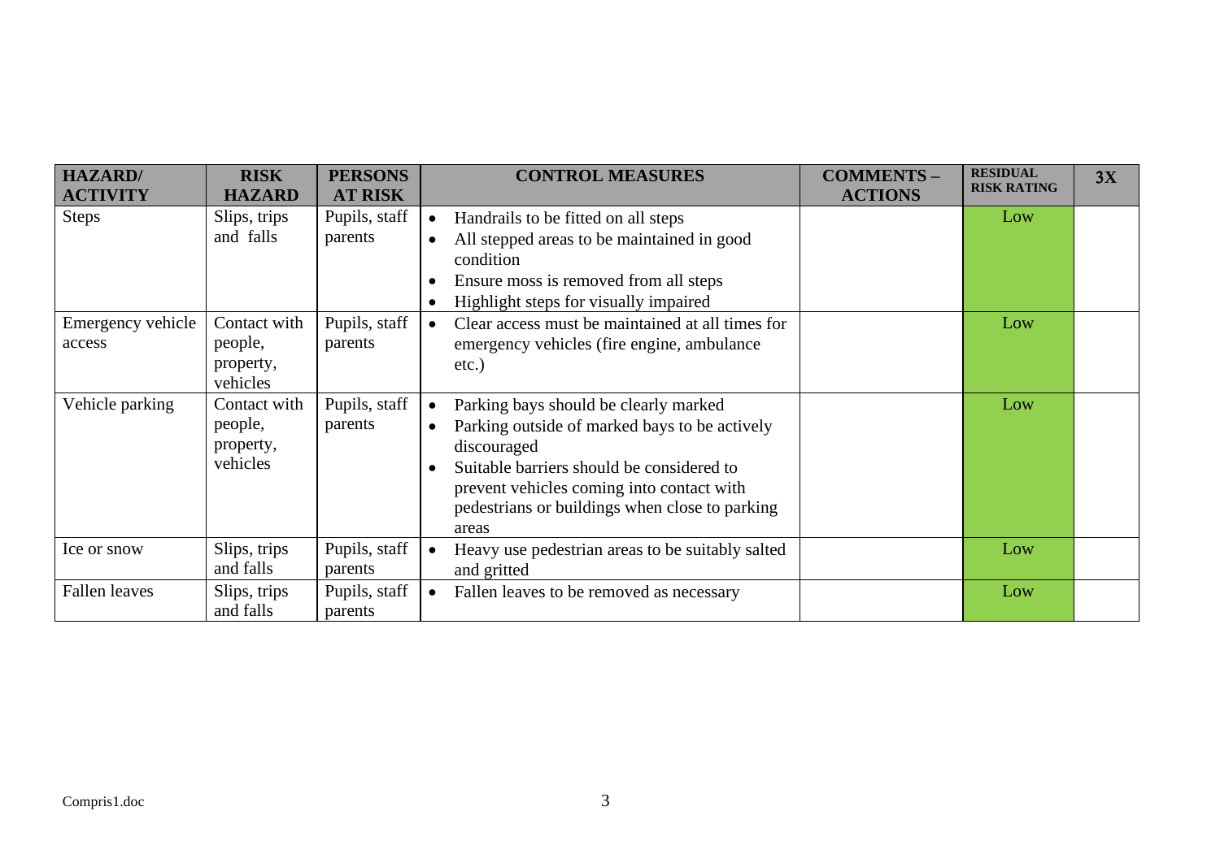| HAZARD/ ACTIVITY | RISK HAZARD | PERSONS AT RISK | CONTROL MEASURES | COMMENTS – ACTIONS | RESIDUAL RISK RATING | 3X |
|---|---|---|---|---|---|---|
| Steps | Slips, trips and falls | Pupils, staff parents | • Handrails to be fitted on all steps<br>• All stepped areas to be maintained in good condition<br>• Ensure moss is removed from all steps<br>• Highlight steps for visually impaired | | Low | |
| Emergency vehicle access | Contact with people, property, vehicles | Pupils, staff parents | • Clear access must be maintained at all times for emergency vehicles (fire engine, ambulance etc.) | | Low | |
| Vehicle parking | Contact with people, property, vehicles | Pupils, staff parents | • Parking bays should be clearly marked<br>• Parking outside of marked bays to be actively discouraged<br>• Suitable barriers should be considered to prevent vehicles coming into contact with pedestrians or buildings when close to parking areas | | Low | |
| Ice or snow | Slips, trips and falls | Pupils, staff parents | • Heavy use pedestrian areas to be suitably salted and gritted | | Low | |
| Fallen leaves | Slips, trips and falls | Pupils, staff parents | • Fallen leaves to be removed as necessary | | Low | |

Compris1.doc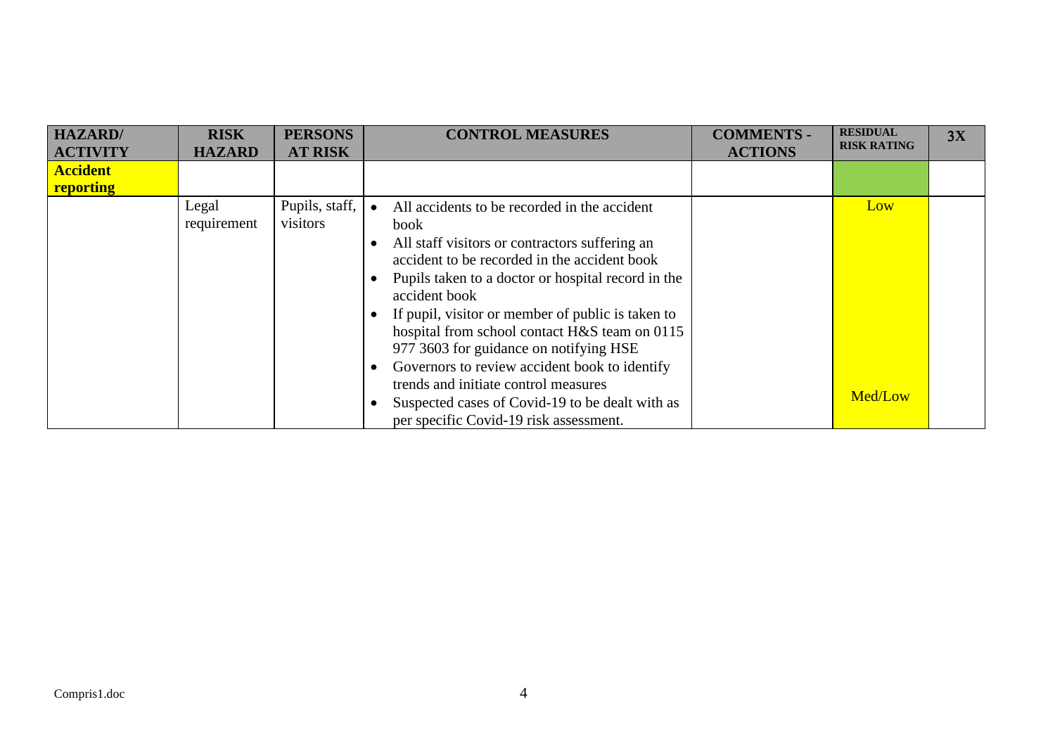| HAZARD/ ACTIVITY | RISK HAZARD | PERSONS AT RISK | CONTROL MEASURES | COMMENTS - ACTIONS | RESIDUAL RISK RATING | 3X |
|---|---|---|---|---|---|---|
| **Accident reporting** | | | | | | |
| | Legal requirement | Pupils, staff, visitors | • All accidents to be recorded in the accident book<br>• All staff visitors or contractors suffering an accident to be recorded in the accident book<br>• Pupils taken to a doctor or hospital record in the accident book<br>• If pupil, visitor or member of public is taken to hospital from school contact H&S team on 0115 977 3603 for guidance on notifying HSE<br>• Governors to review accident book to identify trends and initiate control measures<br>• Suspected cases of Covid-19 to be dealt with as per specific Covid-19 risk assessment. | | Low<br><br>Med/Low | |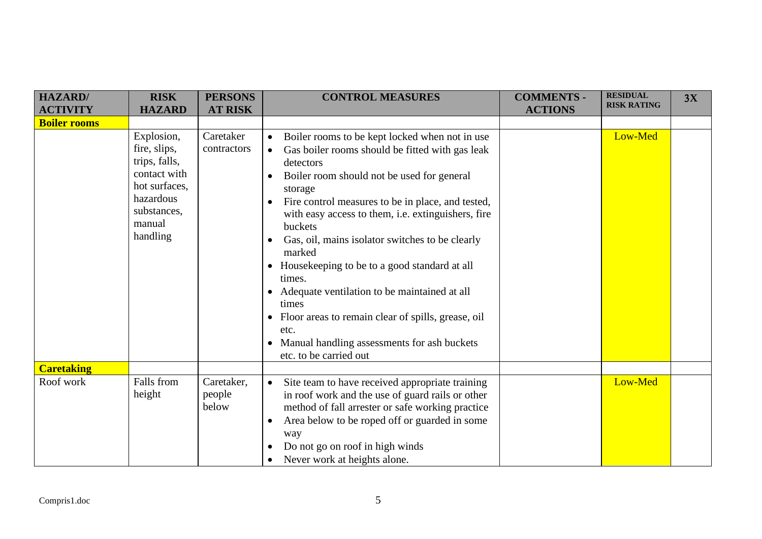| HAZARD/ ACTIVITY | RISK HAZARD | PERSONS AT RISK | CONTROL MEASURES | COMMENTS - ACTIONS | RESIDUAL RISK RATING | 3X |
|---|---|---|---|---|---|---|
| **Boiler rooms** | | | | | | |
| | Explosion, fire, slips, trips, falls, contact with hot surfaces, hazardous substances, manual handling | Caretaker contractors | • Boiler rooms to be kept locked when not in use<br>• Gas boiler rooms should be fitted with gas leak detectors<br>• Boiler room should not be used for general storage<br>• Fire control measures to be in place, and tested, with easy access to them, i.e. extinguishers, fire buckets<br>• Gas, oil, mains isolator switches to be clearly marked<br>• Housekeeping to be to a good standard at all times.<br>• Adequate ventilation to be maintained at all times<br>• Floor areas to remain clear of spills, grease, oil etc.<br>• Manual handling assessments for ash buckets etc. to be carried out | | Low-Med | |
| **Caretaking** | | | | | | |
| Roof work | Falls from height | Caretaker, people below | • Site team to have received appropriate training in roof work and the use of guard rails or other method of fall arrester or safe working practice<br>• Area below to be roped off or guarded in some way<br>• Do not go on roof in high winds<br>• Never work at heights alone. | | Low-Med | |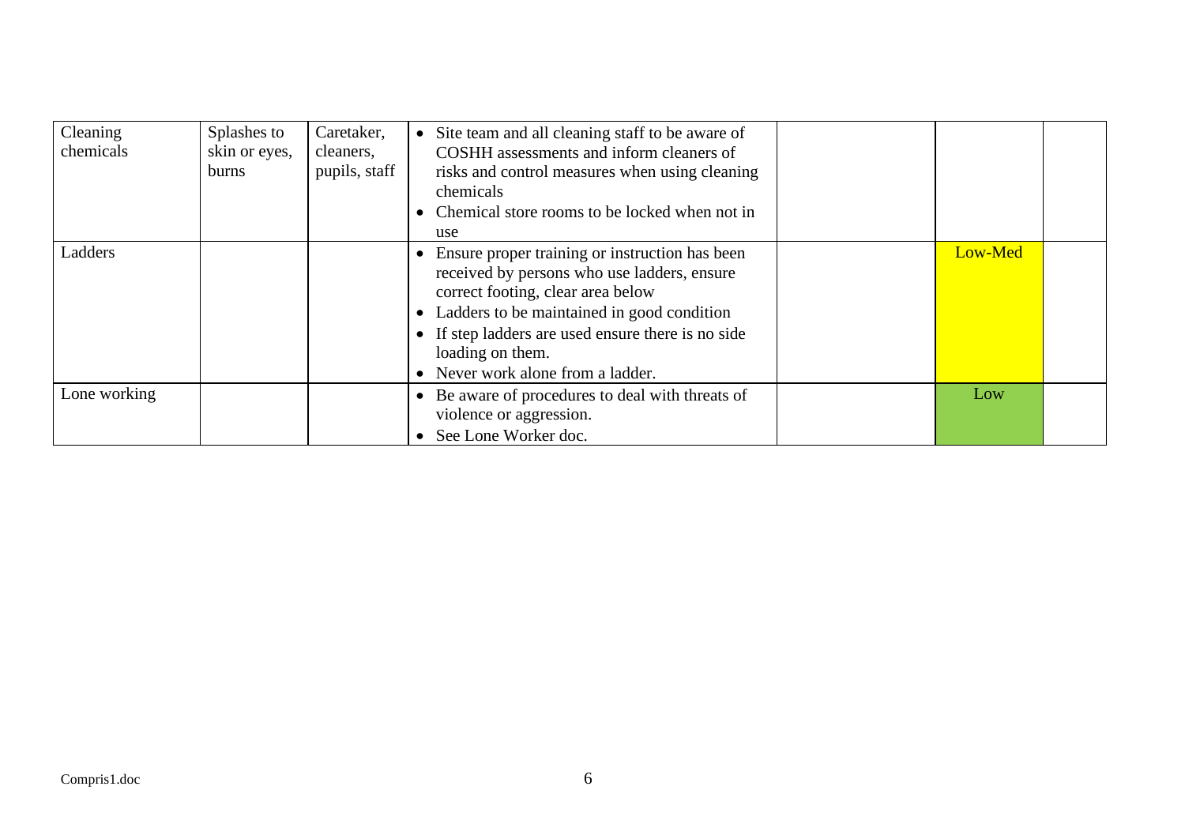| | | | | | | |
|---|---|---|---|---|---|---|
| Cleaning chemicals | Splashes to skin or eyes, burns | Caretaker, cleaners, pupils, staff | • Site team and all cleaning staff to be aware of COSHH assessments and inform cleaners of risks and control measures when using cleaning chemicals<br>• Chemical store rooms to be locked when not in use | | | |
| Ladders | | | • Ensure proper training or instruction has been received by persons who use ladders, ensure correct footing, clear area below<br>• Ladders to be maintained in good condition<br>• If step ladders are used ensure there is no side loading on them.<br>• Never work alone from a ladder. | | Low-Med | |
| Lone working | | | • Be aware of procedures to deal with threats of violence or aggression.<br>• See Lone Worker doc. | | Low | |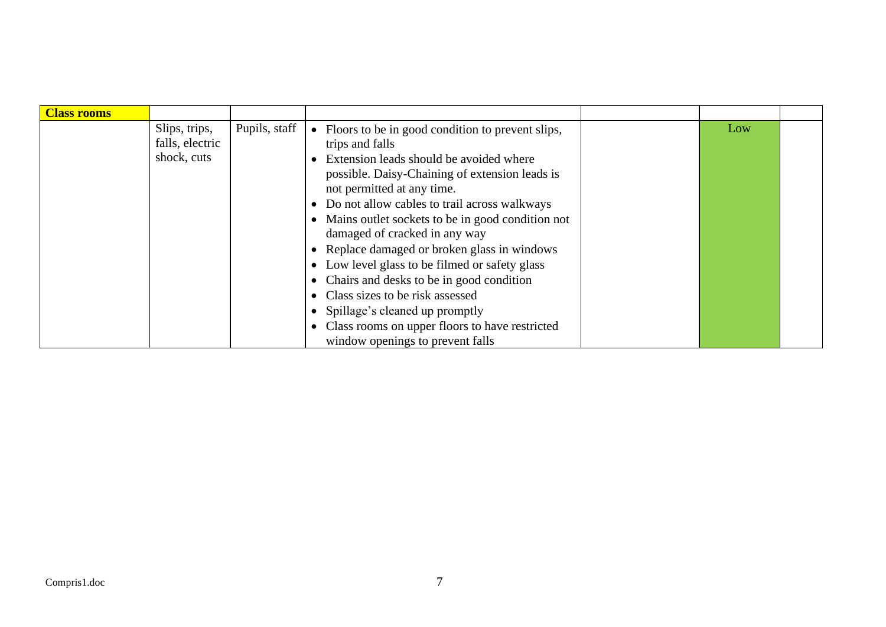| **Class rooms** | | | | | | |
|---|---|---|---|---|---|---|
| | Slips, trips, falls, electric shock, cuts | Pupils, staff | • Floors to be in good condition to prevent slips, trips and falls<br>• Extension leads should be avoided where possible. Daisy-Chaining of extension leads is not permitted at any time.<br>• Do not allow cables to trail across walkways<br>• Mains outlet sockets to be in good condition not damaged of cracked in any way<br>• Replace damaged or broken glass in windows<br>• Low level glass to be filmed or safety glass<br>• Chairs and desks to be in good condition<br>• Class sizes to be risk assessed<br>• Spillage's cleaned up promptly<br>• Class rooms on upper floors to have restricted window openings to prevent falls | | Low | |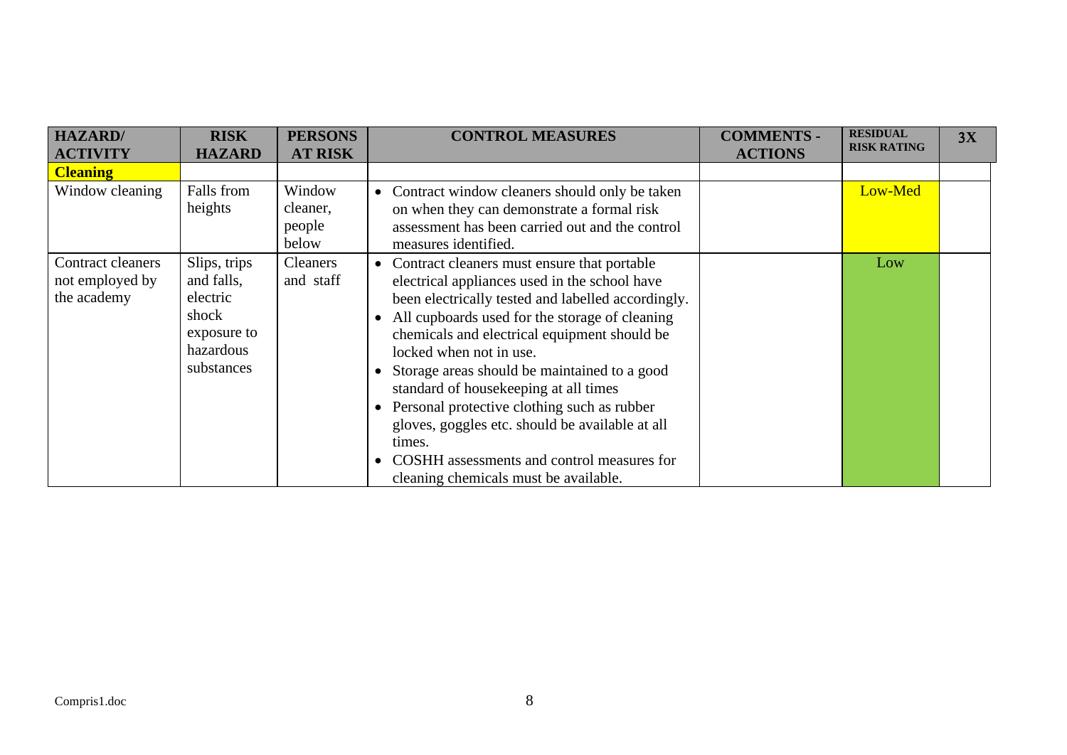| HAZARD/ ACTIVITY | RISK HAZARD | PERSONS AT RISK | CONTROL MEASURES | COMMENTS - ACTIONS | RESIDUAL RISK RATING | 3X |
|---|---|---|---|---|---|---|
| **Cleaning** | | | | | | |
| Window cleaning | Falls from heights | Window cleaner, people below | • Contract window cleaners should only be taken on when they can demonstrate a formal risk assessment has been carried out and the control measures identified. | | Low-Med | |
| Contract cleaners not employed by the academy | Slips, trips and falls, electric shock exposure to hazardous substances | Cleaners and staff | • Contract cleaners must ensure that portable electrical appliances used in the school have been electrically tested and labelled accordingly.<br>• All cupboards used for the storage of cleaning chemicals and electrical equipment should be locked when not in use.<br>• Storage areas should be maintained to a good standard of housekeeping at all times<br>• Personal protective clothing such as rubber gloves, goggles etc. should be available at all times.<br>• COSHH assessments and control measures for cleaning chemicals must be available. | | Low | |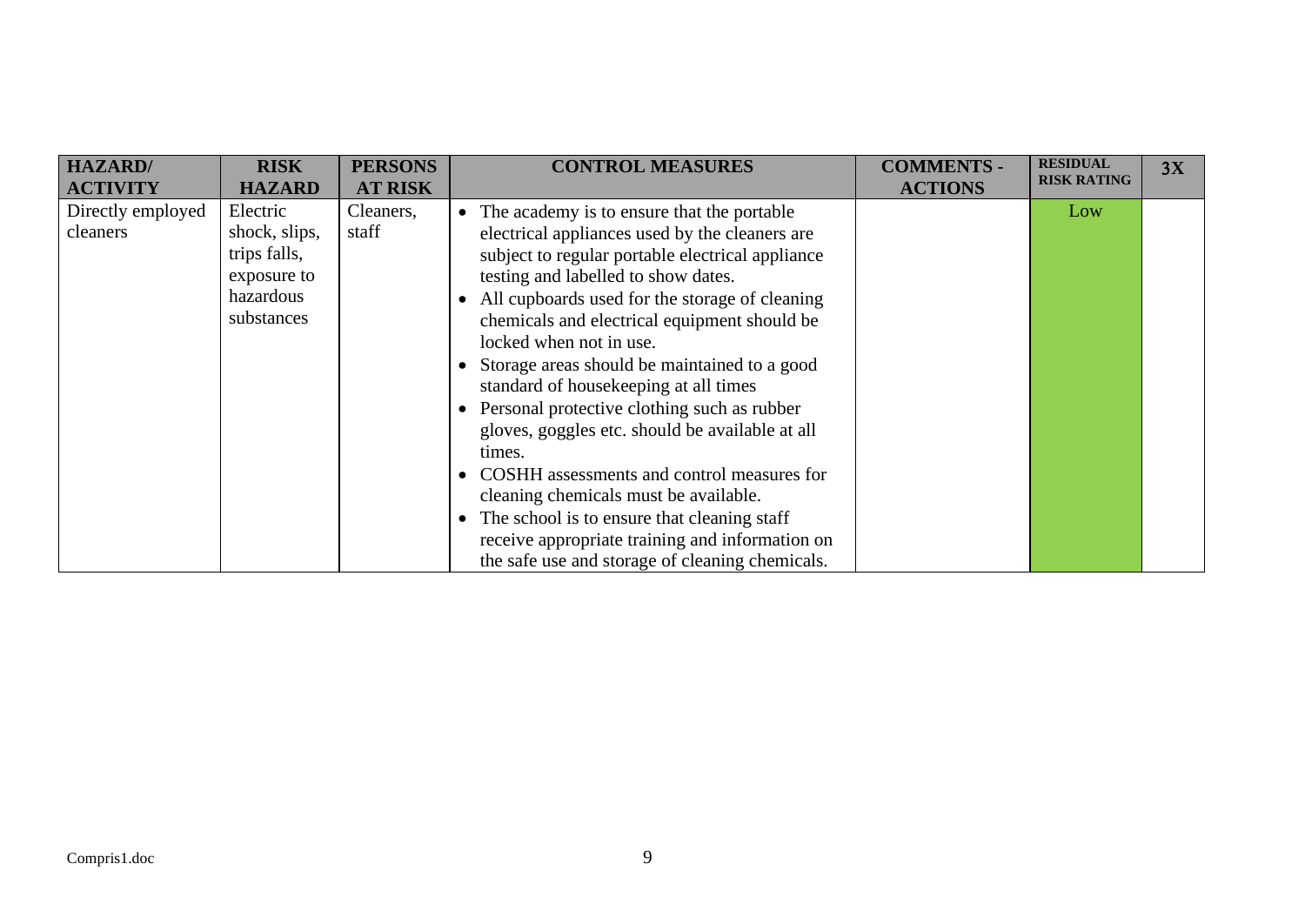| HAZARD/ ACTIVITY | RISK HAZARD | PERSONS AT RISK | CONTROL MEASURES | COMMENTS - ACTIONS | RESIDUAL RISK RATING | 3X |
|---|---|---|---|---|---|---|
| Directly employed cleaners | Electric shock, slips, trips falls, exposure to hazardous substances | Cleaners, staff | • The academy is to ensure that the portable electrical appliances used by the cleaners are subject to regular portable electrical appliance testing and labelled to show dates.<br>• All cupboards used for the storage of cleaning chemicals and electrical equipment should be locked when not in use.<br>• Storage areas should be maintained to a good standard of housekeeping at all times<br>• Personal protective clothing such as rubber gloves, goggles etc. should be available at all times.<br>• COSHH assessments and control measures for cleaning chemicals must be available.<br>• The school is to ensure that cleaning staff receive appropriate training and information on the safe use and storage of cleaning chemicals. | | Low | |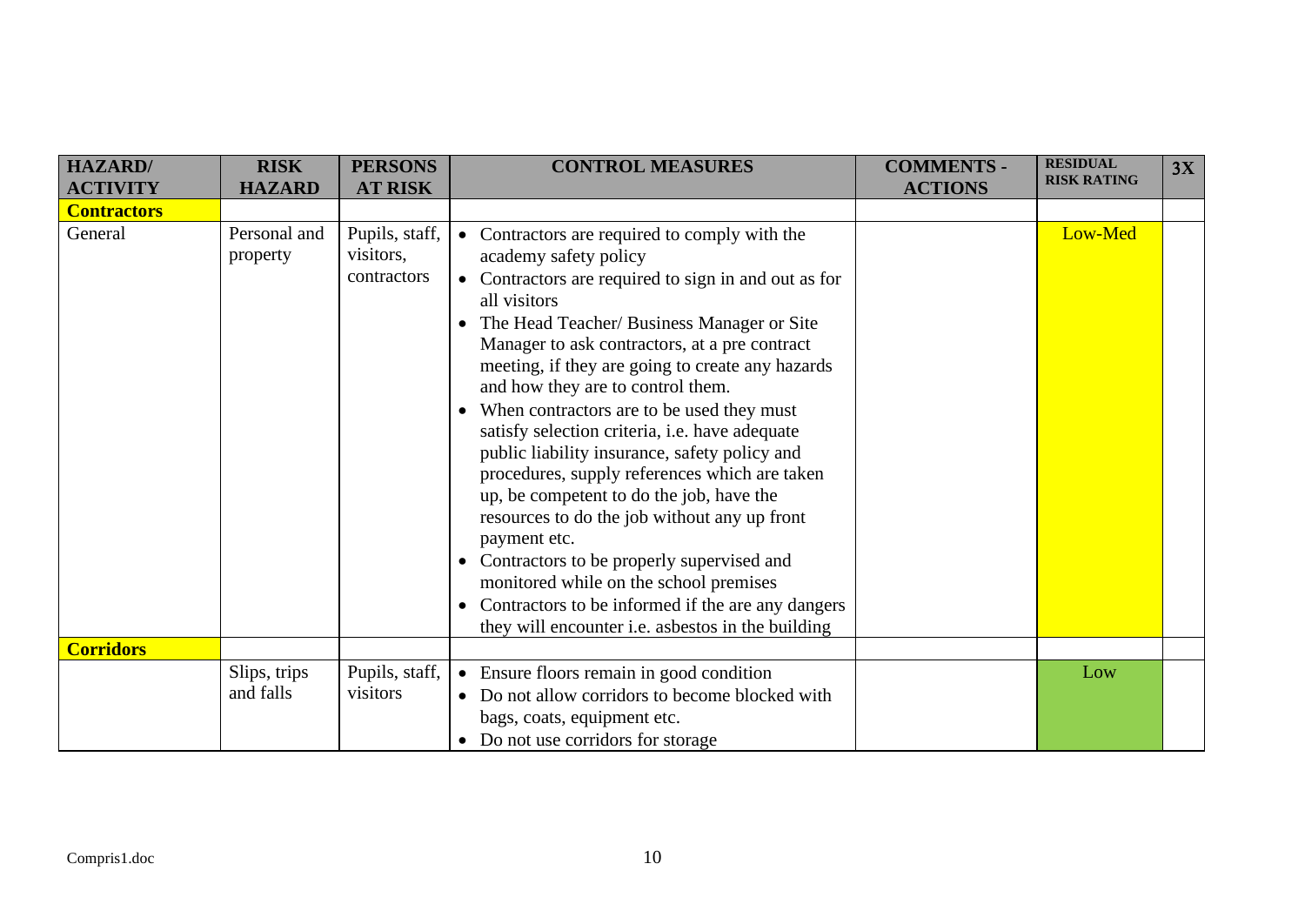| HAZARD/ ACTIVITY | RISK HAZARD | PERSONS AT RISK | CONTROL MEASURES | COMMENTS - ACTIONS | RESIDUAL RISK RATING | 3X |
|---|---|---|---|---|---|---|
| **Contractors** | | | | | | |
| General | Personal and property | Pupils, staff, visitors, contractors | • Contractors are required to comply with the academy safety policy<br>• Contractors are required to sign in and out as for all visitors<br>• The Head Teacher/ Business Manager or Site Manager to ask contractors, at a pre contract meeting, if they are going to create any hazards and how they are to control them.<br>• When contractors are to be used they must satisfy selection criteria, i.e. have adequate public liability insurance, safety policy and procedures, supply references which are taken up, be competent to do the job, have the resources to do the job without any up front payment etc.<br>• Contractors to be properly supervised and monitored while on the school premises<br>• Contractors to be informed if the are any dangers they will encounter i.e. asbestos in the building | | Low-Med | |
| **Corridors** | | | | | | |
| | Slips, trips and falls | Pupils, staff, visitors | • Ensure floors remain in good condition<br>• Do not allow corridors to become blocked with bags, coats, equipment etc.<br>• Do not use corridors for storage | | Low | |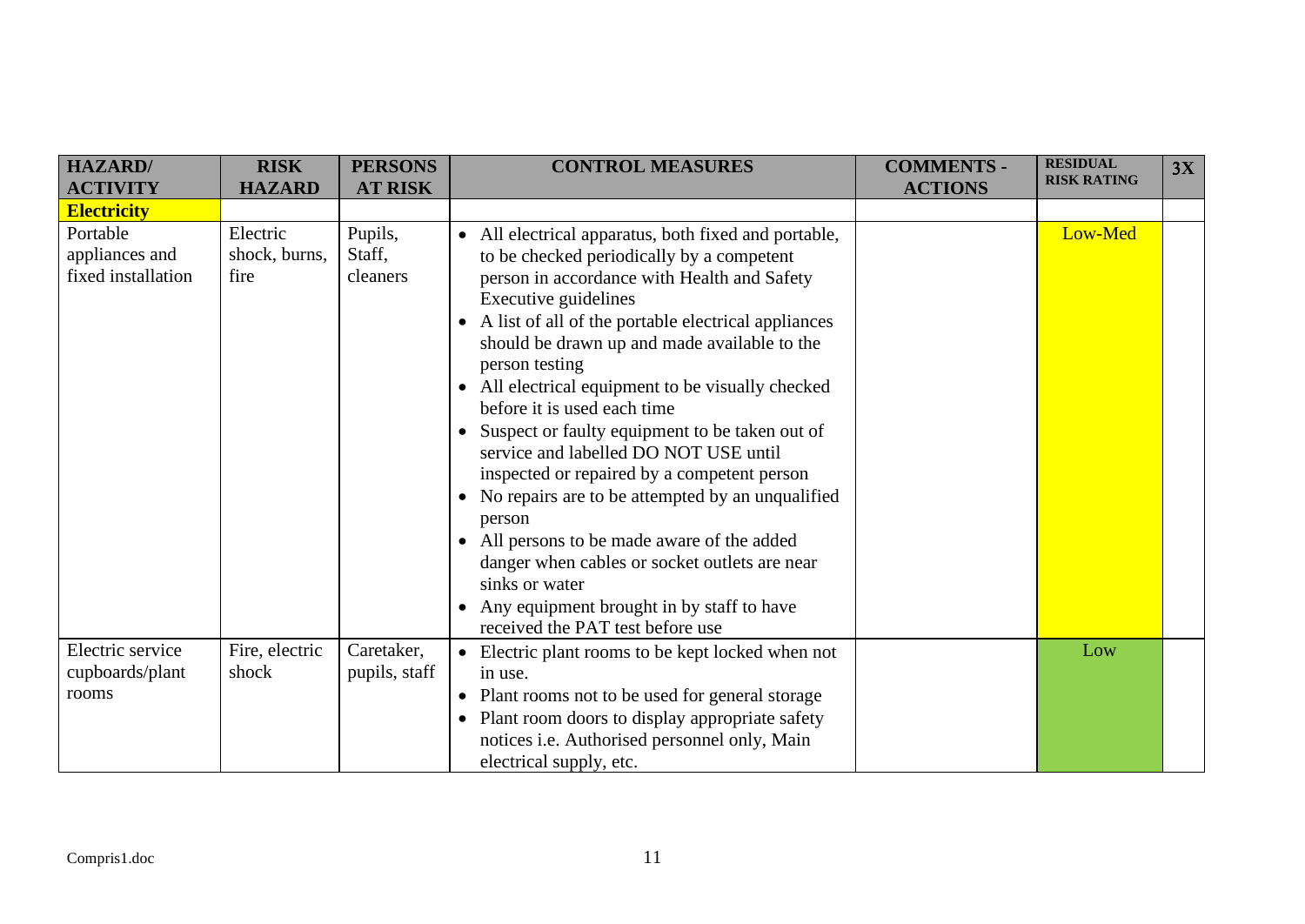| HAZARD/ ACTIVITY | RISK HAZARD | PERSONS AT RISK | CONTROL MEASURES | COMMENTS - ACTIONS | RESIDUAL RISK RATING | 3X |
|---|---|---|---|---|---|---|
| **Electricity** | | | | | | |
| Portable appliances and fixed installation | Electric shock, burns, fire | Pupils, Staff, cleaners | • All electrical apparatus, both fixed and portable, to be checked periodically by a competent person in accordance with Health and Safety Executive guidelines<br>• A list of all of the portable electrical appliances should be drawn up and made available to the person testing<br>• All electrical equipment to be visually checked before it is used each time<br>• Suspect or faulty equipment to be taken out of service and labelled DO NOT USE until inspected or repaired by a competent person<br>• No repairs are to be attempted by an unqualified person<br>• All persons to be made aware of the added danger when cables or socket outlets are near sinks or water<br>• Any equipment brought in by staff to have received the PAT test before use | | Low-Med | |
| Electric service cupboards/plant rooms | Fire, electric shock | Caretaker, pupils, staff | • Electric plant rooms to be kept locked when not in use.<br>• Plant rooms not to be used for general storage<br>• Plant room doors to display appropriate safety notices i.e. Authorised personnel only, Main electrical supply, etc. | | Low | |

Compris1.doc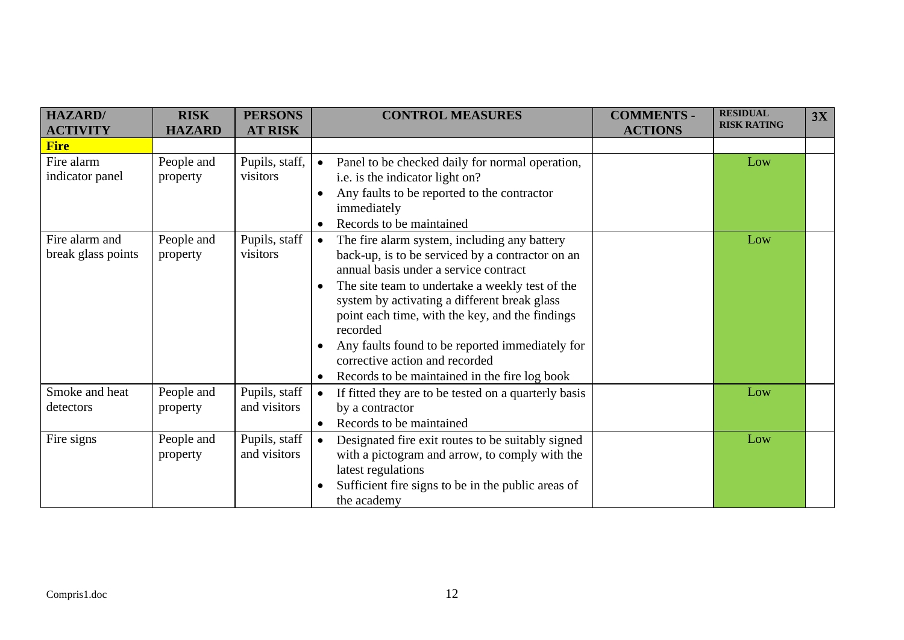| HAZARD/ ACTIVITY | RISK HAZARD | PERSONS AT RISK | CONTROL MEASURES | COMMENTS - ACTIONS | RESIDUAL RISK RATING | 3X |
|---|---|---|---|---|---|---|
| **Fire** | | | | | | |
| Fire alarm indicator panel | People and property | Pupils, staff, visitors | • Panel to be checked daily for normal operation, i.e. is the indicator light on?<br>• Any faults to be reported to the contractor immediately<br>• Records to be maintained | | Low | |
| Fire alarm and break glass points | People and property | Pupils, staff visitors | • The fire alarm system, including any battery back-up, is to be serviced by a contractor on an annual basis under a service contract<br>• The site team to undertake a weekly test of the system by activating a different break glass point each time, with the key, and the findings recorded<br>• Any faults found to be reported immediately for corrective action and recorded<br>• Records to be maintained in the fire log book | | Low | |
| Smoke and heat detectors | People and property | Pupils, staff and visitors | • If fitted they are to be tested on a quarterly basis by a contractor<br>• Records to be maintained | | Low | |
| Fire signs | People and property | Pupils, staff and visitors | • Designated fire exit routes to be suitably signed with a pictogram and arrow, to comply with the latest regulations<br>• Sufficient fire signs to be in the public areas of the academy | | Low | |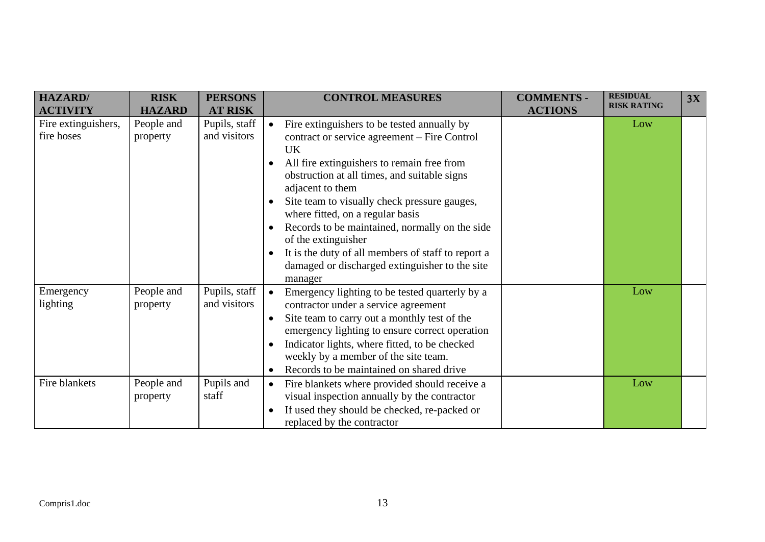| HAZARD/ ACTIVITY | RISK HAZARD | PERSONS AT RISK | CONTROL MEASURES | COMMENTS - ACTIONS | RESIDUAL RISK RATING | 3X |
|---|---|---|---|---|---|---|
| Fire extinguishers, fire hoses | People and property | Pupils, staff and visitors | • Fire extinguishers to be tested annually by contract or service agreement – Fire Control UK<br>• All fire extinguishers to remain free from obstruction at all times, and suitable signs adjacent to them<br>• Site team to visually check pressure gauges, where fitted, on a regular basis<br>• Records to be maintained, normally on the side of the extinguisher<br>• It is the duty of all members of staff to report a damaged or discharged extinguisher to the site manager | | Low | |
| Emergency lighting | People and property | Pupils, staff and visitors | • Emergency lighting to be tested quarterly by a contractor under a service agreement<br>• Site team to carry out a monthly test of the emergency lighting to ensure correct operation<br>• Indicator lights, where fitted, to be checked weekly by a member of the site team.<br>• Records to be maintained on shared drive | | Low | |
| Fire blankets | People and property | Pupils and staff | • Fire blankets where provided should receive a visual inspection annually by the contractor<br>• If used they should be checked, re-packed or replaced by the contractor | | Low | |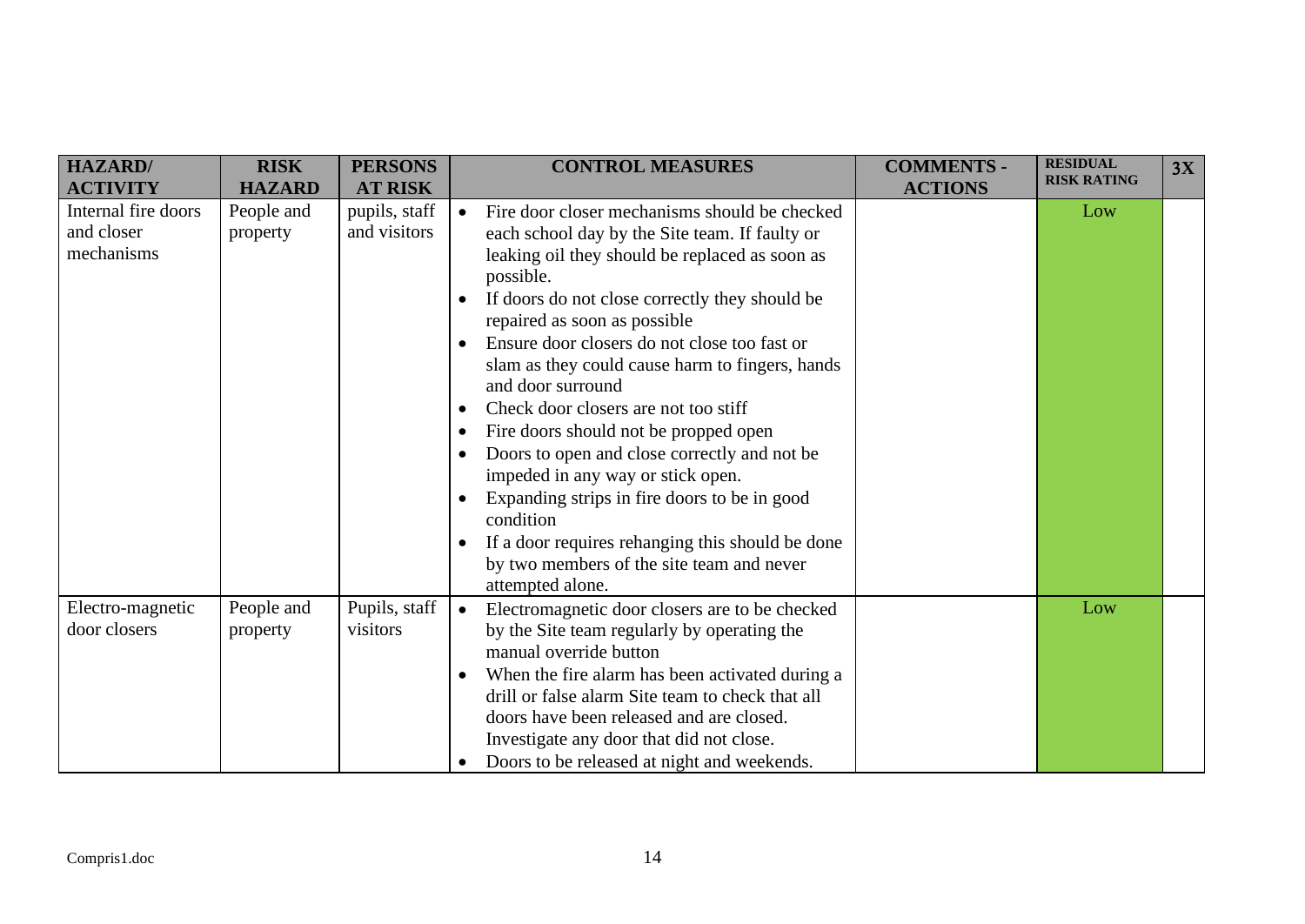| HAZARD/ ACTIVITY | RISK HAZARD | PERSONS AT RISK | CONTROL MEASURES | COMMENTS - ACTIONS | RESIDUAL RISK RATING | 3X |
|---|---|---|---|---|---|---|
| Internal fire doors and closer mechanisms | People and property | pupils, staff and visitors | • Fire door closer mechanisms should be checked each school day by the Site team. If faulty or leaking oil they should be replaced as soon as possible.<br>• If doors do not close correctly they should be repaired as soon as possible<br>• Ensure door closers do not close too fast or slam as they could cause harm to fingers, hands and door surround<br>• Check door closers are not too stiff<br>• Fire doors should not be propped open<br>• Doors to open and close correctly and not be impeded in any way or stick open.<br>• Expanding strips in fire doors to be in good condition<br>• If a door requires rehanging this should be done by two members of the site team and never attempted alone. | | Low | |
| Electro-magnetic door closers | People and property | Pupils, staff visitors | • Electromagnetic door closers are to be checked by the Site team regularly by operating the manual override button<br>• When the fire alarm has been activated during a drill or false alarm Site team to check that all doors have been released and are closed. Investigate any door that did not close.<br>• Doors to be released at night and weekends. | | Low | |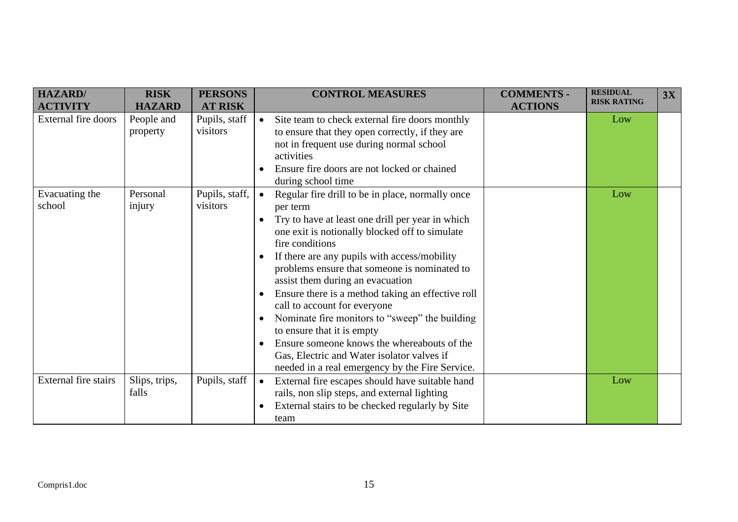| HAZARD/ ACTIVITY | RISK HAZARD | PERSONS AT RISK | CONTROL MEASURES | COMMENTS - ACTIONS | RESIDUAL RISK RATING | 3X |
|---|---|---|---|---|---|---|
| External fire doors | People and property | Pupils, staff visitors | • Site team to check external fire doors monthly to ensure that they open correctly, if they are not in frequent use during normal school activities<br>• Ensure fire doors are not locked or chained during school time | | Low | |
| Evacuating the school | Personal injury | Pupils, staff, visitors | • Regular fire drill to be in place, normally once per term<br>• Try to have at least one drill per year in which one exit is notionally blocked off to simulate fire conditions<br>• If there are any pupils with access/mobility problems ensure that someone is nominated to assist them during an evacuation<br>• Ensure there is a method taking an effective roll call to account for everyone<br>• Nominate fire monitors to "sweep" the building to ensure that it is empty<br>• Ensure someone knows the whereabouts of the Gas, Electric and Water isolator valves if needed in a real emergency by the Fire Service. | | Low | |
| External fire stairs | Slips, trips, falls | Pupils, staff | • External fire escapes should have suitable hand rails, non slip steps, and external lighting<br>• External stairs to be checked regularly by Site team | | Low | |

Compris1.doc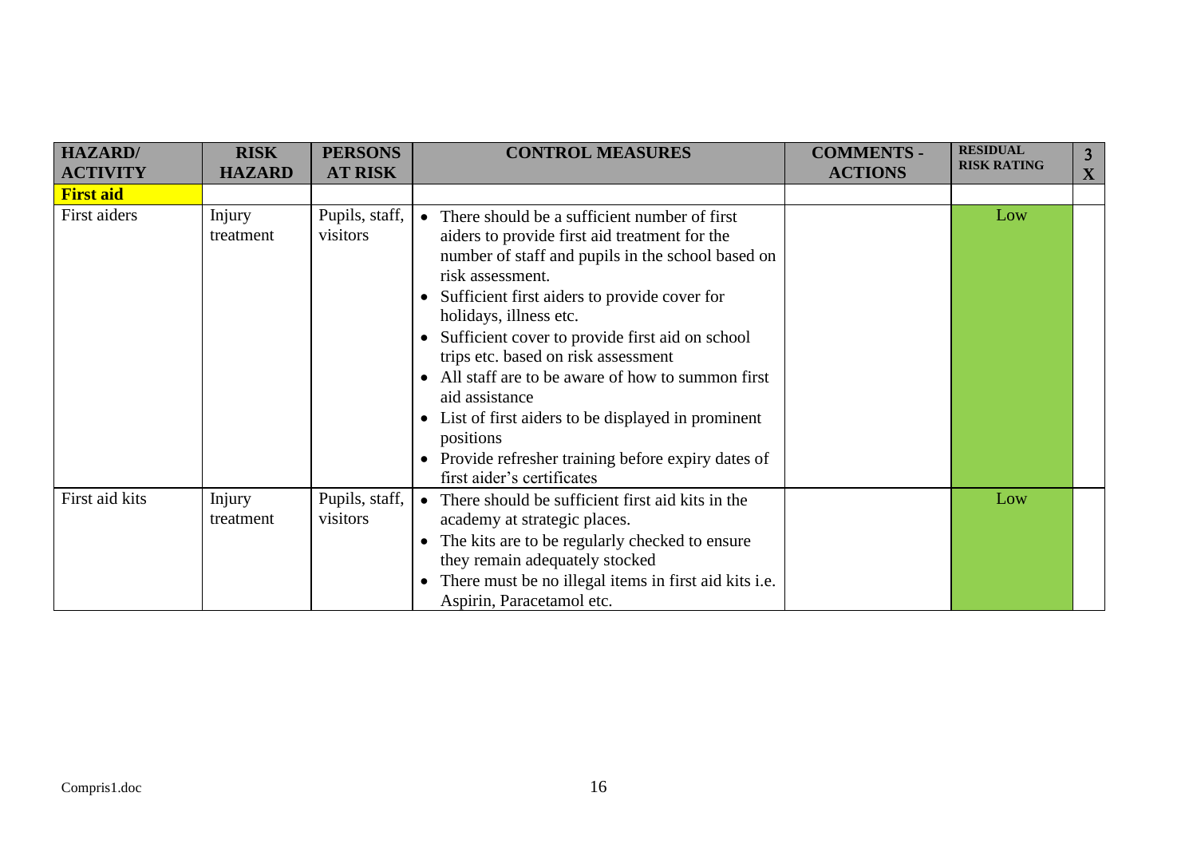| HAZARD/ ACTIVITY | RISK HAZARD | PERSONS AT RISK | CONTROL MEASURES | COMMENTS - ACTIONS | RESIDUAL RISK RATING | 3 X |
|---|---|---|---|---|---|---|
| **First aid** | | | | | | |
| First aiders | Injury treatment | Pupils, staff, visitors | • There should be a sufficient number of first aiders to provide first aid treatment for the number of staff and pupils in the school based on risk assessment.<br>• Sufficient first aiders to provide cover for holidays, illness etc.<br>• Sufficient cover to provide first aid on school trips etc. based on risk assessment<br>• All staff are to be aware of how to summon first aid assistance<br>• List of first aiders to be displayed in prominent positions<br>• Provide refresher training before expiry dates of first aider's certificates | | Low | |
| First aid kits | Injury treatment | Pupils, staff, visitors | • There should be sufficient first aid kits in the academy at strategic places.<br>• The kits are to be regularly checked to ensure they remain adequately stocked<br>• There must be no illegal items in first aid kits i.e. Aspirin, Paracetamol etc. | | Low | |

Compris1.doc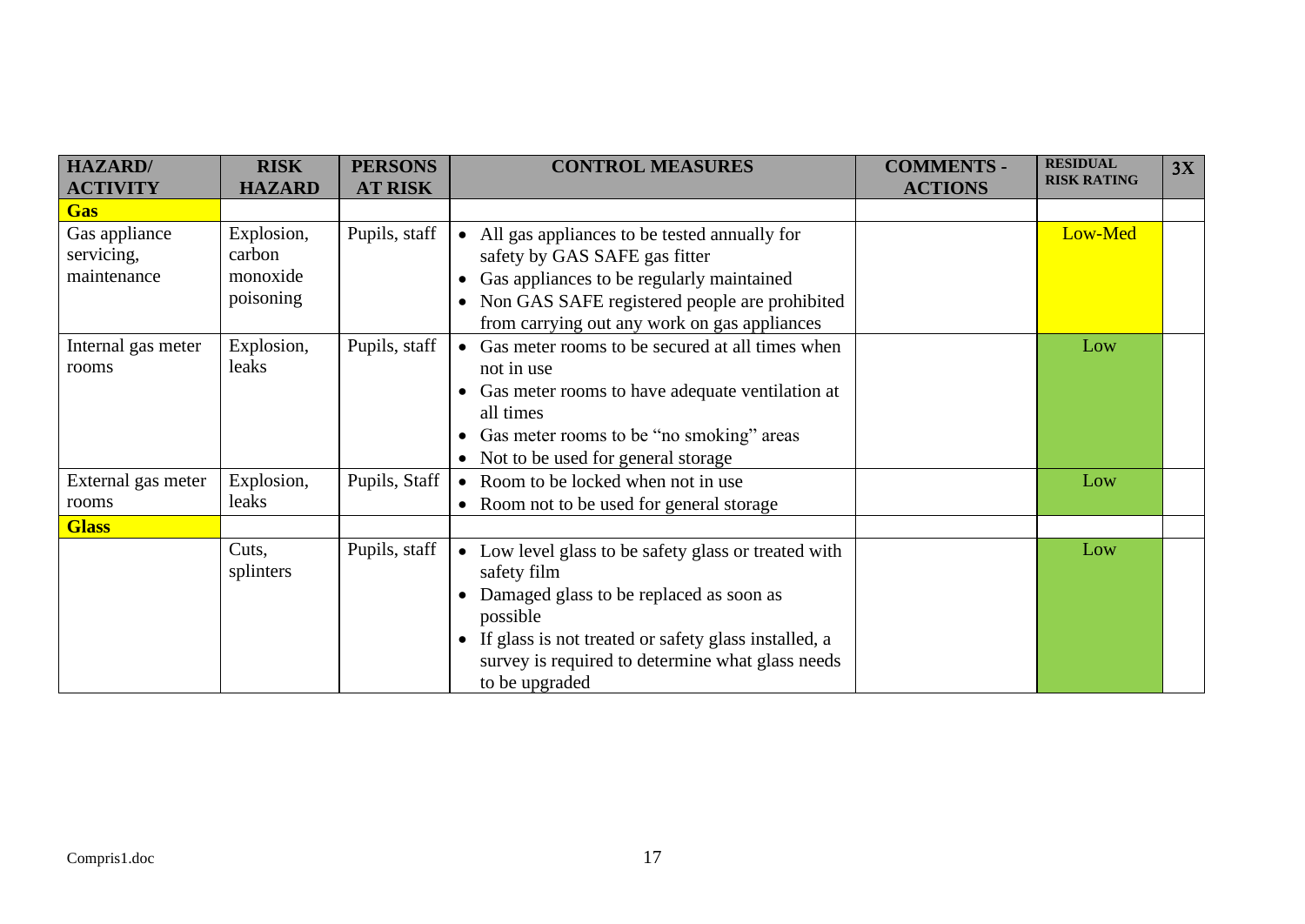| HAZARD/ ACTIVITY | RISK HAZARD | PERSONS AT RISK | CONTROL MEASURES | COMMENTS - ACTIONS | RESIDUAL RISK RATING | 3X |
|---|---|---|---|---|---|---|
| **Gas** | | | | | | |
| Gas appliance servicing, maintenance | Explosion, carbon monoxide poisoning | Pupils, staff | • All gas appliances to be tested annually for safety by GAS SAFE gas fitter<br>• Gas appliances to be regularly maintained<br>• Non GAS SAFE registered people are prohibited from carrying out any work on gas appliances | | Low-Med | |
| Internal gas meter rooms | Explosion, leaks | Pupils, staff | • Gas meter rooms to be secured at all times when not in use<br>• Gas meter rooms to have adequate ventilation at all times<br>• Gas meter rooms to be "no smoking" areas<br>• Not to be used for general storage | | Low | |
| External gas meter rooms | Explosion, leaks | Pupils, Staff | • Room to be locked when not in use<br>• Room not to be used for general storage | | Low | |
| **Glass** | | | | | | |
| | Cuts, splinters | Pupils, staff | • Low level glass to be safety glass or treated with safety film<br>• Damaged glass to be replaced as soon as possible<br>• If glass is not treated or safety glass installed, a survey is required to determine what glass needs to be upgraded | | Low | |

Compris1.doc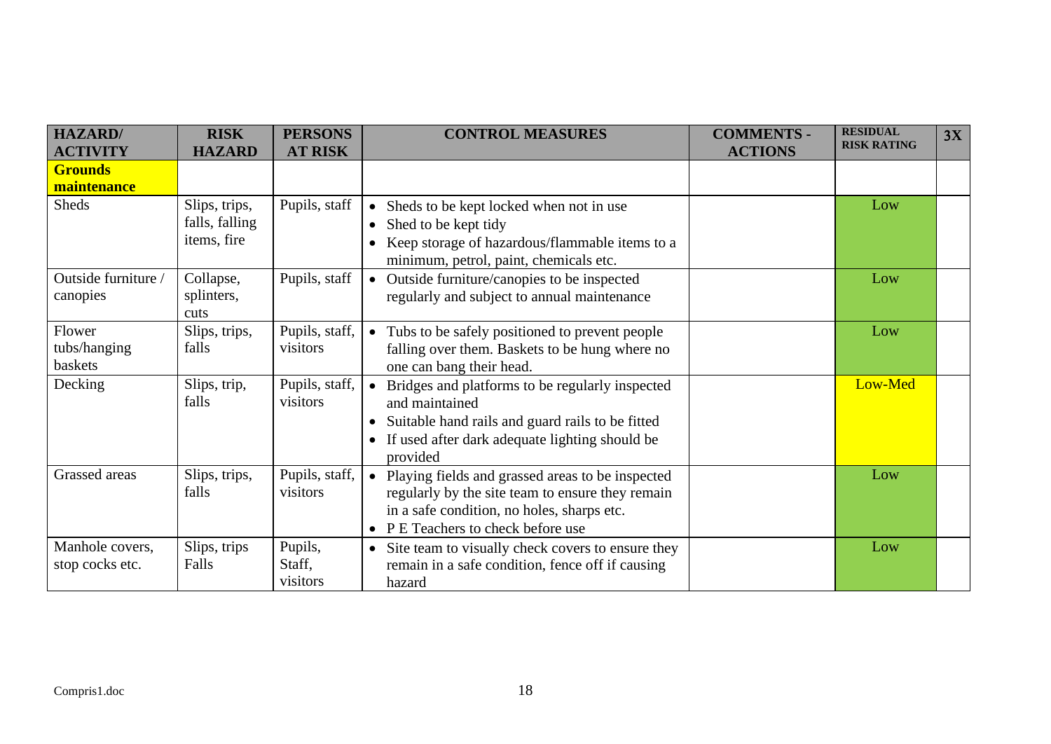| HAZARD/ ACTIVITY | RISK HAZARD | PERSONS AT RISK | CONTROL MEASURES | COMMENTS - ACTIONS | RESIDUAL RISK RATING | 3X |
|---|---|---|---|---|---|---|
| **Grounds maintenance** | | | | | | |
| Sheds | Slips, trips, falls, falling items, fire | Pupils, staff | • Sheds to be kept locked when not in use<br>• Shed to be kept tidy<br>• Keep storage of hazardous/flammable items to a minimum, petrol, paint, chemicals etc. | | Low | |
| Outside furniture / canopies | Collapse, splinters, cuts | Pupils, staff | • Outside furniture/canopies to be inspected regularly and subject to annual maintenance | | Low | |
| Flower tubs/hanging baskets | Slips, trips, falls | Pupils, staff, visitors | • Tubs to be safely positioned to prevent people falling over them. Baskets to be hung where no one can bang their head. | | Low | |
| Decking | Slips, trip, falls | Pupils, staff, visitors | • Bridges and platforms to be regularly inspected and maintained<br>• Suitable hand rails and guard rails to be fitted<br>• If used after dark adequate lighting should be provided | | Low-Med | |
| Grassed areas | Slips, trips, falls | Pupils, staff, visitors | • Playing fields and grassed areas to be inspected regularly by the site team to ensure they remain in a safe condition, no holes, sharps etc.<br>• P E Teachers to check before use | | Low | |
| Manhole covers, stop cocks etc. | Slips, trips Falls | Pupils, Staff, visitors | • Site team to visually check covers to ensure they remain in a safe condition, fence off if causing hazard | | Low | |

Compris1.doc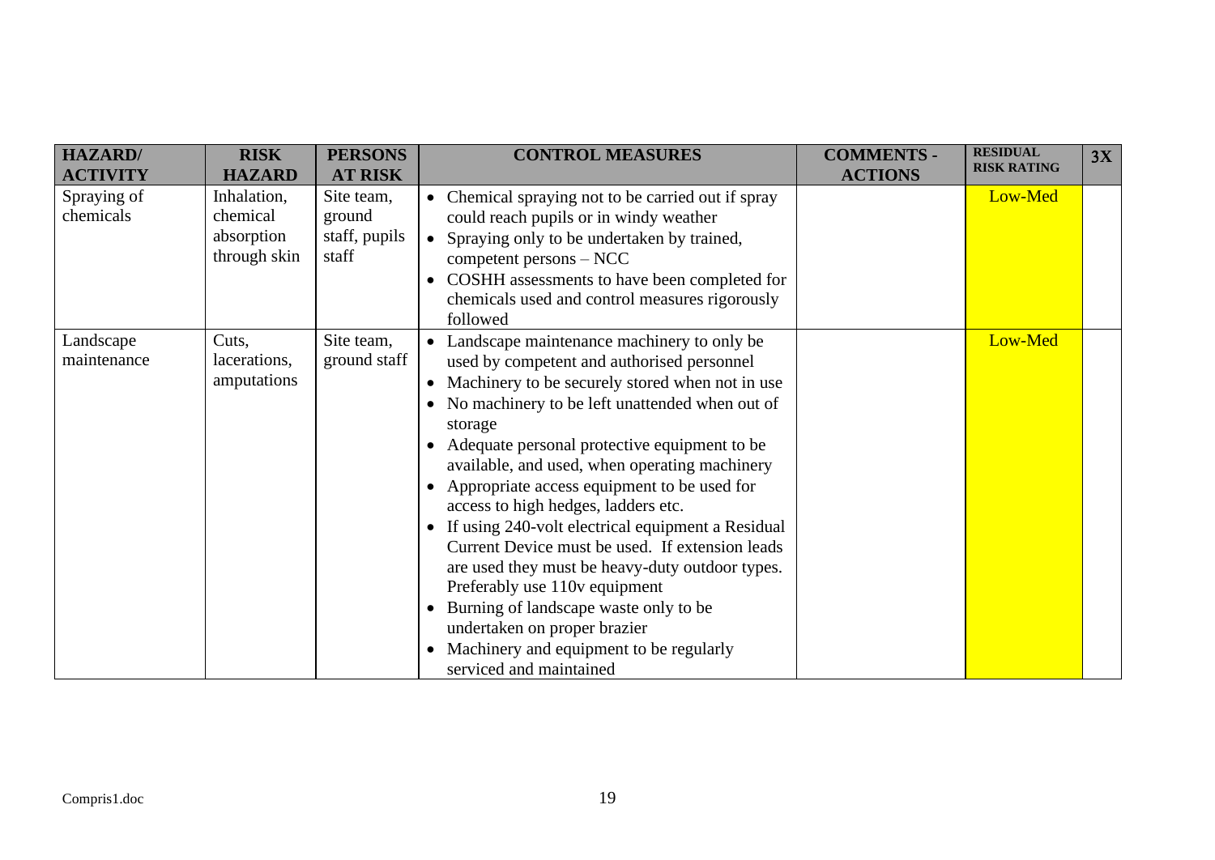| HAZARD/ ACTIVITY | RISK HAZARD | PERSONS AT RISK | CONTROL MEASURES | COMMENTS - ACTIONS | RESIDUAL RISK RATING | 3X |
|---|---|---|---|---|---|---|
| Spraying of chemicals | Inhalation, chemical absorption through skin | Site team, ground staff, pupils staff | • Chemical spraying not to be carried out if spray could reach pupils or in windy weather<br>• Spraying only to be undertaken by trained, competent persons – NCC<br>• COSHH assessments to have been completed for chemicals used and control measures rigorously followed | | Low-Med | |
| Landscape maintenance | Cuts, lacerations, amputations | Site team, ground staff | • Landscape maintenance machinery to only be used by competent and authorised personnel<br>• Machinery to be securely stored when not in use<br>• No machinery to be left unattended when out of storage<br>• Adequate personal protective equipment to be available, and used, when operating machinery<br>• Appropriate access equipment to be used for access to high hedges, ladders etc.<br>• If using 240-volt electrical equipment a Residual Current Device must be used. If extension leads are used they must be heavy-duty outdoor types. Preferably use 110v equipment<br>• Burning of landscape waste only to be undertaken on proper brazier<br>• Machinery and equipment to be regularly serviced and maintained | | Low-Med | |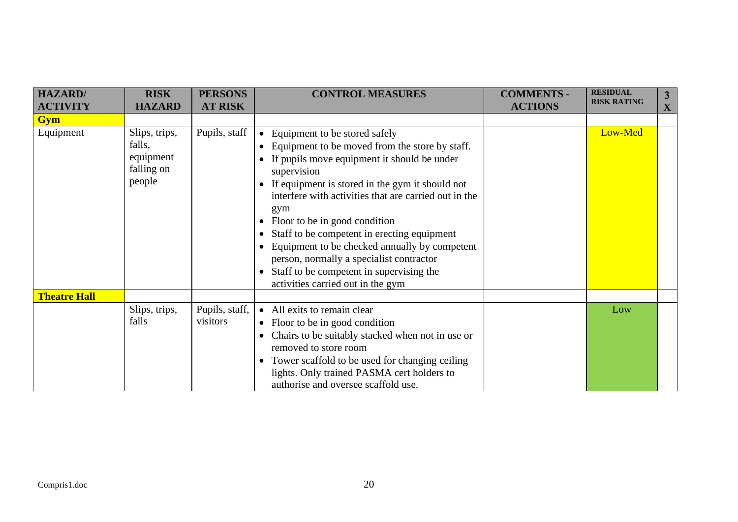| HAZARD/ ACTIVITY | RISK HAZARD | PERSONS AT RISK | CONTROL MEASURES | COMMENTS - ACTIONS | RESIDUAL RISK RATING | 3 X |
|---|---|---|---|---|---|---|
| **Gym** | | | | | | |
| Equipment | Slips, trips, falls, equipment falling on people | Pupils, staff | • Equipment to be stored safely<br>• Equipment to be moved from the store by staff.<br>• If pupils move equipment it should be under supervision<br>• If equipment is stored in the gym it should not interfere with activities that are carried out in the gym<br>• Floor to be in good condition<br>• Staff to be competent in erecting equipment<br>• Equipment to be checked annually by competent person, normally a specialist contractor<br>• Staff to be competent in supervising the activities carried out in the gym | | Low-Med | |
| **Theatre Hall** | | | | | | |
| | Slips, trips, falls | Pupils, staff, visitors | • All exits to remain clear<br>• Floor to be in good condition<br>• Chairs to be suitably stacked when not in use or removed to store room<br>• Tower scaffold to be used for changing ceiling lights. Only trained PASMA cert holders to authorise and oversee scaffold use. | | Low | |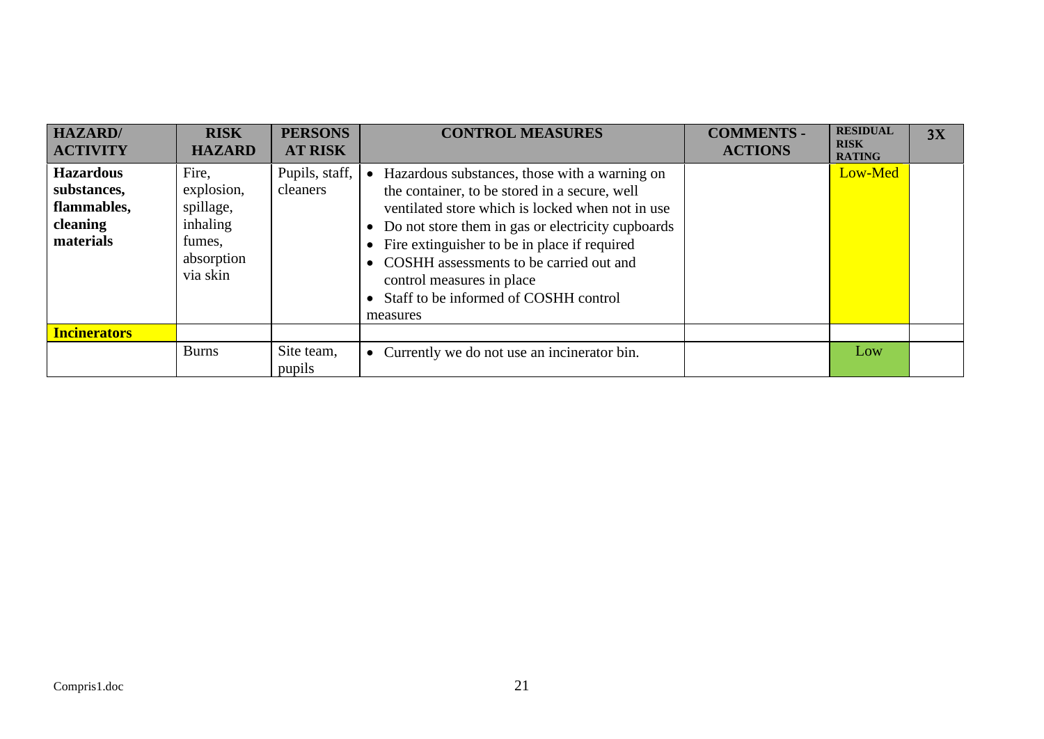| HAZARD/ ACTIVITY | RISK HAZARD | PERSONS AT RISK | CONTROL MEASURES | COMMENTS - ACTIONS | RESIDUAL RISK RATING | 3X |
|---|---|---|---|---|---|---|
| **Hazardous substances, flammables, cleaning materials** | Fire, explosion, spillage, inhaling fumes, absorption via skin | Pupils, staff, cleaners | • Hazardous substances, those with a warning on the container, to be stored in a secure, well ventilated store which is locked when not in use<br>• Do not store them in gas or electricity cupboards<br>• Fire extinguisher to be in place if required<br>• COSHH assessments to be carried out and control measures in place<br>• Staff to be informed of COSHH control measures | | Low-Med | |
| **Incinerators** | | | | | | |
| | Burns | Site team, pupils | • Currently we do not use an incinerator bin. | | Low | |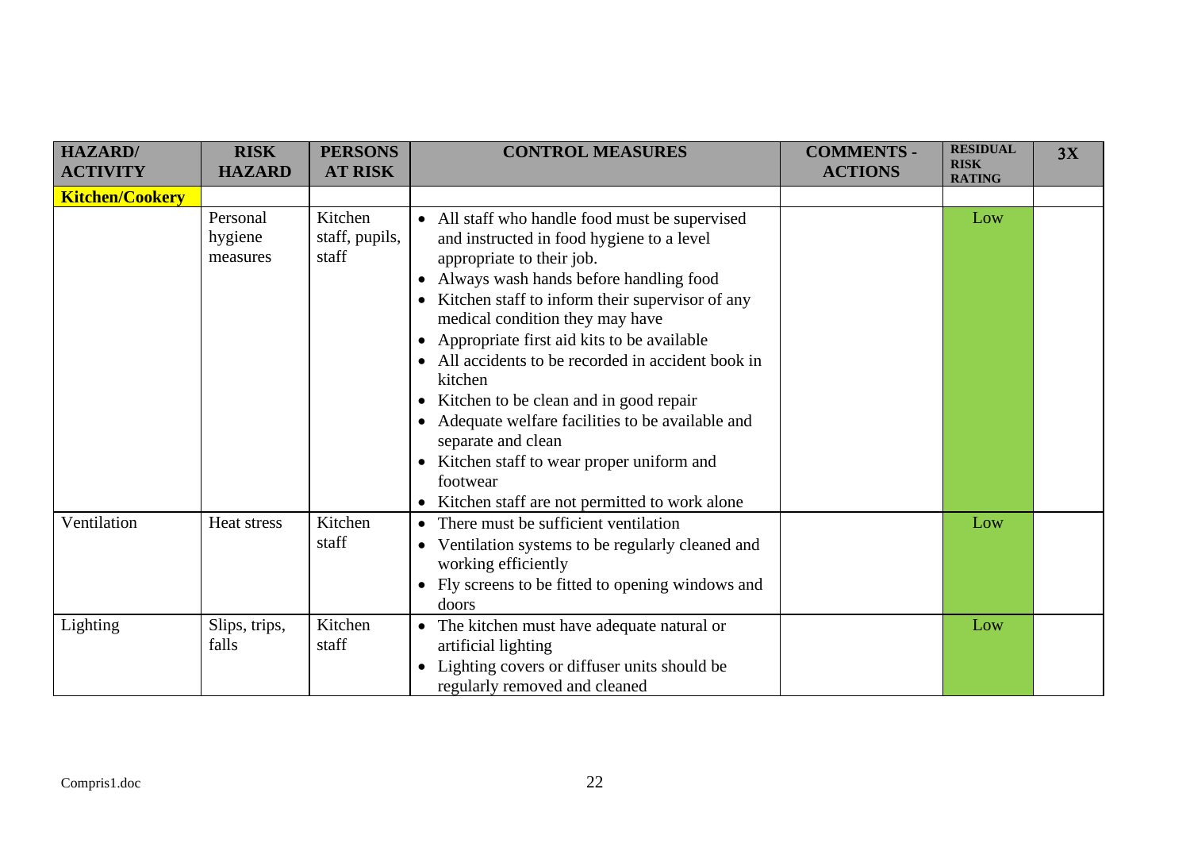| HAZARD/ ACTIVITY | RISK HAZARD | PERSONS AT RISK | CONTROL MEASURES | COMMENTS - ACTIONS | RESIDUAL RISK RATING | 3X |
|---|---|---|---|---|---|---|
| **Kitchen/Cookery** | | | | | | |
| | Personal hygiene measures | Kitchen staff, pupils, staff | • All staff who handle food must be supervised and instructed in food hygiene to a level appropriate to their job.<br>• Always wash hands before handling food<br>• Kitchen staff to inform their supervisor of any medical condition they may have<br>• Appropriate first aid kits to be available<br>• All accidents to be recorded in accident book in kitchen<br>• Kitchen to be clean and in good repair<br>• Adequate welfare facilities to be available and separate and clean<br>• Kitchen staff to wear proper uniform and footwear<br>• Kitchen staff are not permitted to work alone | | Low | |
| Ventilation | Heat stress | Kitchen staff | • There must be sufficient ventilation<br>• Ventilation systems to be regularly cleaned and working efficiently<br>• Fly screens to be fitted to opening windows and doors | | Low | |
| Lighting | Slips, trips, falls | Kitchen staff | • The kitchen must have adequate natural or artificial lighting<br>• Lighting covers or diffuser units should be regularly removed and cleaned | | Low | |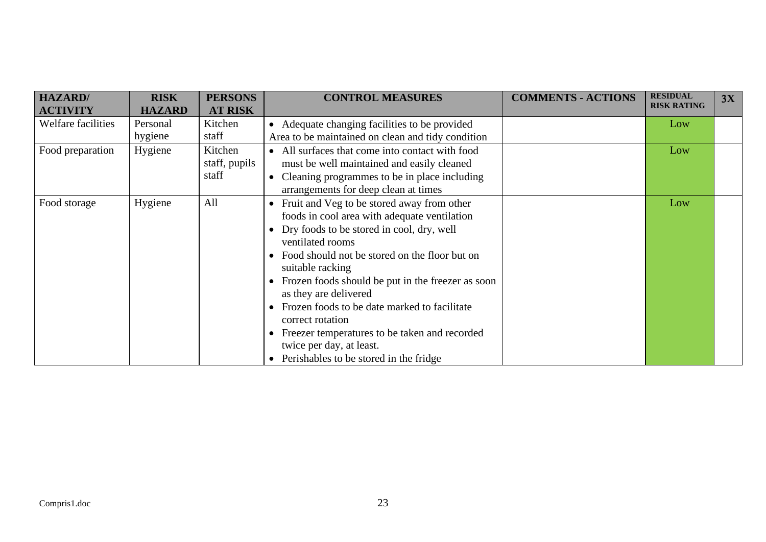| HAZARD/ ACTIVITY | RISK HAZARD | PERSONS AT RISK | CONTROL MEASURES | COMMENTS - ACTIONS | RESIDUAL RISK RATING | 3X |
|---|---|---|---|---|---|---|
| Welfare facilities | Personal hygiene | Kitchen staff | • Adequate changing facilities to be provided<br>Area to be maintained on clean and tidy condition | | Low | |
| Food preparation | Hygiene | Kitchen staff, pupils staff | • All surfaces that come into contact with food must be well maintained and easily cleaned<br>• Cleaning programmes to be in place including arrangements for deep clean at times | | Low | |
| Food storage | Hygiene | All | • Fruit and Veg to be stored away from other foods in cool area with adequate ventilation<br>• Dry foods to be stored in cool, dry, well ventilated rooms<br>• Food should not be stored on the floor but on suitable racking<br>• Frozen foods should be put in the freezer as soon as they are delivered<br>• Frozen foods to be date marked to facilitate correct rotation<br>• Freezer temperatures to be taken and recorded twice per day, at least.<br>• Perishables to be stored in the fridge | | Low | |

Compris1.doc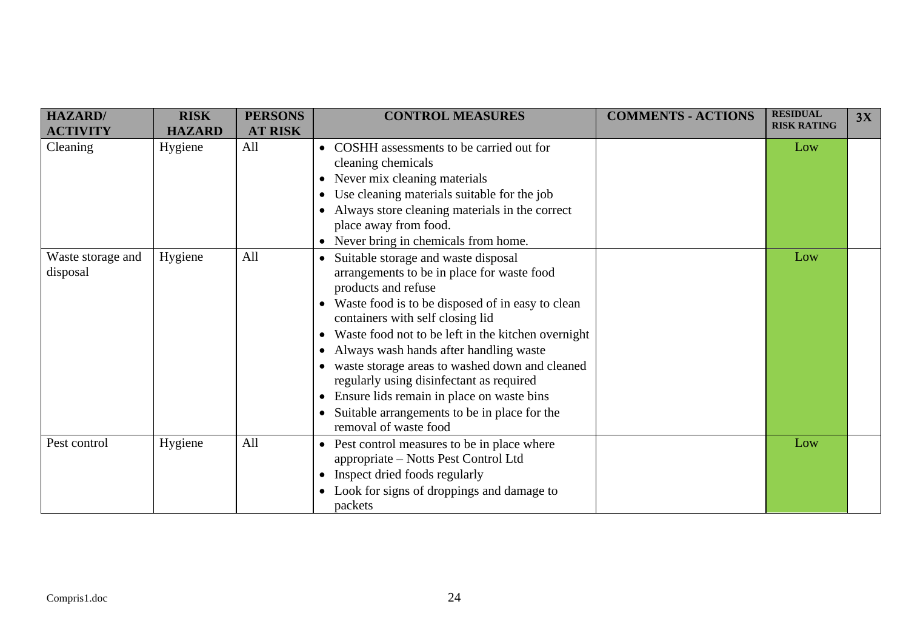| HAZARD/ ACTIVITY | RISK HAZARD | PERSONS AT RISK | CONTROL MEASURES | COMMENTS - ACTIONS | RESIDUAL RISK RATING | 3X |
|---|---|---|---|---|---|---|
| Cleaning | Hygiene | All | • COSHH assessments to be carried out for cleaning chemicals<br>• Never mix cleaning materials<br>• Use cleaning materials suitable for the job<br>• Always store cleaning materials in the correct place away from food.<br>• Never bring in chemicals from home. | | Low | |
| Waste storage and disposal | Hygiene | All | • Suitable storage and waste disposal arrangements to be in place for waste food products and refuse<br>• Waste food is to be disposed of in easy to clean containers with self closing lid<br>• Waste food not to be left in the kitchen overnight<br>• Always wash hands after handling waste<br>• waste storage areas to washed down and cleaned regularly using disinfectant as required<br>• Ensure lids remain in place on waste bins<br>• Suitable arrangements to be in place for the removal of waste food | | Low | |
| Pest control | Hygiene | All | • Pest control measures to be in place where appropriate – Notts Pest Control Ltd<br>• Inspect dried foods regularly<br>• Look for signs of droppings and damage to packets | | Low | |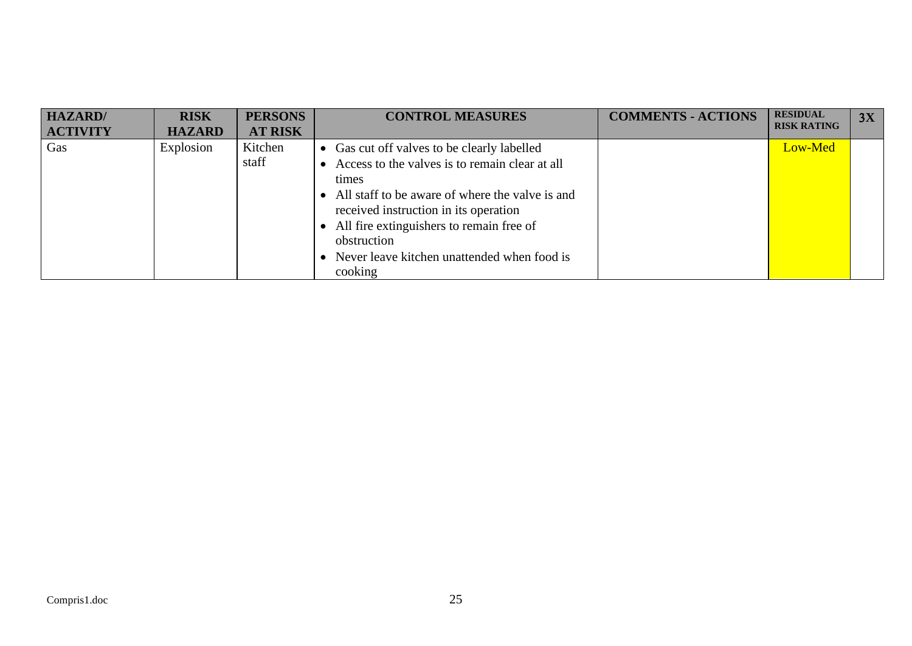| HAZARD/ ACTIVITY | RISK HAZARD | PERSONS AT RISK | CONTROL MEASURES | COMMENTS - ACTIONS | RESIDUAL RISK RATING | 3X |
|---|---|---|---|---|---|---|
| Gas | Explosion | Kitchen staff | • Gas cut off valves to be clearly labelled<br>• Access to the valves is to remain clear at all times<br>• All staff to be aware of where the valve is and received instruction in its operation<br>• All fire extinguishers to remain free of obstruction<br>• Never leave kitchen unattended when food is cooking | | Low-Med | |

Compris1.doc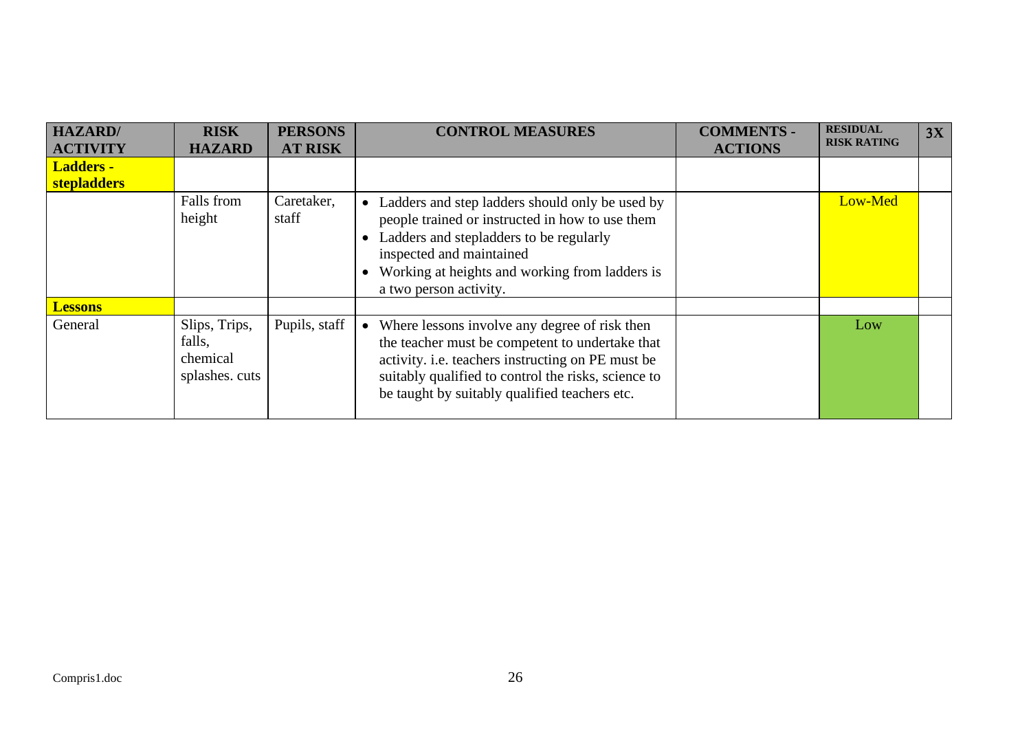| HAZARD/ ACTIVITY | RISK HAZARD | PERSONS AT RISK | CONTROL MEASURES | COMMENTS - ACTIONS | RESIDUAL RISK RATING | 3X |
|---|---|---|---|---|---|---|
| **Ladders - stepladders** | | | | | | |
| | Falls from height | Caretaker, staff | • Ladders and step ladders should only be used by people trained or instructed in how to use them<br>• Ladders and stepladders to be regularly inspected and maintained<br>• Working at heights and working from ladders is a two person activity. | | Low-Med | |
| **Lessons** | | | | | | |
| General | Slips, Trips, falls, chemical splashes. cuts | Pupils, staff | • Where lessons involve any degree of risk then the teacher must be competent to undertake that activity. i.e. teachers instructing on PE must be suitably qualified to control the risks, science to be taught by suitably qualified teachers etc. | | Low | |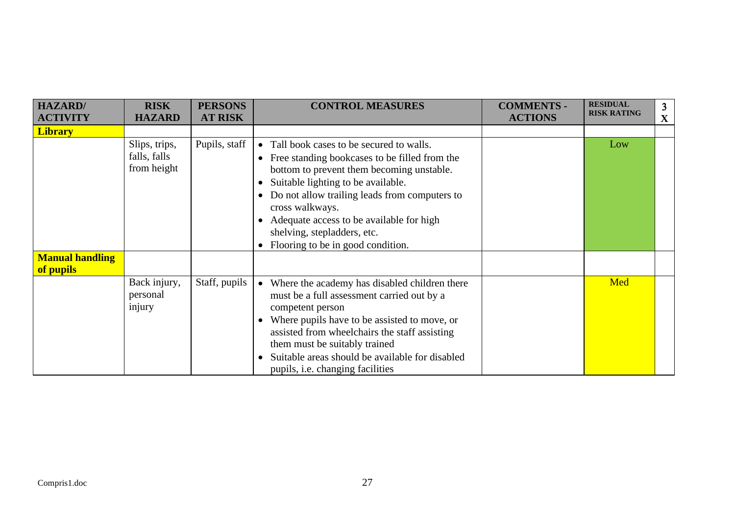| HAZARD/ ACTIVITY | RISK HAZARD | PERSONS AT RISK | CONTROL MEASURES | COMMENTS - ACTIONS | RESIDUAL RISK RATING | 3 X |
|---|---|---|---|---|---|---|
| **Library** | | | | | | |
| | Slips, trips, falls, falls from height | Pupils, staff | • Tall book cases to be secured to walls.<br>• Free standing bookcases to be filled from the bottom to prevent them becoming unstable.<br>• Suitable lighting to be available.<br>• Do not allow trailing leads from computers to cross walkways.<br>• Adequate access to be available for high shelving, stepladders, etc.<br>• Flooring to be in good condition. | | Low | |
| **Manual handling of pupils** | | | | | | |
| | Back injury, personal injury | Staff, pupils | • Where the academy has disabled children there must be a full assessment carried out by a competent person<br>• Where pupils have to be assisted to move, or assisted from wheelchairs the staff assisting them must be suitably trained<br>• Suitable areas should be available for disabled pupils, i.e. changing facilities | | Med | |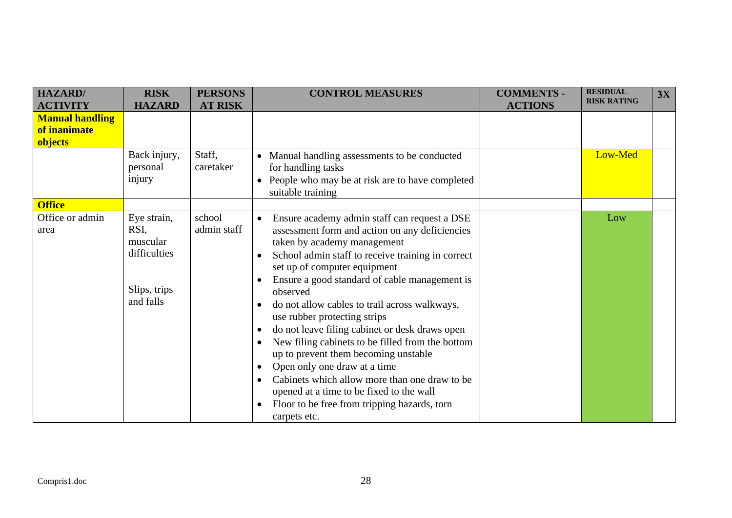| HAZARD/ ACTIVITY | RISK HAZARD | PERSONS AT RISK | CONTROL MEASURES | COMMENTS - ACTIONS | RESIDUAL RISK RATING | 3X |
|---|---|---|---|---|---|---|
| **Manual handling of inanimate objects** | | | | | | |
| | Back injury, personal injury | Staff, caretaker | • Manual handling assessments to be conducted for handling tasks<br>• People who may be at risk are to have completed suitable training | | Low-Med | |
| **Office** | | | | | | |
| Office or admin area | Eye strain, RSI, muscular difficulties<br><br>Slips, trips and falls | school admin staff | • Ensure academy admin staff can request a DSE assessment form and action on any deficiencies taken by academy management<br>• School admin staff to receive training in correct set up of computer equipment<br>• Ensure a good standard of cable management is observed<br>• do not allow cables to trail across walkways, use rubber protecting strips<br>• do not leave filing cabinet or desk draws open<br>• New filing cabinets to be filled from the bottom up to prevent them becoming unstable<br>• Open only one draw at a time<br>• Cabinets which allow more than one draw to be opened at a time to be fixed to the wall<br>• Floor to be free from tripping hazards, torn carpets etc. | | Low | |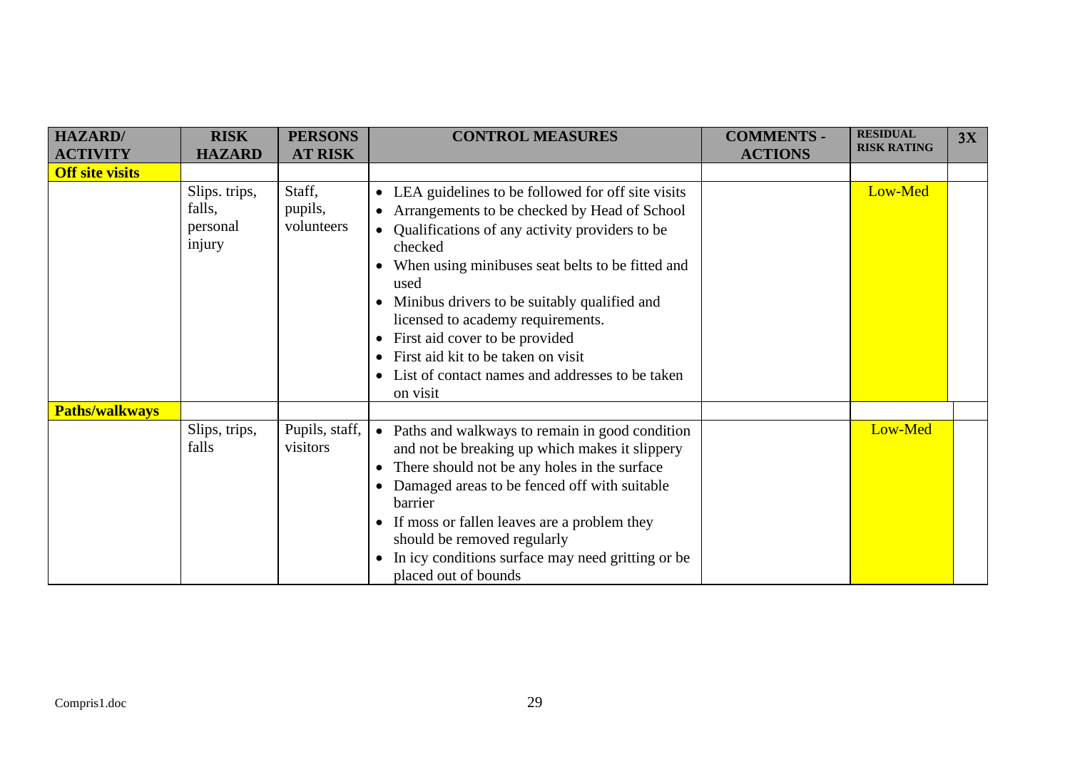| HAZARD/ ACTIVITY | RISK HAZARD | PERSONS AT RISK | CONTROL MEASURES | COMMENTS - ACTIONS | RESIDUAL RISK RATING | 3X |
|---|---|---|---|---|---|---|
| **Off site visits** | | | | | | |
| | Slips. trips, falls, personal injury | Staff, pupils, volunteers | • LEA guidelines to be followed for off site visits<br>• Arrangements to be checked by Head of School<br>• Qualifications of any activity providers to be checked<br>• When using minibuses seat belts to be fitted and used<br>• Minibus drivers to be suitably qualified and licensed to academy requirements.<br>• First aid cover to be provided<br>• First aid kit to be taken on visit<br>• List of contact names and addresses to be taken on visit | | Low-Med | |
| **Paths/walkways** | | | | | | |
| | Slips, trips, falls | Pupils, staff, visitors | • Paths and walkways to remain in good condition and not be breaking up which makes it slippery<br>• There should not be any holes in the surface<br>• Damaged areas to be fenced off with suitable barrier<br>• If moss or fallen leaves are a problem they should be removed regularly<br>• In icy conditions surface may need gritting or be placed out of bounds | | Low-Med | |

Compris1.doc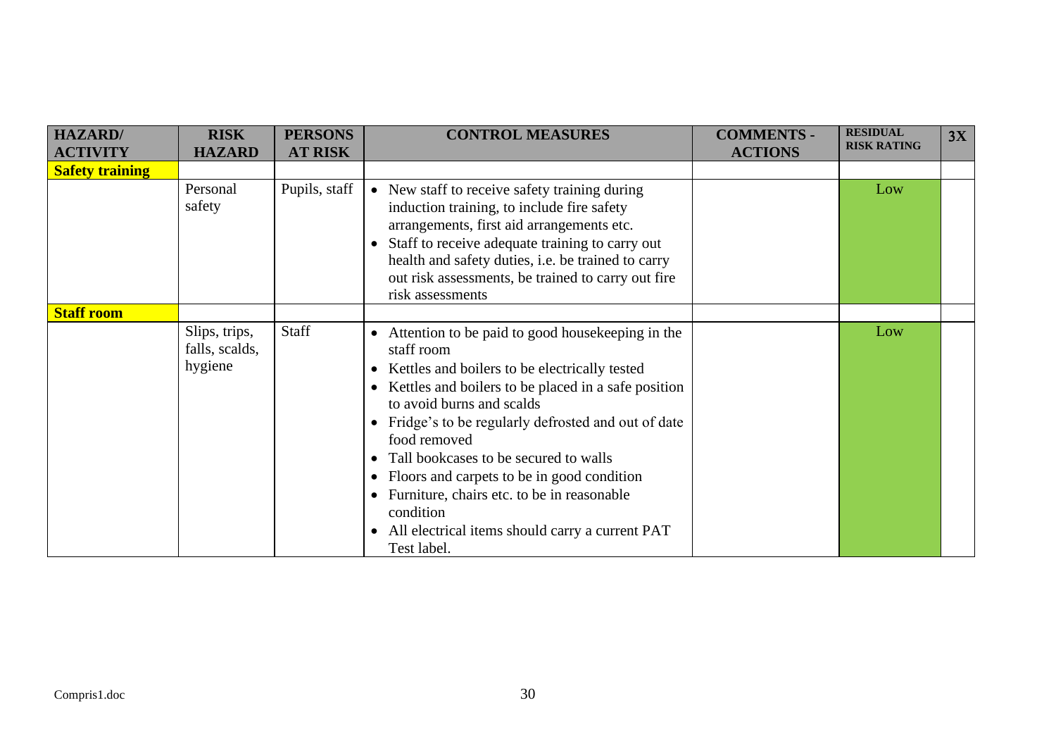| HAZARD/ ACTIVITY | RISK HAZARD | PERSONS AT RISK | CONTROL MEASURES | COMMENTS - ACTIONS | RESIDUAL RISK RATING | 3X |
|---|---|---|---|---|---|---|
| **Safety training** | | | | | | |
| | Personal safety | Pupils, staff | • New staff to receive safety training during induction training, to include fire safety arrangements, first aid arrangements etc.<br>• Staff to receive adequate training to carry out health and safety duties, i.e. be trained to carry out risk assessments, be trained to carry out fire risk assessments | | Low | |
| **Staff room** | | | | | | |
| | Slips, trips, falls, scalds, hygiene | Staff | • Attention to be paid to good housekeeping in the staff room<br>• Kettles and boilers to be electrically tested<br>• Kettles and boilers to be placed in a safe position to avoid burns and scalds<br>• Fridge's to be regularly defrosted and out of date food removed<br>• Tall bookcases to be secured to walls<br>• Floors and carpets to be in good condition<br>• Furniture, chairs etc. to be in reasonable condition<br>• All electrical items should carry a current PAT Test label. | | Low | |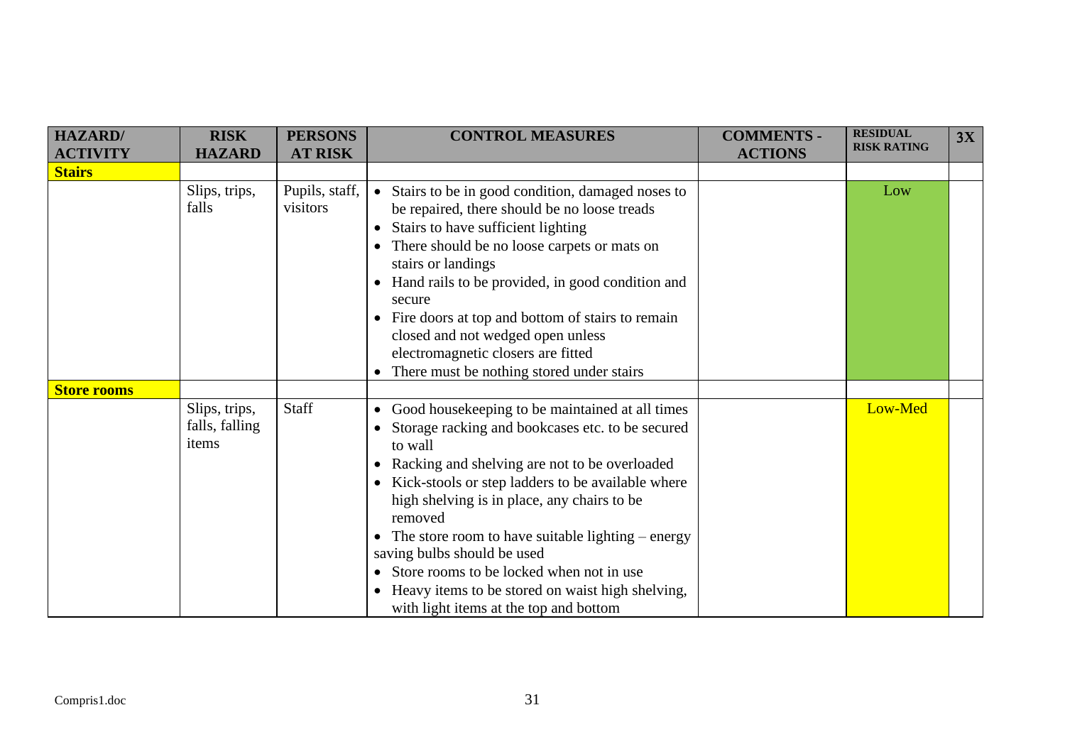| HAZARD/ ACTIVITY | RISK HAZARD | PERSONS AT RISK | CONTROL MEASURES | COMMENTS - ACTIONS | RESIDUAL RISK RATING | 3X |
|---|---|---|---|---|---|---|
| **Stairs** | | | | | | |
| | Slips, trips, falls | Pupils, staff, visitors | • Stairs to be in good condition, damaged noses to be repaired, there should be no loose treads<br>• Stairs to have sufficient lighting<br>• There should be no loose carpets or mats on stairs or landings<br>• Hand rails to be provided, in good condition and secure<br>• Fire doors at top and bottom of stairs to remain closed and not wedged open unless electromagnetic closers are fitted<br>• There must be nothing stored under stairs | | Low | |
| **Store rooms** | | | | | | |
| | Slips, trips, falls, falling items | Staff | • Good housekeeping to be maintained at all times<br>• Storage racking and bookcases etc. to be secured to wall<br>• Racking and shelving are not to be overloaded<br>• Kick-stools or step ladders to be available where high shelving is in place, any chairs to be removed<br>• The store room to have suitable lighting – energy saving bulbs should be used<br>• Store rooms to be locked when not in use<br>• Heavy items to be stored on waist high shelving, with light items at the top and bottom | | Low-Med | |

Compris1.doc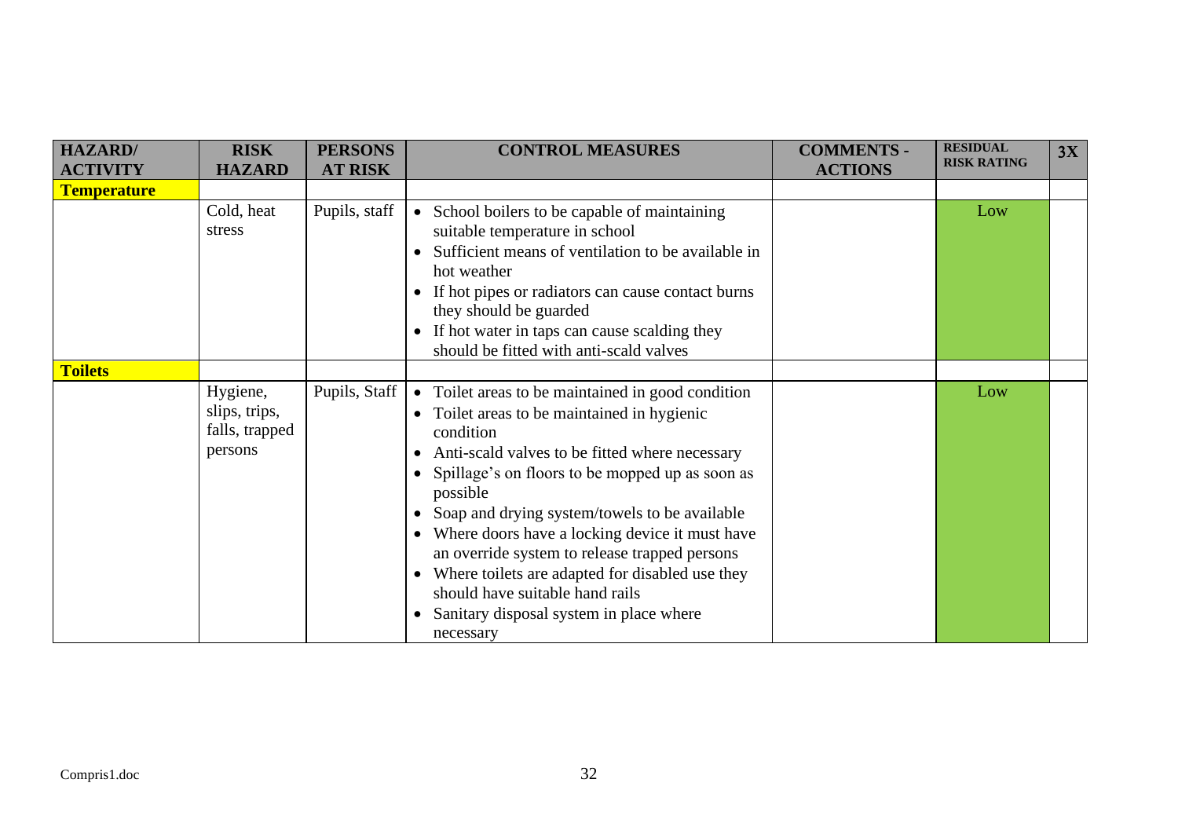| HAZARD/ ACTIVITY | RISK HAZARD | PERSONS AT RISK | CONTROL MEASURES | COMMENTS - ACTIONS | RESIDUAL RISK RATING | 3X |
|---|---|---|---|---|---|---|
| **Temperature** | | | | | | |
| | Cold, heat stress | Pupils, staff | • School boilers to be capable of maintaining suitable temperature in school<br>• Sufficient means of ventilation to be available in hot weather<br>• If hot pipes or radiators can cause contact burns they should be guarded<br>• If hot water in taps can cause scalding they should be fitted with anti-scald valves | | Low | |
| **Toilets** | | | | | | |
| | Hygiene, slips, trips, falls, trapped persons | Pupils, Staff | • Toilet areas to be maintained in good condition<br>• Toilet areas to be maintained in hygienic condition<br>• Anti-scald valves to be fitted where necessary<br>• Spillage's on floors to be mopped up as soon as possible<br>• Soap and drying system/towels to be available<br>• Where doors have a locking device it must have an override system to release trapped persons<br>• Where toilets are adapted for disabled use they should have suitable hand rails<br>• Sanitary disposal system in place where necessary | | Low | |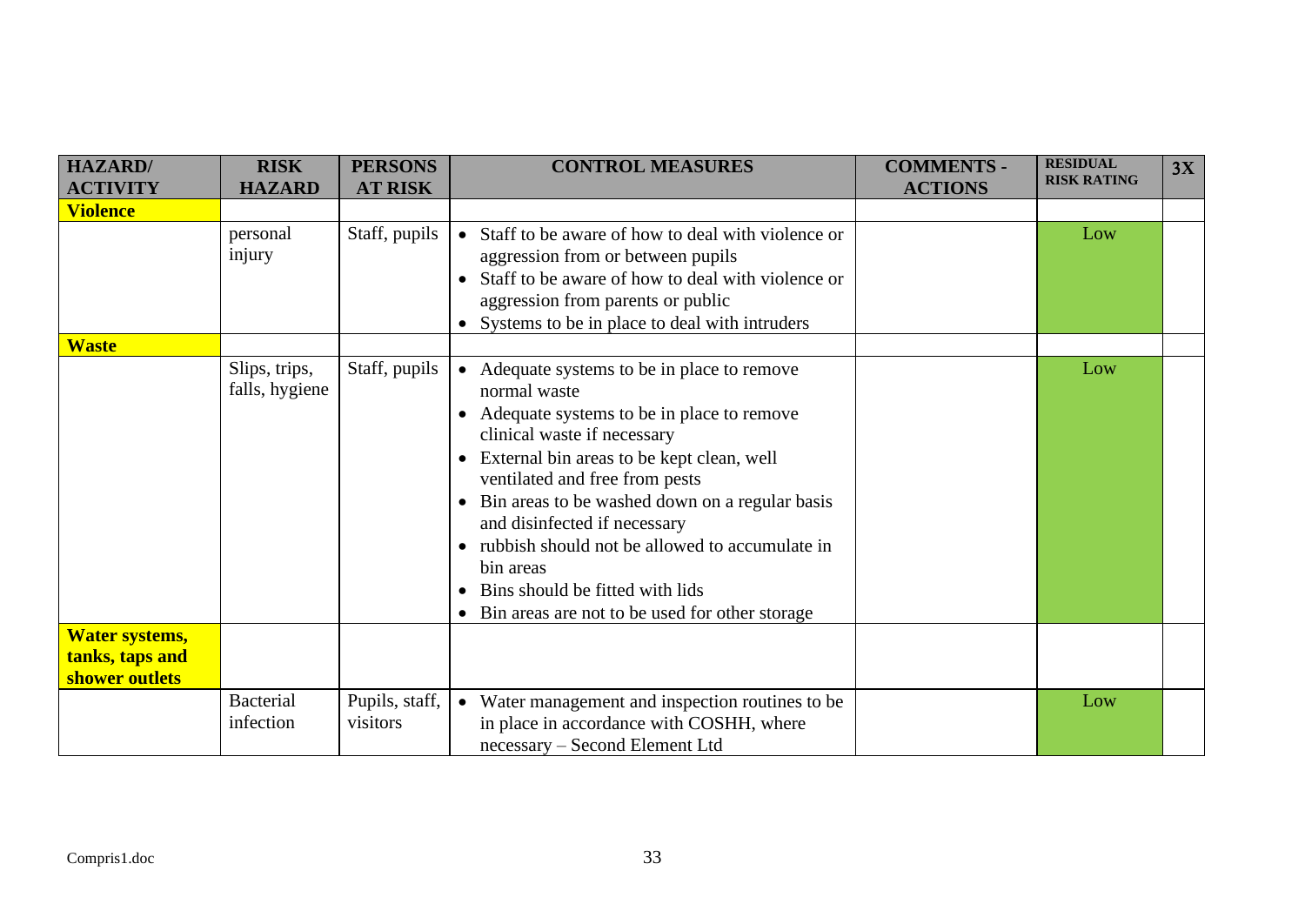| HAZARD/ ACTIVITY | RISK HAZARD | PERSONS AT RISK | CONTROL MEASURES | COMMENTS - ACTIONS | RESIDUAL RISK RATING | 3X |
|---|---|---|---|---|---|---|
| **Violence** | | | | | | |
| | personal injury | Staff, pupils | • Staff to be aware of how to deal with violence or aggression from or between pupils<br>• Staff to be aware of how to deal with violence or aggression from parents or public<br>• Systems to be in place to deal with intruders | | Low | |
| **Waste** | | | | | | |
| | Slips, trips, falls, hygiene | Staff, pupils | • Adequate systems to be in place to remove normal waste<br>• Adequate systems to be in place to remove clinical waste if necessary<br>• External bin areas to be kept clean, well ventilated and free from pests<br>• Bin areas to be washed down on a regular basis and disinfected if necessary<br>• rubbish should not be allowed to accumulate in bin areas<br>• Bins should be fitted with lids<br>• Bin areas are not to be used for other storage | | Low | |
| **Water systems, tanks, taps and shower outlets** | | | | | | |
| | Bacterial infection | Pupils, staff, visitors | • Water management and inspection routines to be in place in accordance with COSHH, where necessary – Second Element Ltd | | Low | |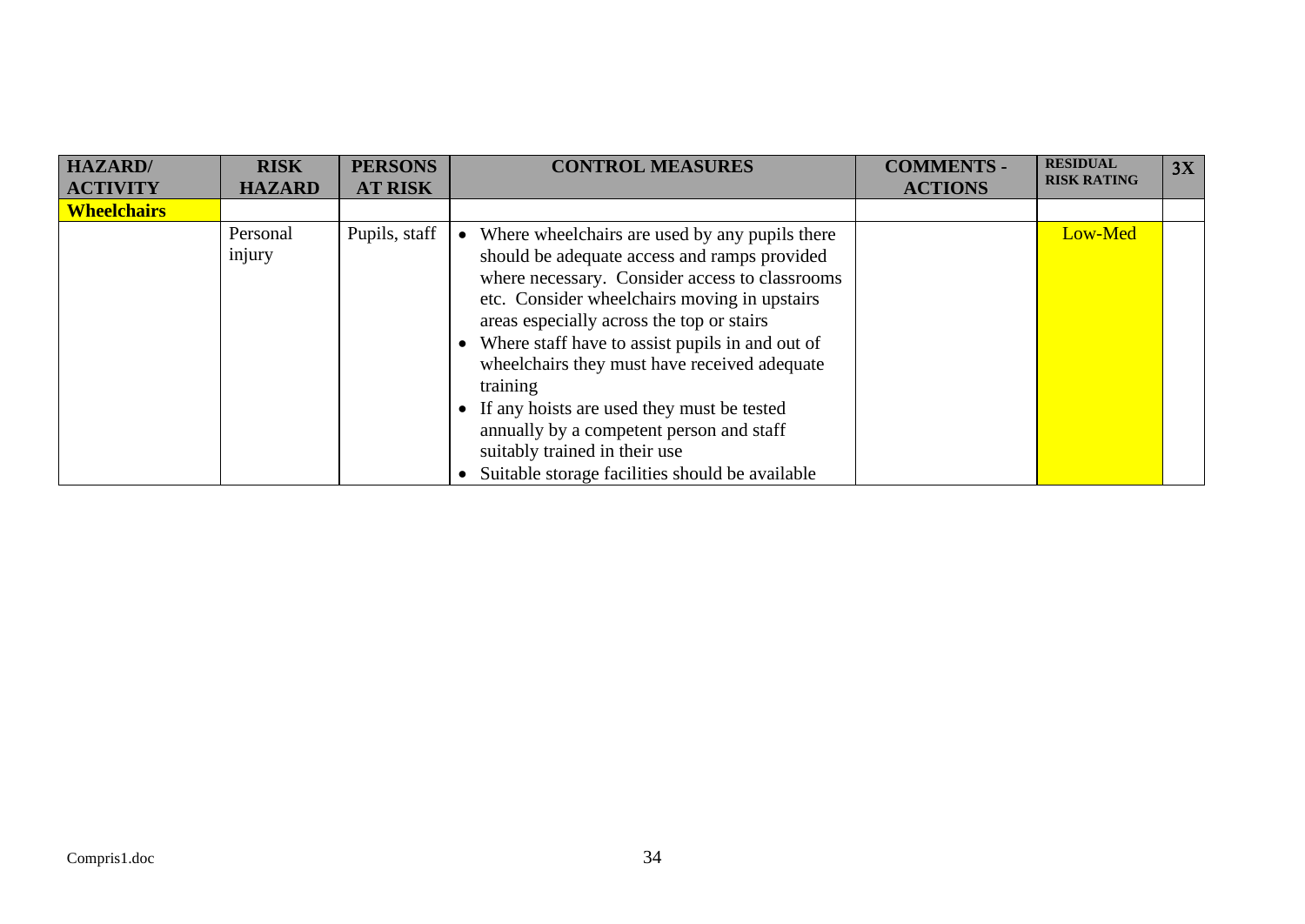| HAZARD/ ACTIVITY | RISK HAZARD | PERSONS AT RISK | CONTROL MEASURES | COMMENTS - ACTIONS | RESIDUAL RISK RATING | 3X |
|---|---|---|---|---|---|---|
| **Wheelchairs** | | | | | | |
| | Personal injury | Pupils, staff | • Where wheelchairs are used by any pupils there should be adequate access and ramps provided where necessary. Consider access to classrooms etc. Consider wheelchairs moving in upstairs areas especially across the top or stairs<br>• Where staff have to assist pupils in and out of wheelchairs they must have received adequate training<br>• If any hoists are used they must be tested annually by a competent person and staff suitably trained in their use<br>• Suitable storage facilities should be available | | Low-Med | |

Compris1.doc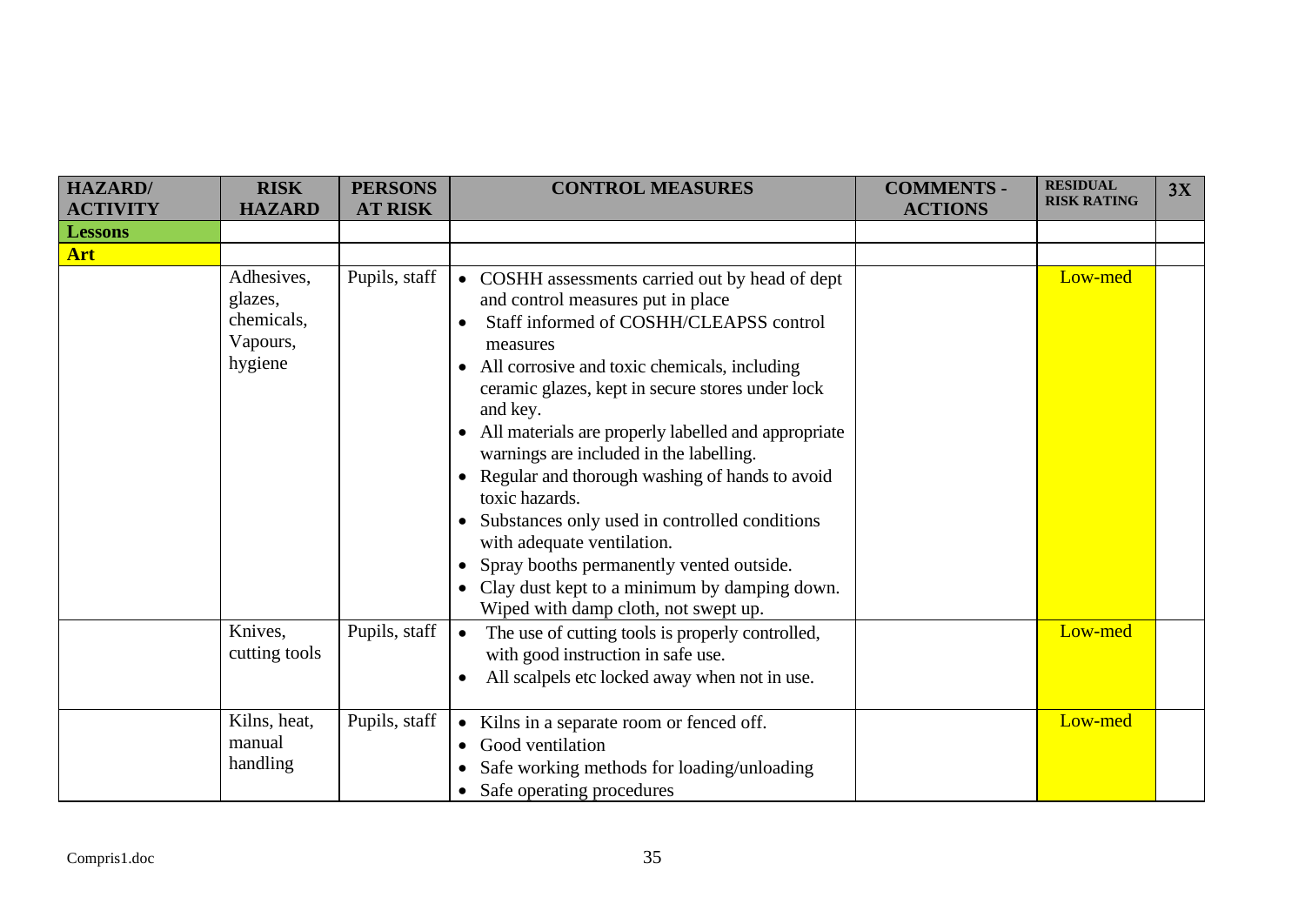| HAZARD/ ACTIVITY | RISK HAZARD | PERSONS AT RISK | CONTROL MEASURES | COMMENTS - ACTIONS | RESIDUAL RISK RATING | 3X |
|---|---|---|---|---|---|---|
| **Lessons** | | | | | | |
| **Art** | | | | | | |
| | Adhesives, glazes, chemicals, Vapours, hygiene | Pupils, staff | • COSHH assessments carried out by head of dept and control measures put in place<br>• Staff informed of COSHH/CLEAPSS control measures<br>• All corrosive and toxic chemicals, including ceramic glazes, kept in secure stores under lock and key.<br>• All materials are properly labelled and appropriate warnings are included in the labelling.<br>• Regular and thorough washing of hands to avoid toxic hazards.<br>• Substances only used in controlled conditions with adequate ventilation.<br>• Spray booths permanently vented outside.<br>• Clay dust kept to a minimum by damping down. Wiped with damp cloth, not swept up. | | Low-med | |
| | Knives, cutting tools | Pupils, staff | • The use of cutting tools is properly controlled, with good instruction in safe use.<br>• All scalpels etc locked away when not in use. | | Low-med | |
| | Kilns, heat, manual handling | Pupils, staff | • Kilns in a separate room or fenced off.<br>• Good ventilation<br>• Safe working methods for loading/unloading<br>• Safe operating procedures | | Low-med | |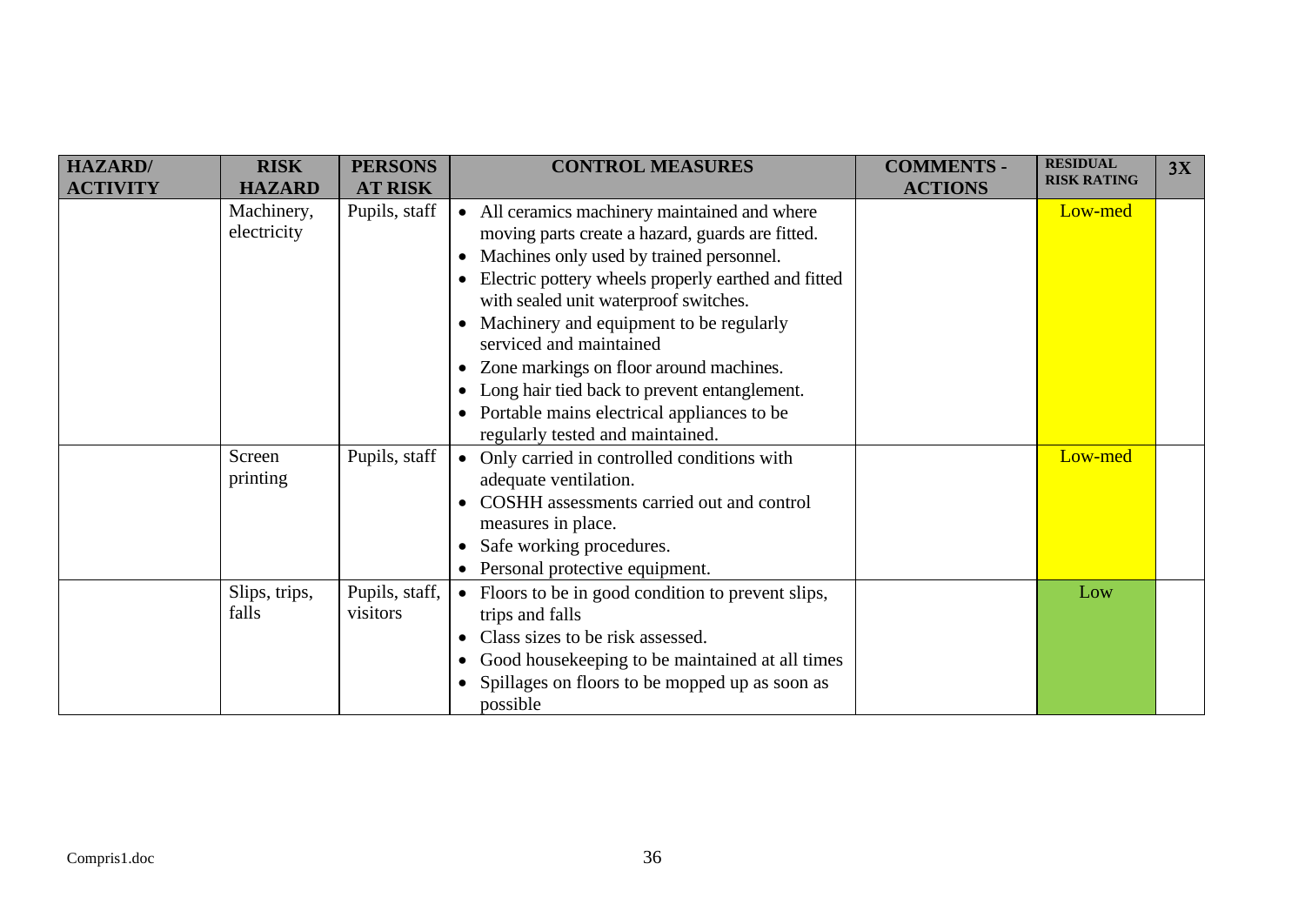| HAZARD/ ACTIVITY | RISK HAZARD | PERSONS AT RISK | CONTROL MEASURES | COMMENTS - ACTIONS | RESIDUAL RISK RATING | 3X |
|---|---|---|---|---|---|---|
| | Machinery, electricity | Pupils, staff | • All ceramics machinery maintained and where moving parts create a hazard, guards are fitted.<br>• Machines only used by trained personnel.<br>• Electric pottery wheels properly earthed and fitted with sealed unit waterproof switches.<br>• Machinery and equipment to be regularly serviced and maintained<br>• Zone markings on floor around machines.<br>• Long hair tied back to prevent entanglement.<br>• Portable mains electrical appliances to be regularly tested and maintained. | | Low-med | |
| | Screen printing | Pupils, staff | • Only carried in controlled conditions with adequate ventilation.<br>• COSHH assessments carried out and control measures in place.<br>• Safe working procedures.<br>• Personal protective equipment. | | Low-med | |
| | Slips, trips, falls | Pupils, staff, visitors | • Floors to be in good condition to prevent slips, trips and falls<br>• Class sizes to be risk assessed.<br>• Good housekeeping to be maintained at all times<br>• Spillages on floors to be mopped up as soon as possible | | Low | |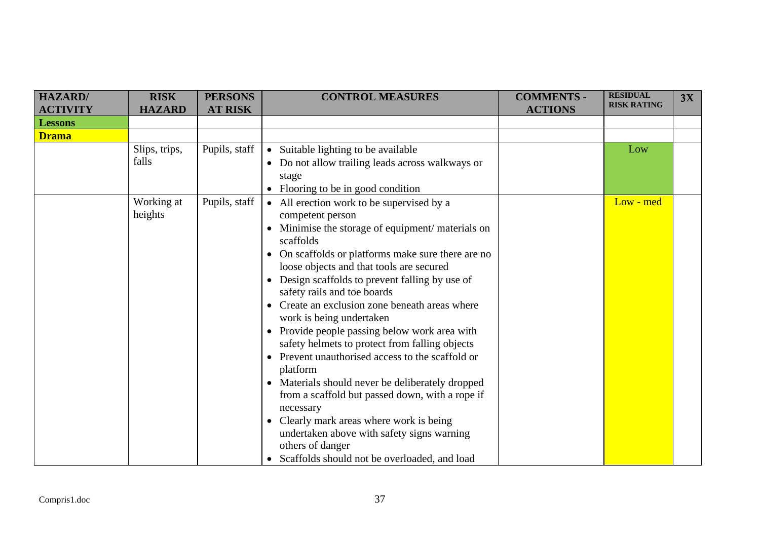| HAZARD/ ACTIVITY | RISK HAZARD | PERSONS AT RISK | CONTROL MEASURES | COMMENTS - ACTIONS | RESIDUAL RISK RATING | 3X |
|---|---|---|---|---|---|---|
| **Lessons** | | | | | | |
| **Drama** | | | | | | |
| | Slips, trips, falls | Pupils, staff | • Suitable lighting to be available<br>• Do not allow trailing leads across walkways or stage<br>• Flooring to be in good condition | | Low | |
| | Working at heights | Pupils, staff | • All erection work to be supervised by a competent person<br>• Minimise the storage of equipment/ materials on scaffolds<br>• On scaffolds or platforms make sure there are no loose objects and that tools are secured<br>• Design scaffolds to prevent falling by use of safety rails and toe boards<br>• Create an exclusion zone beneath areas where work is being undertaken<br>• Provide people passing below work area with safety helmets to protect from falling objects<br>• Prevent unauthorised access to the scaffold or platform<br>• Materials should never be deliberately dropped from a scaffold but passed down, with a rope if necessary<br>• Clearly mark areas where work is being undertaken above with safety signs warning others of danger<br>• Scaffolds should not be overloaded, and load | | Low - med | |

Compris1.doc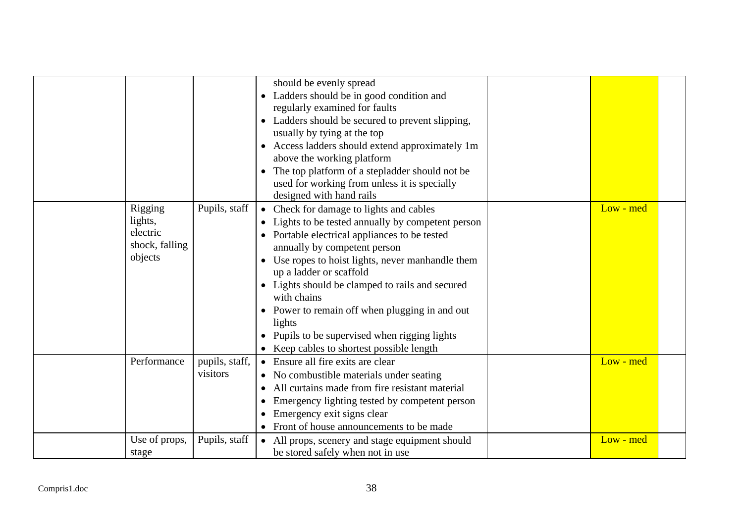| | | | | | | |
|---|---|---|---|---|---|---|
| | | | should be evenly spread<br>• Ladders should be in good condition and regularly examined for faults<br>• Ladders should be secured to prevent slipping, usually by tying at the top<br>• Access ladders should extend approximately 1m above the working platform<br>• The top platform of a stepladder should not be used for working from unless it is specially designed with hand rails | | | |
| | Rigging lights, electric shock, falling objects | Pupils, staff | • Check for damage to lights and cables<br>• Lights to be tested annually by competent person<br>• Portable electrical appliances to be tested annually by competent person<br>• Use ropes to hoist lights, never manhandle them up a ladder or scaffold<br>• Lights should be clamped to rails and secured with chains<br>• Power to remain off when plugging in and out lights<br>• Pupils to be supervised when rigging lights<br>• Keep cables to shortest possible length | | Low - med | |
| | Performance | pupils, staff, visitors | • Ensure all fire exits are clear<br>• No combustible materials under seating<br>• All curtains made from fire resistant material<br>• Emergency lighting tested by competent person<br>• Emergency exit signs clear<br>• Front of house announcements to be made | | Low - med | |
| | Use of props, stage | Pupils, staff | • All props, scenery and stage equipment should be stored safely when not in use | | Low - med | |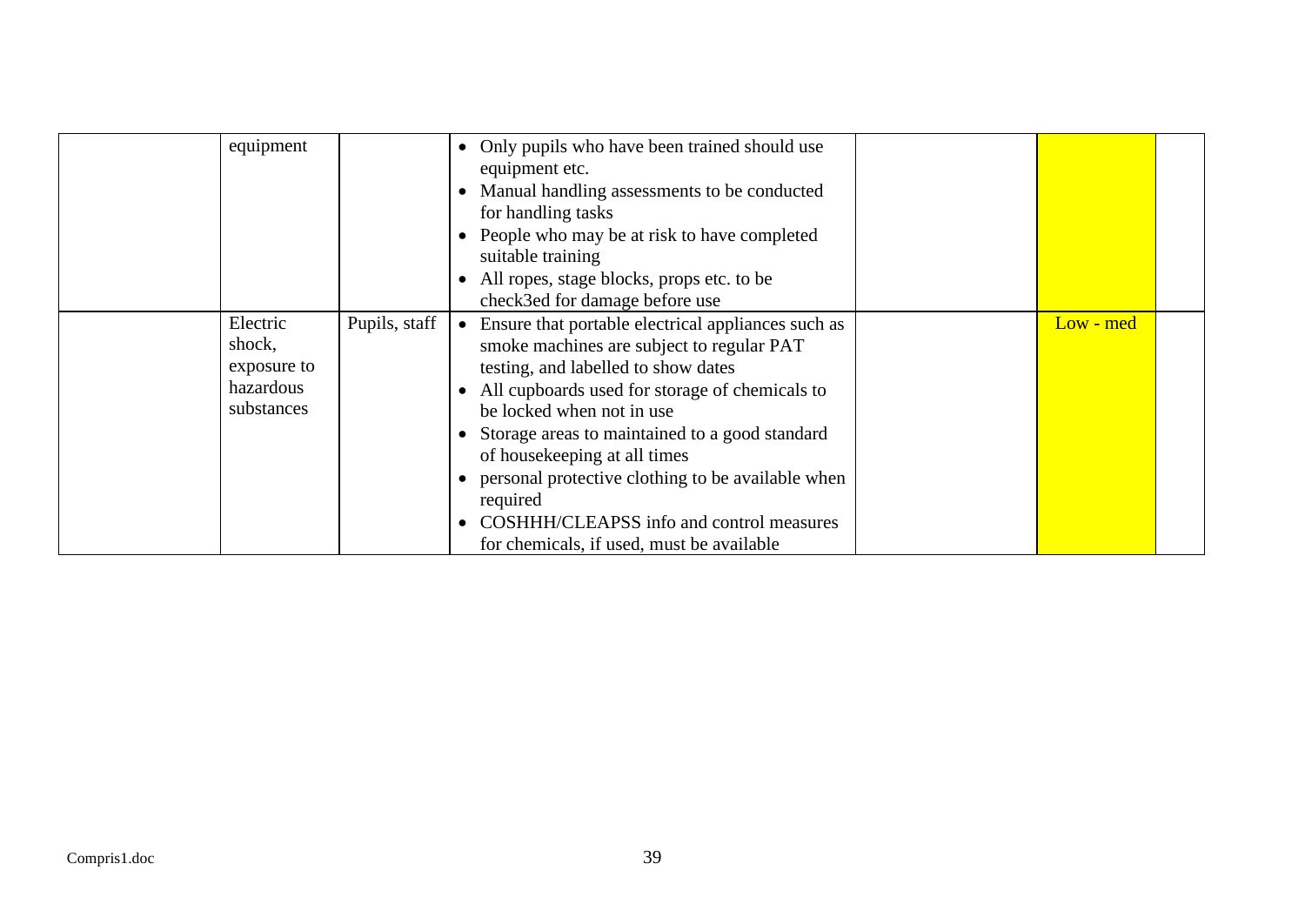| | | | | | | |
|---|---|---|---|---|---|---|
| | equipment | | • Only pupils who have been trained should use equipment etc.<br>• Manual handling assessments to be conducted for handling tasks<br>• People who may be at risk to have completed suitable training<br>• All ropes, stage blocks, props etc. to be check3ed for damage before use | | | |
| | Electric shock, exposure to hazardous substances | Pupils, staff | • Ensure that portable electrical appliances such as smoke machines are subject to regular PAT testing, and labelled to show dates<br>• All cupboards used for storage of chemicals to be locked when not in use<br>• Storage areas to maintained to a good standard of housekeeping at all times<br>• personal protective clothing to be available when required<br>• COSHHH/CLEAPSS info and control measures for chemicals, if used, must be available | | Low - med | |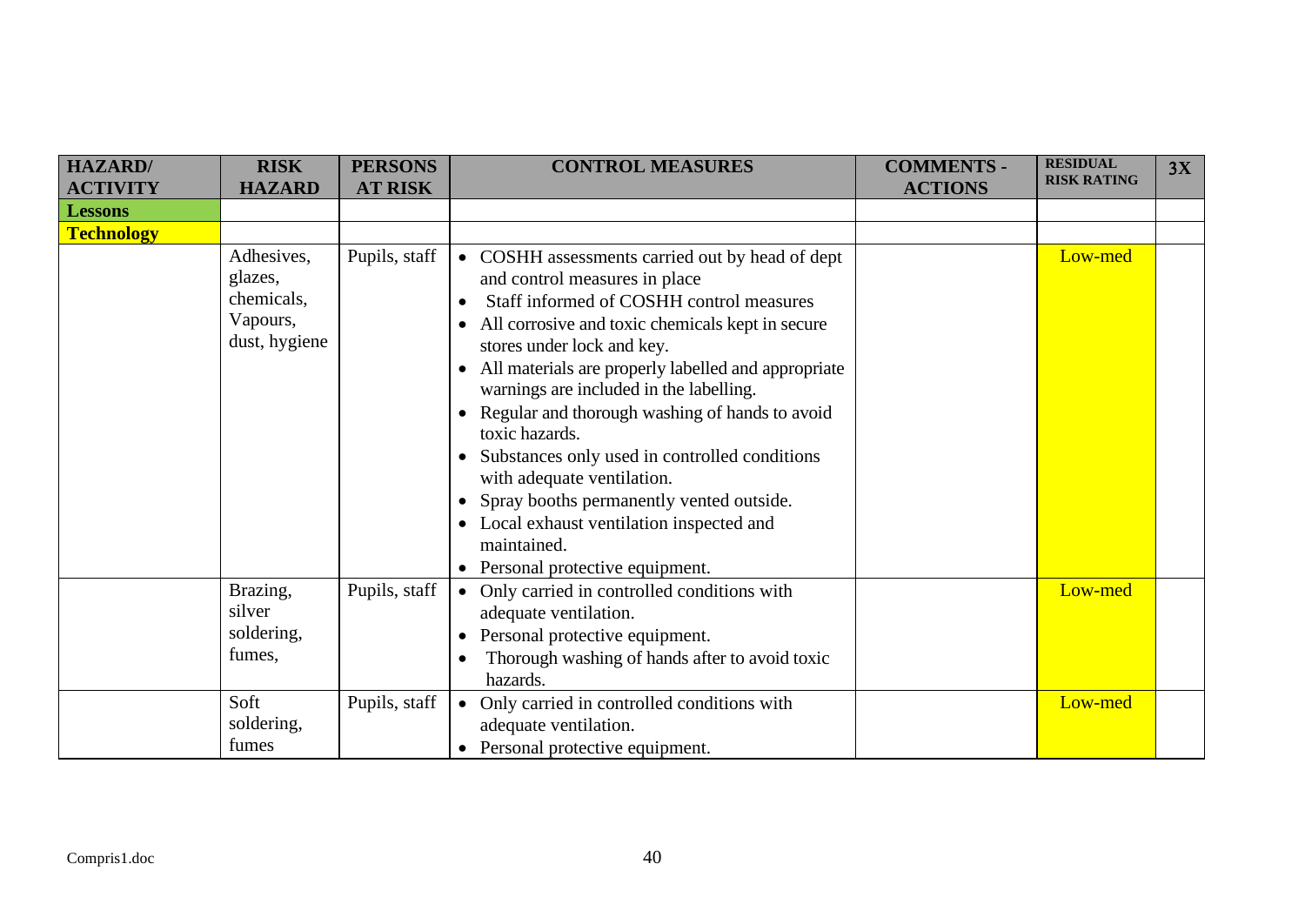| HAZARD/ ACTIVITY | RISK HAZARD | PERSONS AT RISK | CONTROL MEASURES | COMMENTS - ACTIONS | RESIDUAL RISK RATING | 3X |
|---|---|---|---|---|---|---|
| **Lessons** | | | | | | |
| **Technology** | | | | | | |
| | Adhesives, glazes, chemicals, Vapours, dust, hygiene | Pupils, staff | • COSHH assessments carried out by head of dept and control measures in place<br>• Staff informed of COSHH control measures<br>• All corrosive and toxic chemicals kept in secure stores under lock and key.<br>• All materials are properly labelled and appropriate warnings are included in the labelling.<br>• Regular and thorough washing of hands to avoid toxic hazards.<br>• Substances only used in controlled conditions with adequate ventilation.<br>• Spray booths permanently vented outside.<br>• Local exhaust ventilation inspected and maintained.<br>• Personal protective equipment. | | Low-med | |
| | Brazing, silver soldering, fumes, | Pupils, staff | • Only carried in controlled conditions with adequate ventilation.<br>• Personal protective equipment.<br>• Thorough washing of hands after to avoid toxic hazards. | | Low-med | |
| | Soft soldering, fumes | Pupils, staff | • Only carried in controlled conditions with adequate ventilation.<br>• Personal protective equipment. | | Low-med | |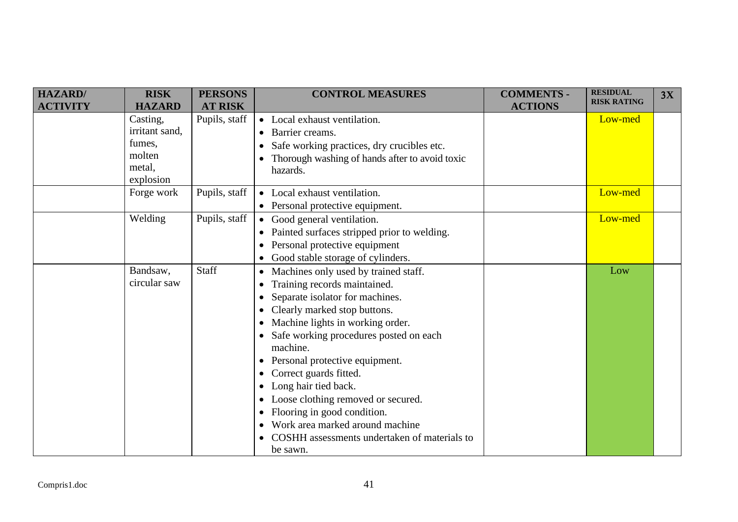| HAZARD/ ACTIVITY | RISK HAZARD | PERSONS AT RISK | CONTROL MEASURES | COMMENTS - ACTIONS | RESIDUAL RISK RATING | 3X |
|---|---|---|---|---|---|---|
| | Casting, irritant sand, fumes, molten metal, explosion | Pupils, staff | • Local exhaust ventilation.<br>• Barrier creams.<br>• Safe working practices, dry crucibles etc.<br>• Thorough washing of hands after to avoid toxic hazards. | | Low-med | |
| | Forge work | Pupils, staff | • Local exhaust ventilation.<br>• Personal protective equipment. | | Low-med | |
| | Welding | Pupils, staff | • Good general ventilation.<br>• Painted surfaces stripped prior to welding.<br>• Personal protective equipment<br>• Good stable storage of cylinders. | | Low-med | |
| | Bandsaw, circular saw | Staff | • Machines only used by trained staff.<br>• Training records maintained.<br>• Separate isolator for machines.<br>• Clearly marked stop buttons.<br>• Machine lights in working order.<br>• Safe working procedures posted on each machine.<br>• Personal protective equipment.<br>• Correct guards fitted.<br>• Long hair tied back.<br>• Loose clothing removed or secured.<br>• Flooring in good condition.<br>• Work area marked around machine<br>• COSHH assessments undertaken of materials to be sawn. | | Low | |

Compris1.doc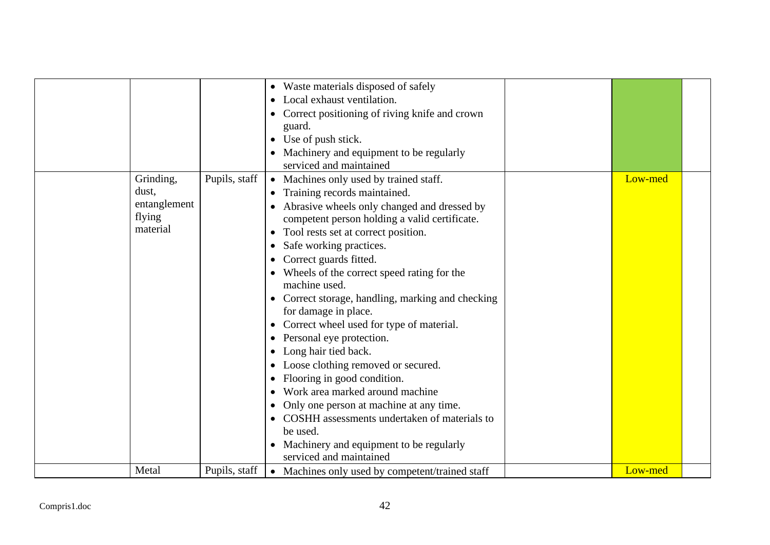| | | | | | | |
|---|---|---|---|---|---|---|
| | | | • Waste materials disposed of safely<br>• Local exhaust ventilation.<br>• Correct positioning of riving knife and crown guard.<br>• Use of push stick.<br>• Machinery and equipment to be regularly serviced and maintained | | | |
| | Grinding, dust, entanglement flying material | Pupils, staff | • Machines only used by trained staff.<br>• Training records maintained.<br>• Abrasive wheels only changed and dressed by competent person holding a valid certificate.<br>• Tool rests set at correct position.<br>• Safe working practices.<br>• Correct guards fitted.<br>• Wheels of the correct speed rating for the machine used.<br>• Correct storage, handling, marking and checking for damage in place.<br>• Correct wheel used for type of material.<br>• Personal eye protection.<br>• Long hair tied back.<br>• Loose clothing removed or secured.<br>• Flooring in good condition.<br>• Work area marked around machine<br>• Only one person at machine at any time.<br>• COSHH assessments undertaken of materials to be used.<br>• Machinery and equipment to be regularly serviced and maintained | | Low-med | |
| | Metal | Pupils, staff | • Machines only used by competent/trained staff | | Low-med | |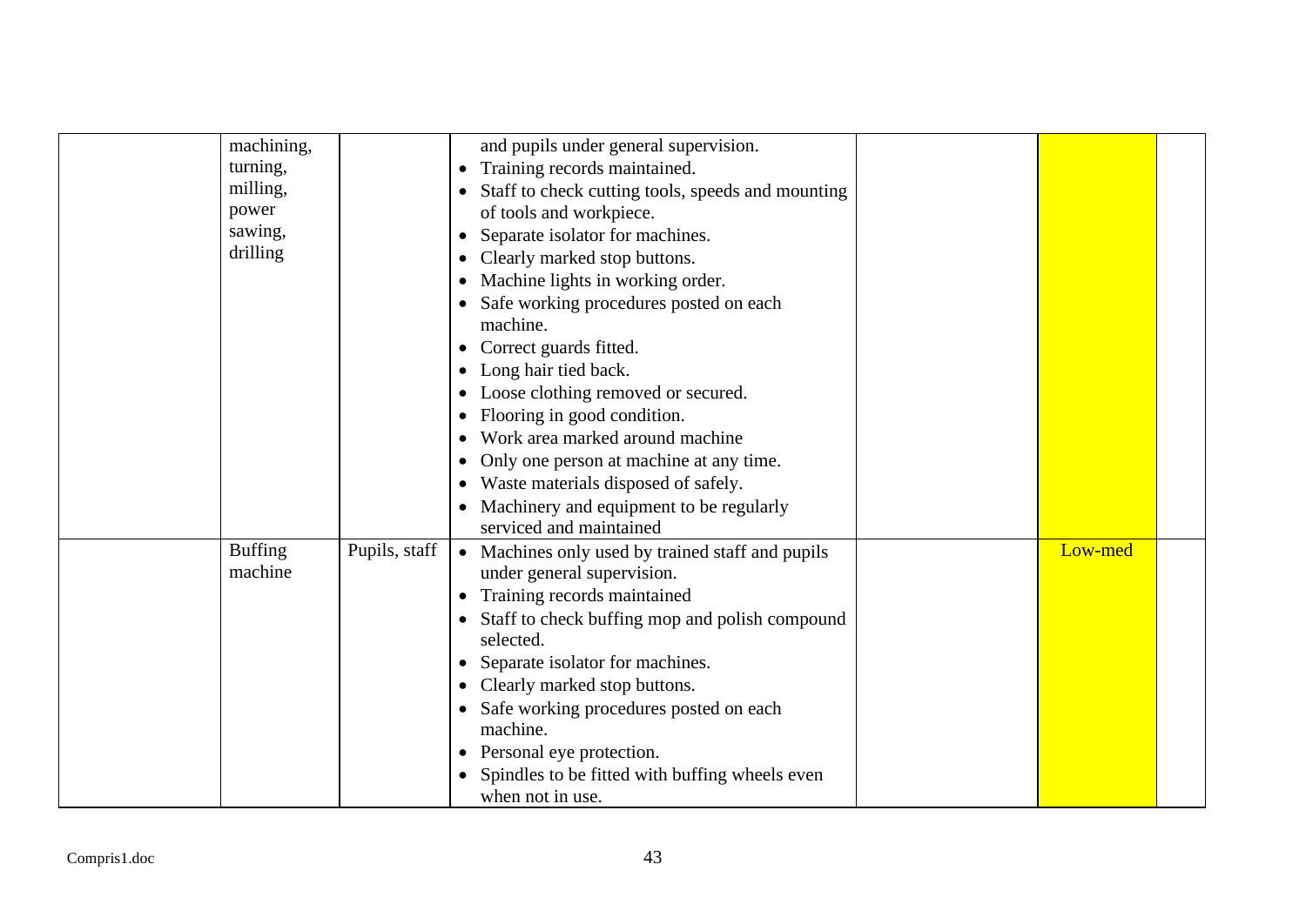| | | | | | | |
|---|---|---|---|---|---|---|
| | machining, turning, milling, power sawing, drilling | | and pupils under general supervision.<br>• Training records maintained.<br>• Staff to check cutting tools, speeds and mounting of tools and workpiece.<br>• Separate isolator for machines.<br>• Clearly marked stop buttons.<br>• Machine lights in working order.<br>• Safe working procedures posted on each machine.<br>• Correct guards fitted.<br>• Long hair tied back.<br>• Loose clothing removed or secured.<br>• Flooring in good condition.<br>• Work area marked around machine<br>• Only one person at machine at any time.<br>• Waste materials disposed of safely.<br>• Machinery and equipment to be regularly serviced and maintained | | | |
| | Buffing machine | Pupils, staff | • Machines only used by trained staff and pupils under general supervision.<br>• Training records maintained<br>• Staff to check buffing mop and polish compound selected.<br>• Separate isolator for machines.<br>• Clearly marked stop buttons.<br>• Safe working procedures posted on each machine.<br>• Personal eye protection.<br>• Spindles to be fitted with buffing wheels even when not in use. | | Low-med | |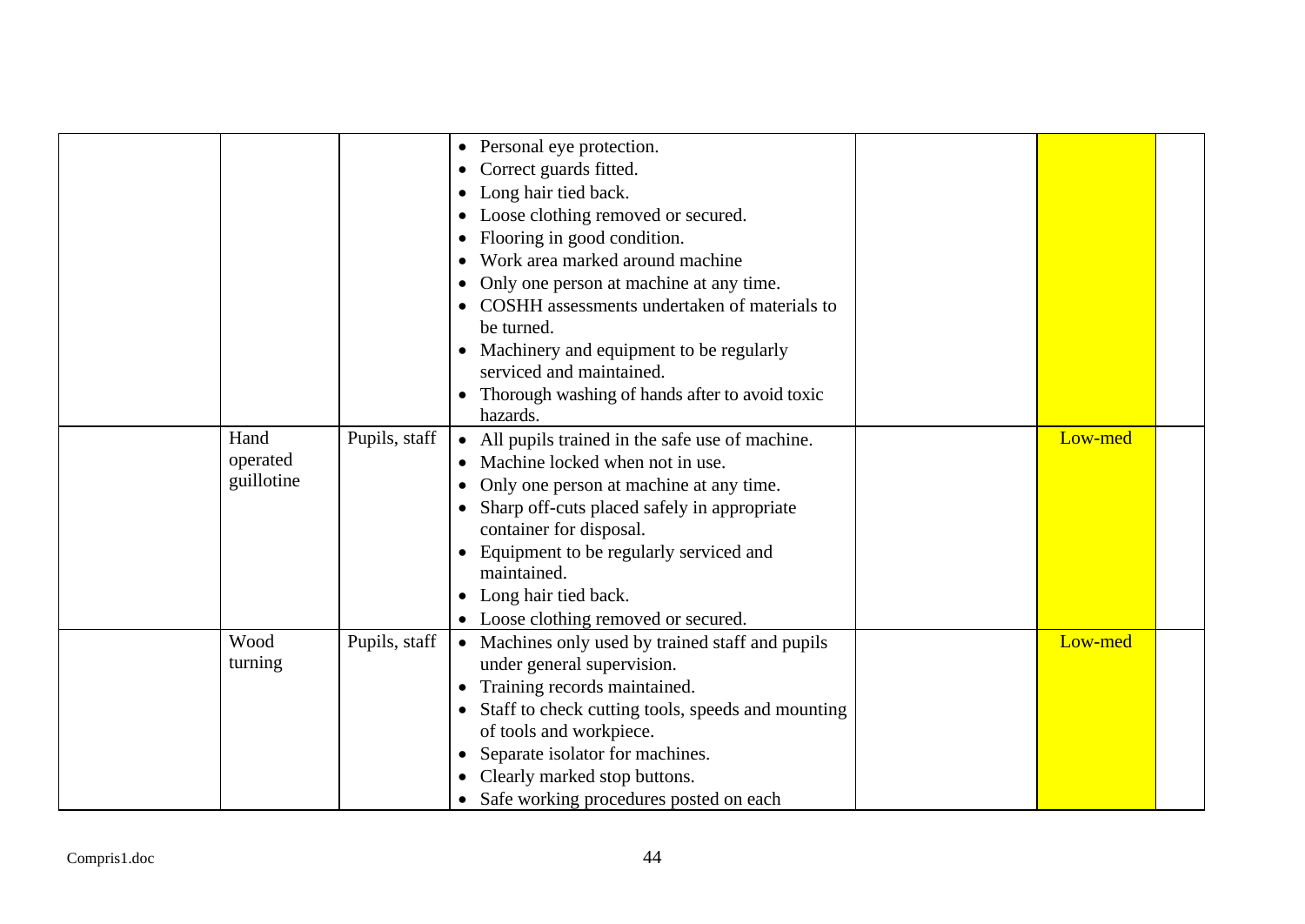| | | | | | | |
|---|---|---|---|---|---|---|
| | | | • Personal eye protection.<br>• Correct guards fitted.<br>• Long hair tied back.<br>• Loose clothing removed or secured.<br>• Flooring in good condition.<br>• Work area marked around machine<br>• Only one person at machine at any time.<br>• COSHH assessments undertaken of materials to be turned.<br>• Machinery and equipment to be regularly serviced and maintained.<br>• Thorough washing of hands after to avoid toxic hazards. | | | |
| | Hand operated guillotine | Pupils, staff | • All pupils trained in the safe use of machine.<br>• Machine locked when not in use.<br>• Only one person at machine at any time.<br>• Sharp off-cuts placed safely in appropriate container for disposal.<br>• Equipment to be regularly serviced and maintained.<br>• Long hair tied back.<br>• Loose clothing removed or secured. | | Low-med | |
| | Wood turning | Pupils, staff | • Machines only used by trained staff and pupils under general supervision.<br>• Training records maintained.<br>• Staff to check cutting tools, speeds and mounting of tools and workpiece.<br>• Separate isolator for machines.<br>• Clearly marked stop buttons.<br>• Safe working procedures posted on each | | Low-med | |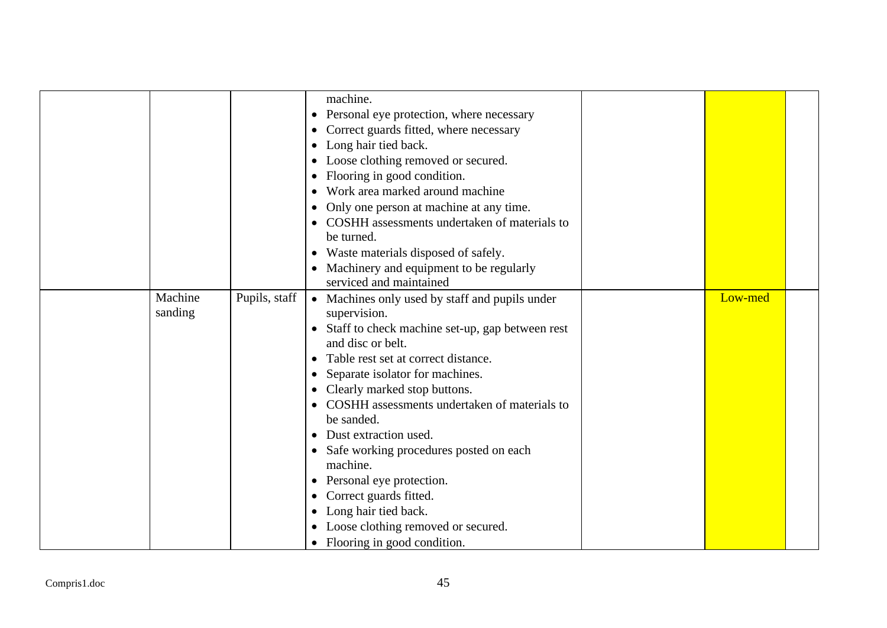| | | | | | | |
|---|---|---|---|---|---|---|
| | | | machine.<br>• Personal eye protection, where necessary<br>• Correct guards fitted, where necessary<br>• Long hair tied back.<br>• Loose clothing removed or secured.<br>• Flooring in good condition.<br>• Work area marked around machine<br>• Only one person at machine at any time.<br>• COSHH assessments undertaken of materials to be turned.<br>• Waste materials disposed of safely.<br>• Machinery and equipment to be regularly serviced and maintained | | | |
| | Machine sanding | Pupils, staff | • Machines only used by staff and pupils under supervision.<br>• Staff to check machine set-up, gap between rest and disc or belt.<br>• Table rest set at correct distance.<br>• Separate isolator for machines.<br>• Clearly marked stop buttons.<br>• COSHH assessments undertaken of materials to be sanded.<br>• Dust extraction used.<br>• Safe working procedures posted on each machine.<br>• Personal eye protection.<br>• Correct guards fitted.<br>• Long hair tied back.<br>• Loose clothing removed or secured.<br>• Flooring in good condition. | | Low-med | |

Compris1.doc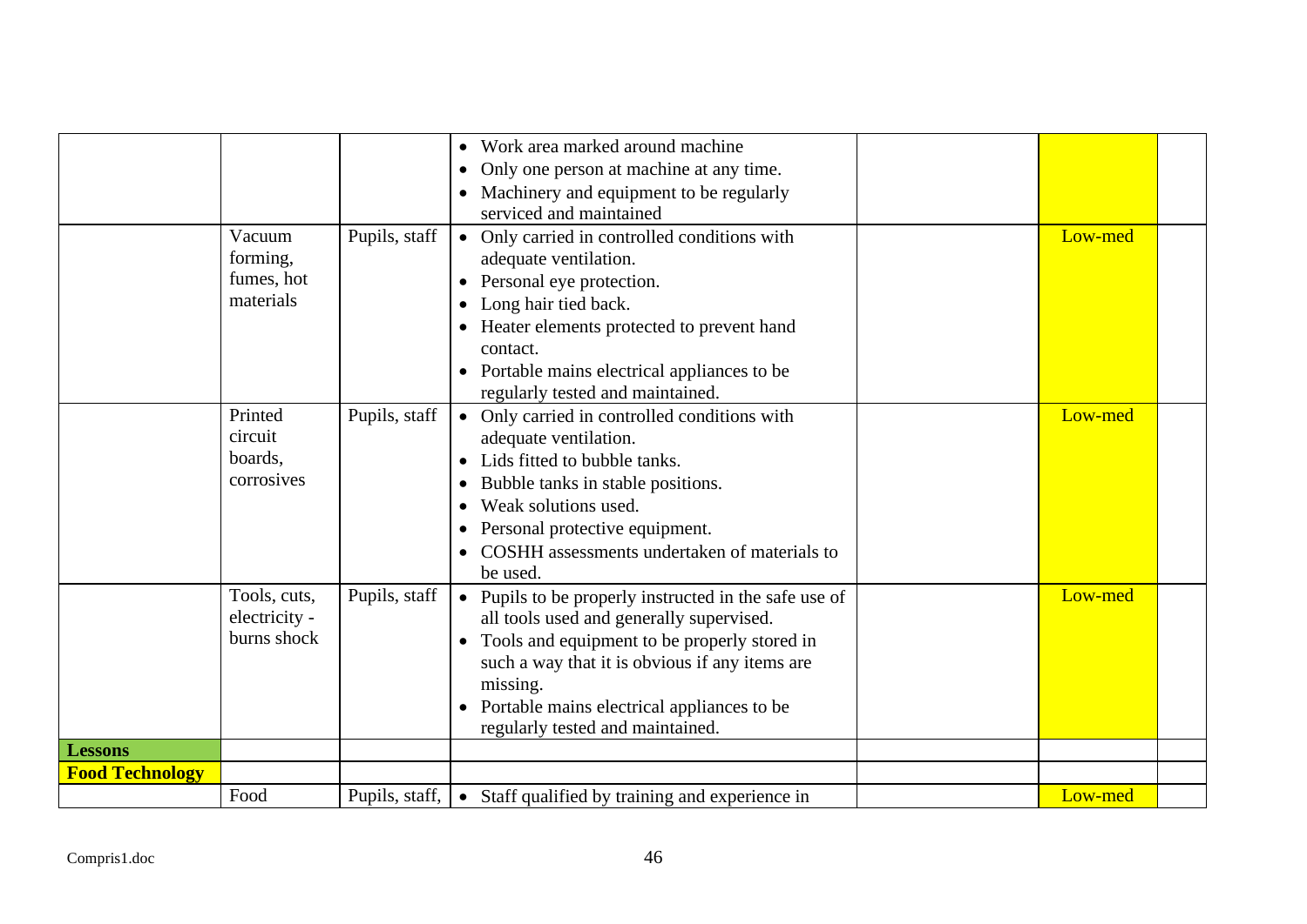| | | | | | | |
|---|---|---|---|---|---|---|
| | | | • Work area marked around machine<br>• Only one person at machine at any time.<br>• Machinery and equipment to be regularly serviced and maintained | | | |
| | Vacuum forming, fumes, hot materials | Pupils, staff | • Only carried in controlled conditions with adequate ventilation.<br>• Personal eye protection.<br>• Long hair tied back.<br>• Heater elements protected to prevent hand contact.<br>• Portable mains electrical appliances to be regularly tested and maintained. | | Low-med | |
| | Printed circuit boards, corrosives | Pupils, staff | • Only carried in controlled conditions with adequate ventilation.<br>• Lids fitted to bubble tanks.<br>• Bubble tanks in stable positions.<br>• Weak solutions used.<br>• Personal protective equipment.<br>• COSHH assessments undertaken of materials to be used. | | Low-med | |
| | Tools, cuts, electricity - burns shock | Pupils, staff | • Pupils to be properly instructed in the safe use of all tools used and generally supervised.<br>• Tools and equipment to be properly stored in such a way that it is obvious if any items are missing.<br>• Portable mains electrical appliances to be regularly tested and maintained. | | Low-med | |
| **Lessons** | | | | | | |
| **Food Technology** | | | | | | |
| | Food | Pupils, staff, | • Staff qualified by training and experience in | | Low-med | |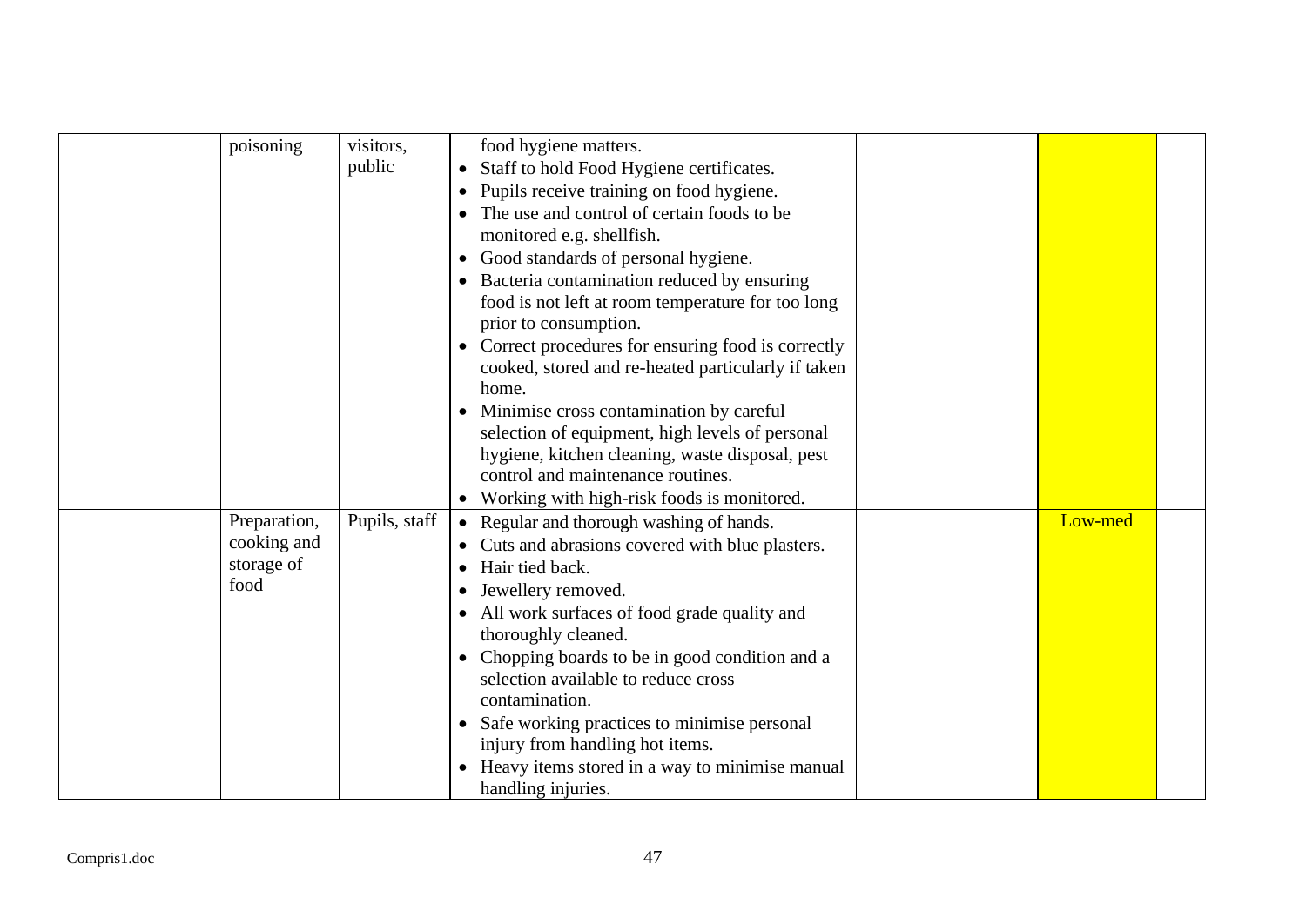| | | | | | | |
|---|---|---|---|---|---|---|
| | poisoning | visitors, public | food hygiene matters.<br>• Staff to hold Food Hygiene certificates.<br>• Pupils receive training on food hygiene.<br>• The use and control of certain foods to be monitored e.g. shellfish.<br>• Good standards of personal hygiene.<br>• Bacteria contamination reduced by ensuring food is not left at room temperature for too long prior to consumption.<br>• Correct procedures for ensuring food is correctly cooked, stored and re-heated particularly if taken home.<br>• Minimise cross contamination by careful selection of equipment, high levels of personal hygiene, kitchen cleaning, waste disposal, pest control and maintenance routines.<br>• Working with high-risk foods is monitored. | | | |
| | Preparation, cooking and storage of food | Pupils, staff | • Regular and thorough washing of hands.<br>• Cuts and abrasions covered with blue plasters.<br>• Hair tied back.<br>• Jewellery removed.<br>• All work surfaces of food grade quality and thoroughly cleaned.<br>• Chopping boards to be in good condition and a selection available to reduce cross contamination.<br>• Safe working practices to minimise personal injury from handling hot items.<br>• Heavy items stored in a way to minimise manual handling injuries. | | Low-med | |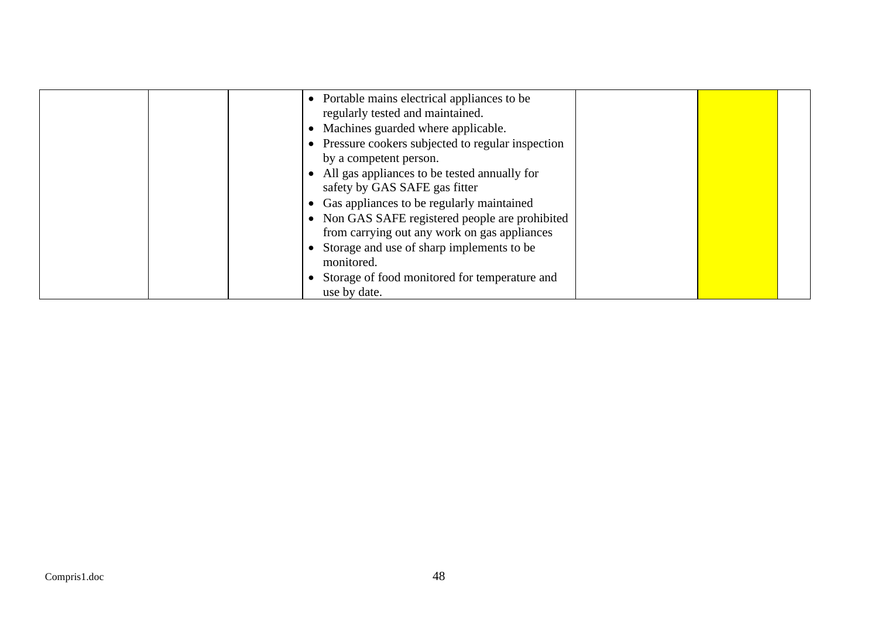|  |  |  |  |  |  |  |
|---|---|---|---|---|---|---|
|  |  |  | • Portable mains electrical appliances to be regularly tested and maintained.<br>• Machines guarded where applicable.<br>• Pressure cookers subjected to regular inspection by a competent person.<br>• All gas appliances to be tested annually for safety by GAS SAFE gas fitter<br>• Gas appliances to be regularly maintained<br>• Non GAS SAFE registered people are prohibited from carrying out any work on gas appliances<br>• Storage and use of sharp implements to be monitored.<br>• Storage of food monitored for temperature and use by date. |  |  |  |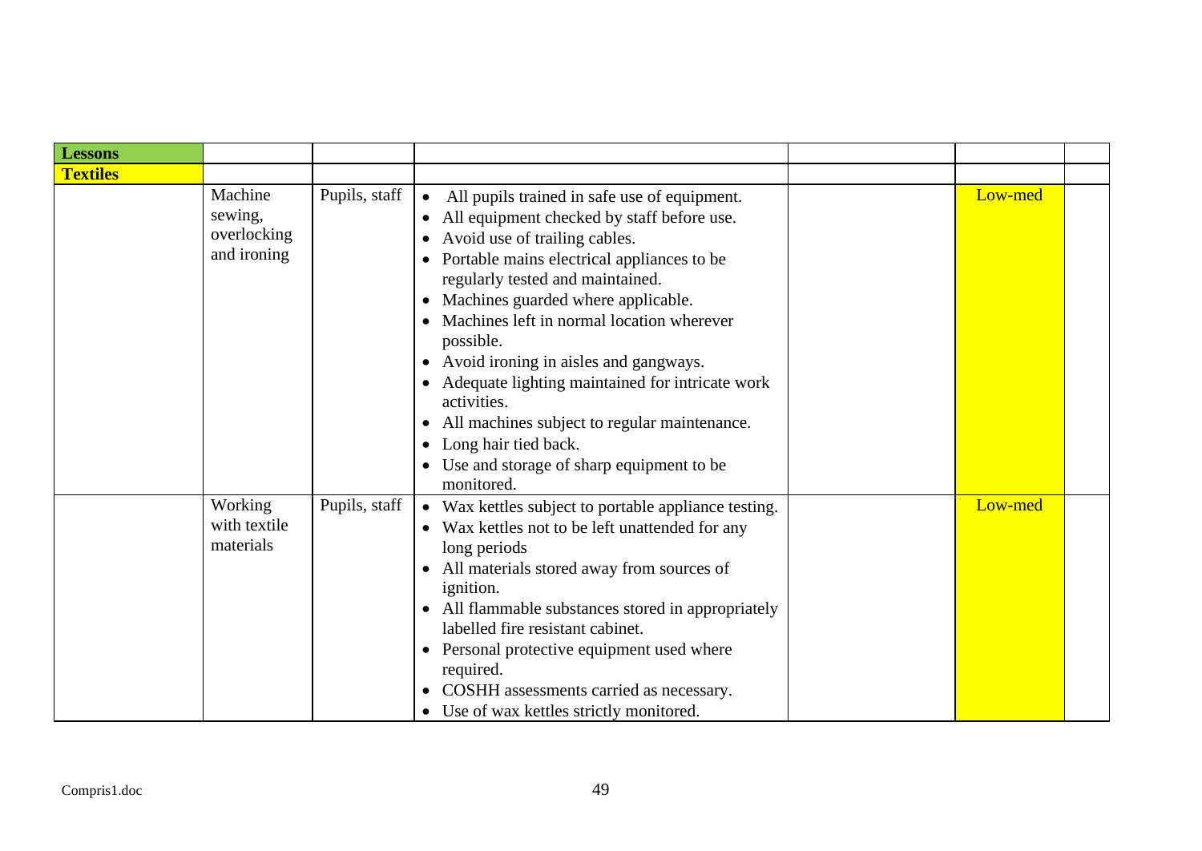| Lessons | | | | | | |
|---|---|---|---|---|---|---|
| **Textiles** | | | | | | |
| | Machine sewing, overlocking and ironing | Pupils, staff | • All pupils trained in safe use of equipment.<br>• All equipment checked by staff before use.<br>• Avoid use of trailing cables.<br>• Portable mains electrical appliances to be regularly tested and maintained.<br>• Machines guarded where applicable.<br>• Machines left in normal location wherever possible.<br>• Avoid ironing in aisles and gangways.<br>• Adequate lighting maintained for intricate work activities.<br>• All machines subject to regular maintenance.<br>• Long hair tied back.<br>• Use and storage of sharp equipment to be monitored. | | Low-med | |
| | Working with textile materials | Pupils, staff | • Wax kettles subject to portable appliance testing.<br>• Wax kettles not to be left unattended for any long periods<br>• All materials stored away from sources of ignition.<br>• All flammable substances stored in appropriately labelled fire resistant cabinet.<br>• Personal protective equipment used where required.<br>• COSHH assessments carried as necessary.<br>• Use of wax kettles strictly monitored. | | Low-med | |

Compris1.doc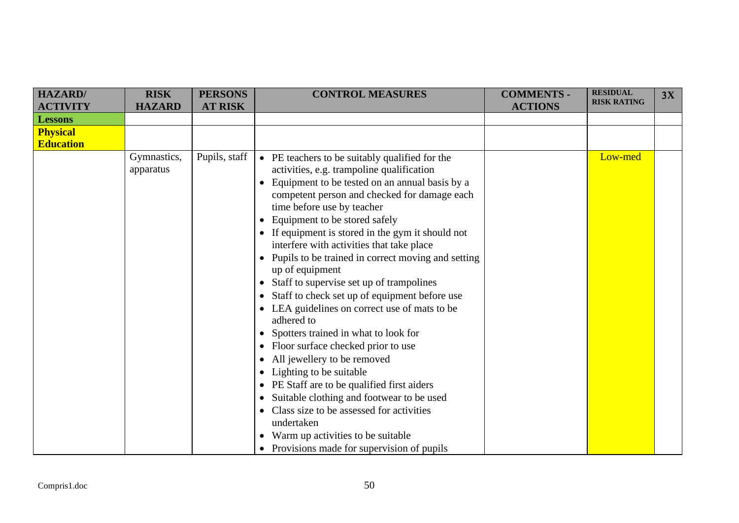| HAZARD/ ACTIVITY | RISK HAZARD | PERSONS AT RISK | CONTROL MEASURES | COMMENTS - ACTIONS | RESIDUAL RISK RATING | 3X |
|---|---|---|---|---|---|---|
| **Lessons** | | | | | | |
| **Physical Education** | | | | | | |
| | Gymnastics, apparatus | Pupils, staff | • PE teachers to be suitably qualified for the activities, e.g. trampoline qualification<br>• Equipment to be tested on an annual basis by a competent person and checked for damage each time before use by teacher<br>• Equipment to be stored safely<br>• If equipment is stored in the gym it should not interfere with activities that take place<br>• Pupils to be trained in correct moving and setting up of equipment<br>• Staff to supervise set up of trampolines<br>• Staff to check set up of equipment before use<br>• LEA guidelines on correct use of mats to be adhered to<br>• Spotters trained in what to look for<br>• Floor surface checked prior to use<br>• All jewellery to be removed<br>• Lighting to be suitable<br>• PE Staff are to be qualified first aiders<br>• Suitable clothing and footwear to be used<br>• Class size to be assessed for activities undertaken<br>• Warm up activities to be suitable<br>• Provisions made for supervision of pupils | | Low-med | |

Compris1.doc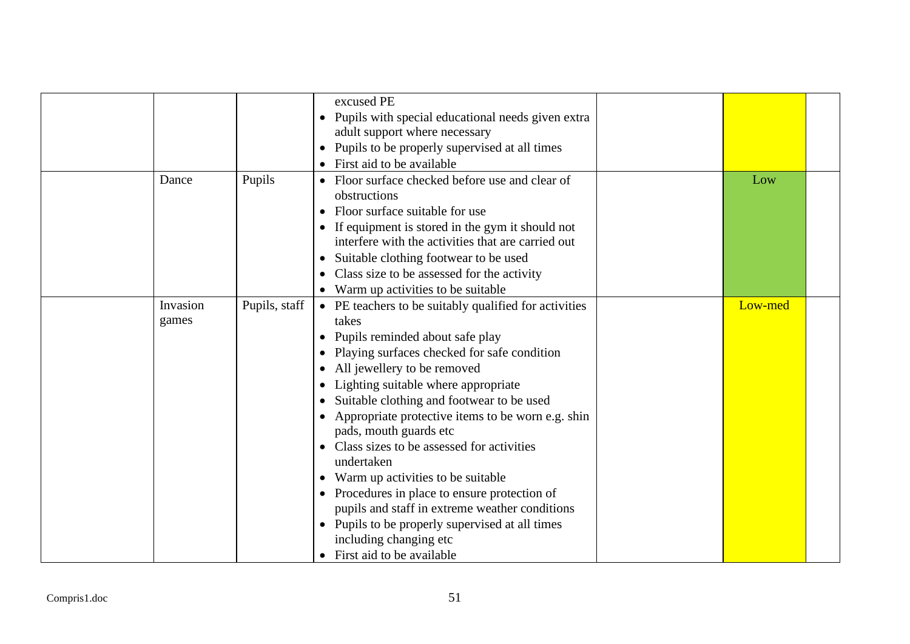|  |  |  |  |  |  |  |
|---|---|---|---|---|---|---|
|  |  |  | excused PE<br>• Pupils with special educational needs given extra adult support where necessary<br>• Pupils to be properly supervised at all times<br>• First aid to be available |  |  |  |
|  | Dance | Pupils | • Floor surface checked before use and clear of obstructions<br>• Floor surface suitable for use<br>• If equipment is stored in the gym it should not interfere with the activities that are carried out<br>• Suitable clothing footwear to be used<br>• Class size to be assessed for the activity<br>• Warm up activities to be suitable |  | Low |  |
|  | Invasion games | Pupils, staff | • PE teachers to be suitably qualified for activities takes<br>• Pupils reminded about safe play<br>• Playing surfaces checked for safe condition<br>• All jewellery to be removed<br>• Lighting suitable where appropriate<br>• Suitable clothing and footwear to be used<br>• Appropriate protective items to be worn e.g. shin pads, mouth guards etc<br>• Class sizes to be assessed for activities undertaken<br>• Warm up activities to be suitable<br>• Procedures in place to ensure protection of pupils and staff in extreme weather conditions<br>• Pupils to be properly supervised at all times including changing etc<br>• First aid to be available |  | Low-med |  |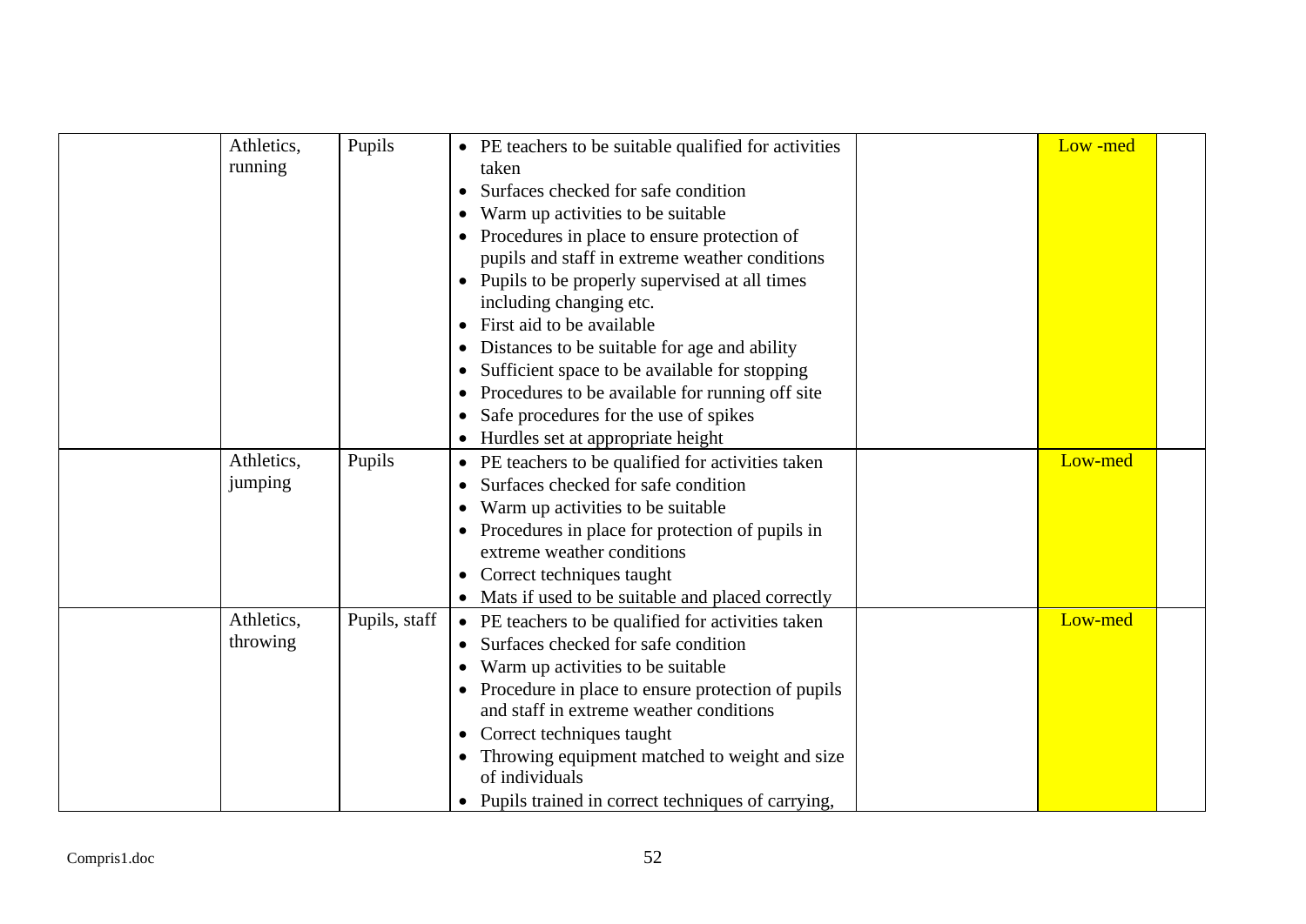| | | | | | | |
|---|---|---|---|---|---|---|
| | Athletics, running | Pupils | • PE teachers to be suitable qualified for activities taken<br>• Surfaces checked for safe condition<br>• Warm up activities to be suitable<br>• Procedures in place to ensure protection of pupils and staff in extreme weather conditions<br>• Pupils to be properly supervised at all times including changing etc.<br>• First aid to be available<br>• Distances to be suitable for age and ability<br>• Sufficient space to be available for stopping<br>• Procedures to be available for running off site<br>• Safe procedures for the use of spikes<br>• Hurdles set at appropriate height | | Low -med | |
| | Athletics, jumping | Pupils | • PE teachers to be qualified for activities taken<br>• Surfaces checked for safe condition<br>• Warm up activities to be suitable<br>• Procedures in place for protection of pupils in extreme weather conditions<br>• Correct techniques taught<br>• Mats if used to be suitable and placed correctly | | Low-med | |
| | Athletics, throwing | Pupils, staff | • PE teachers to be qualified for activities taken<br>• Surfaces checked for safe condition<br>• Warm up activities to be suitable<br>• Procedure in place to ensure protection of pupils and staff in extreme weather conditions<br>• Correct techniques taught<br>• Throwing equipment matched to weight and size of individuals<br>• Pupils trained in correct techniques of carrying, | | Low-med | |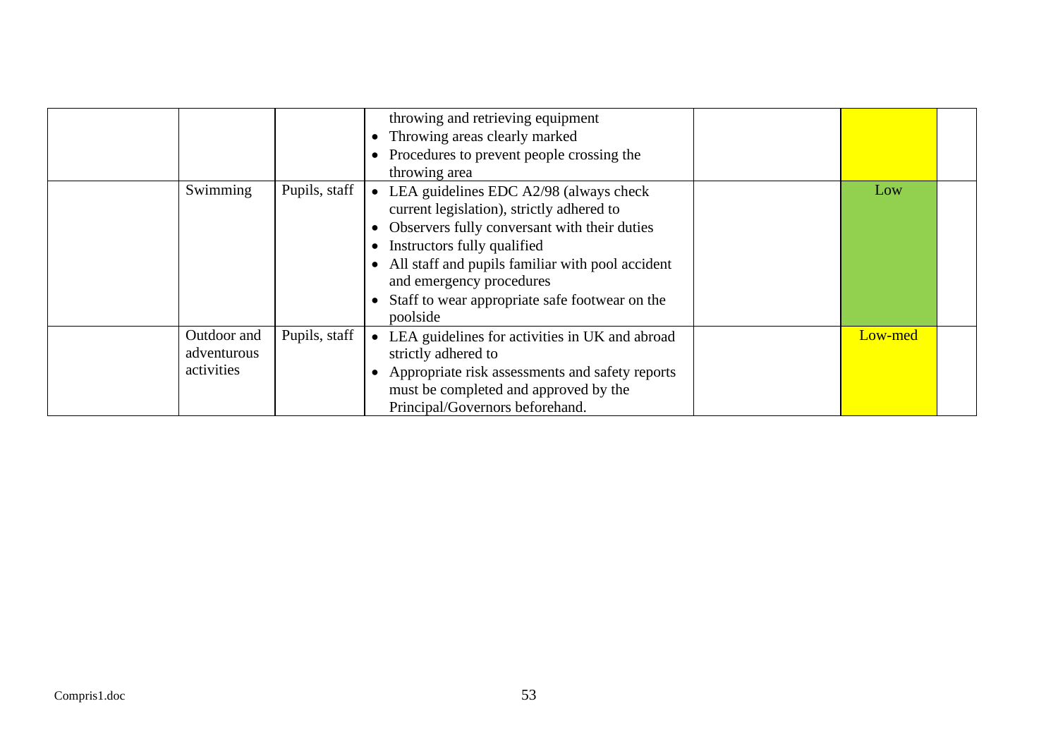| | | | | | | |
|---|---|---|---|---|---|---|
| | | | throwing and retrieving equipment<br>• Throwing areas clearly marked<br>• Procedures to prevent people crossing the throwing area | | | |
| | Swimming | Pupils, staff | • LEA guidelines EDC A2/98 (always check current legislation), strictly adhered to<br>• Observers fully conversant with their duties<br>• Instructors fully qualified<br>• All staff and pupils familiar with pool accident and emergency procedures<br>• Staff to wear appropriate safe footwear on the poolside | | Low | |
| | Outdoor and adventurous activities | Pupils, staff | • LEA guidelines for activities in UK and abroad strictly adhered to<br>• Appropriate risk assessments and safety reports must be completed and approved by the Principal/Governors beforehand. | | Low-med | |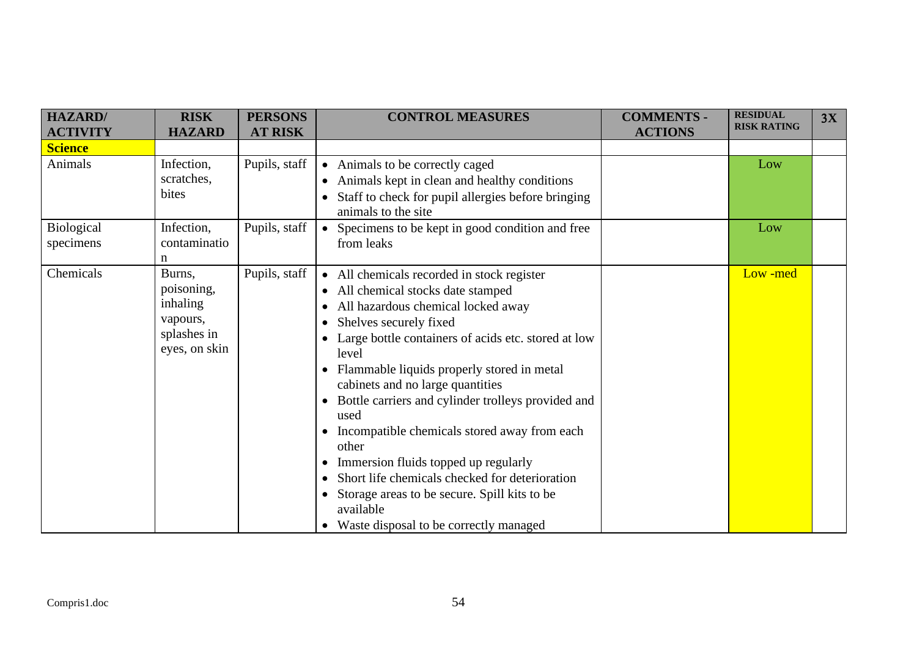| HAZARD/ ACTIVITY | RISK HAZARD | PERSONS AT RISK | CONTROL MEASURES | COMMENTS - ACTIONS | RESIDUAL RISK RATING | 3X |
|---|---|---|---|---|---|---|
| **Science** | | | | | | |
| Animals | Infection, scratches, bites | Pupils, staff | • Animals to be correctly caged<br>• Animals kept in clean and healthy conditions<br>• Staff to check for pupil allergies before bringing animals to the site | | Low | |
| Biological specimens | Infection, contamination | Pupils, staff | • Specimens to be kept in good condition and free from leaks | | Low | |
| Chemicals | Burns, poisoning, inhaling vapours, splashes in eyes, on skin | Pupils, staff | • All chemicals recorded in stock register<br>• All chemical stocks date stamped<br>• All hazardous chemical locked away<br>• Shelves securely fixed<br>• Large bottle containers of acids etc. stored at low level<br>• Flammable liquids properly stored in metal cabinets and no large quantities<br>• Bottle carriers and cylinder trolleys provided and used<br>• Incompatible chemicals stored away from each other<br>• Immersion fluids topped up regularly<br>• Short life chemicals checked for deterioration<br>• Storage areas to be secure. Spill kits to be available<br>• Waste disposal to be correctly managed | | Low -med | |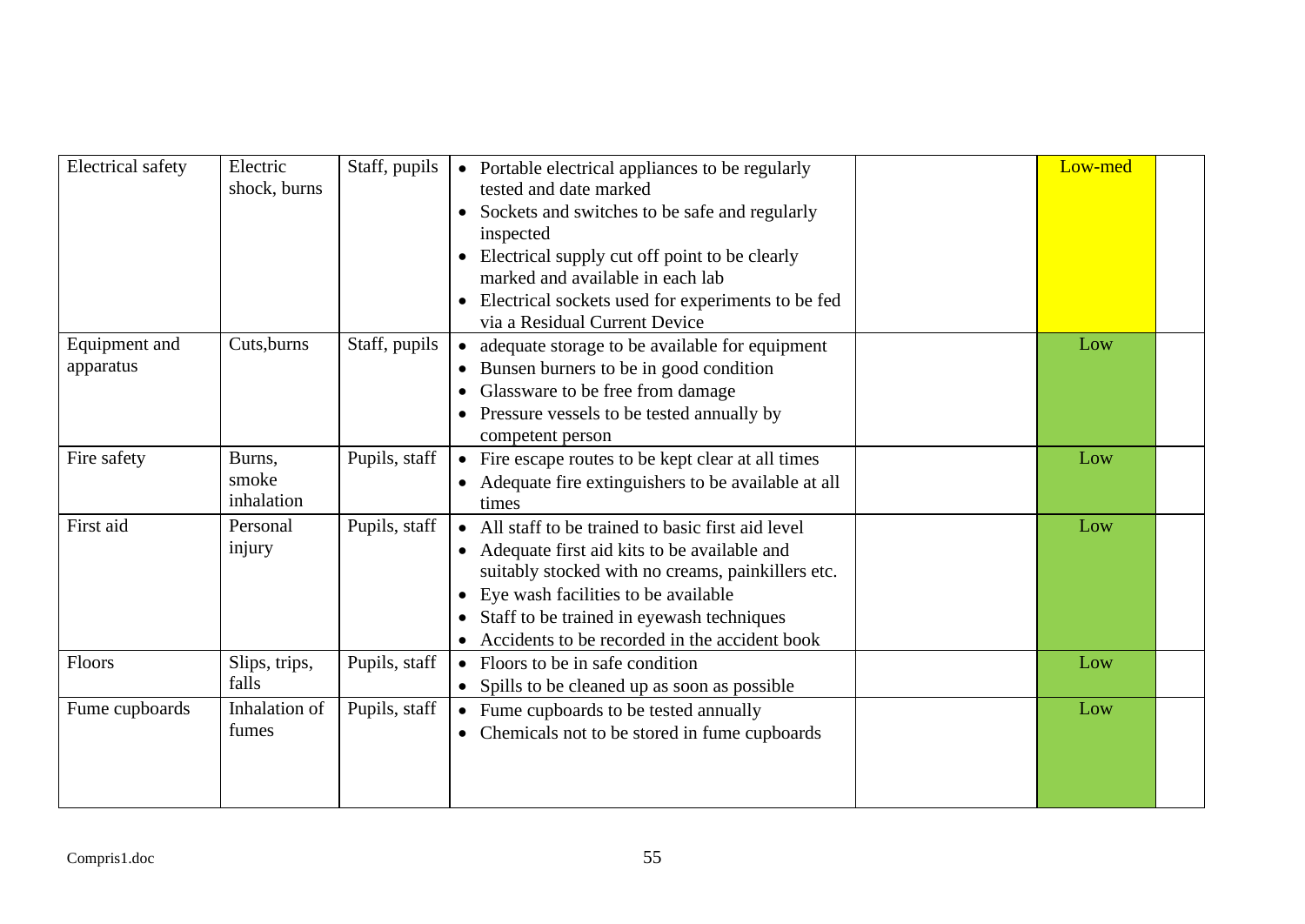| Electrical safety | Electric shock, burns | Staff, pupils | • Portable electrical appliances to be regularly tested and date marked<br>• Sockets and switches to be safe and regularly inspected<br>• Electrical supply cut off point to be clearly marked and available in each lab<br>• Electrical sockets used for experiments to be fed via a Residual Current Device | | Low-med | |
|---|---|---|---|---|---|---|
| Equipment and apparatus | Cuts,burns | Staff, pupils | • adequate storage to be available for equipment<br>• Bunsen burners to be in good condition<br>• Glassware to be free from damage<br>• Pressure vessels to be tested annually by competent person | | Low | |
| Fire safety | Burns, smoke inhalation | Pupils, staff | • Fire escape routes to be kept clear at all times<br>• Adequate fire extinguishers to be available at all times | | Low | |
| First aid | Personal injury | Pupils, staff | • All staff to be trained to basic first aid level<br>• Adequate first aid kits to be available and suitably stocked with no creams, painkillers etc.<br>• Eye wash facilities to be available<br>• Staff to be trained in eyewash techniques<br>• Accidents to be recorded in the accident book | | Low | |
| Floors | Slips, trips, falls | Pupils, staff | • Floors to be in safe condition<br>• Spills to be cleaned up as soon as possible | | Low | |
| Fume cupboards | Inhalation of fumes | Pupils, staff | • Fume cupboards to be tested annually<br>• Chemicals not to be stored in fume cupboards | | Low | |

Compris1.doc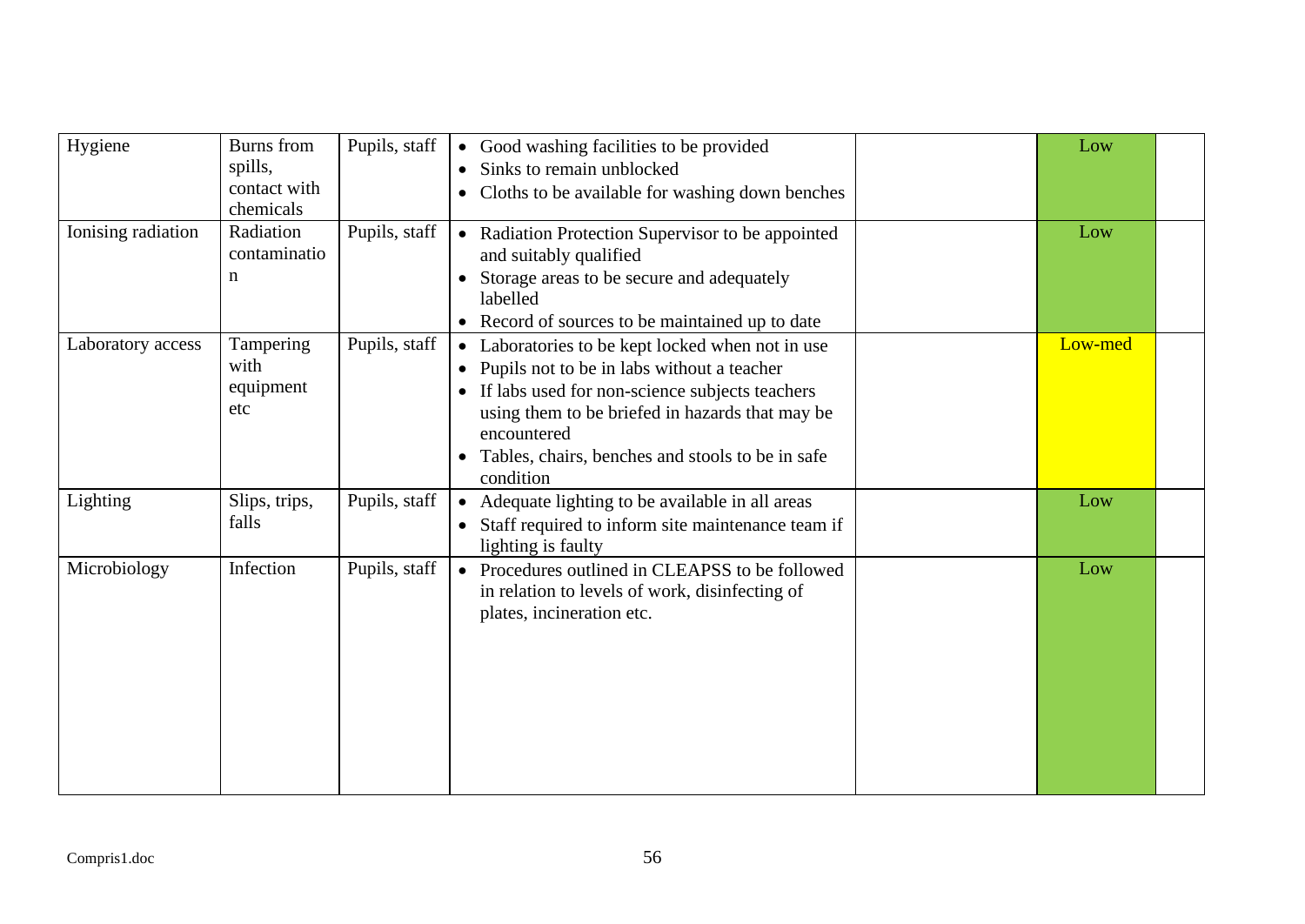| | | | | | | |
|---|---|---|---|---|---|---|
| Hygiene | Burns from spills, contact with chemicals | Pupils, staff | • Good washing facilities to be provided<br>• Sinks to remain unblocked<br>• Cloths to be available for washing down benches | | Low | |
| Ionising radiation | Radiation contamination | Pupils, staff | • Radiation Protection Supervisor to be appointed and suitably qualified<br>• Storage areas to be secure and adequately labelled<br>• Record of sources to be maintained up to date | | Low | |
| Laboratory access | Tampering with equipment etc | Pupils, staff | • Laboratories to be kept locked when not in use<br>• Pupils not to be in labs without a teacher<br>• If labs used for non-science subjects teachers using them to be briefed in hazards that may be encountered<br>• Tables, chairs, benches and stools to be in safe condition | | Low-med | |
| Lighting | Slips, trips, falls | Pupils, staff | • Adequate lighting to be available in all areas<br>• Staff required to inform site maintenance team if lighting is faulty | | Low | |
| Microbiology | Infection | Pupils, staff | • Procedures outlined in CLEAPSS to be followed in relation to levels of work, disinfecting of plates, incineration etc. | | Low | |

Compris1.doc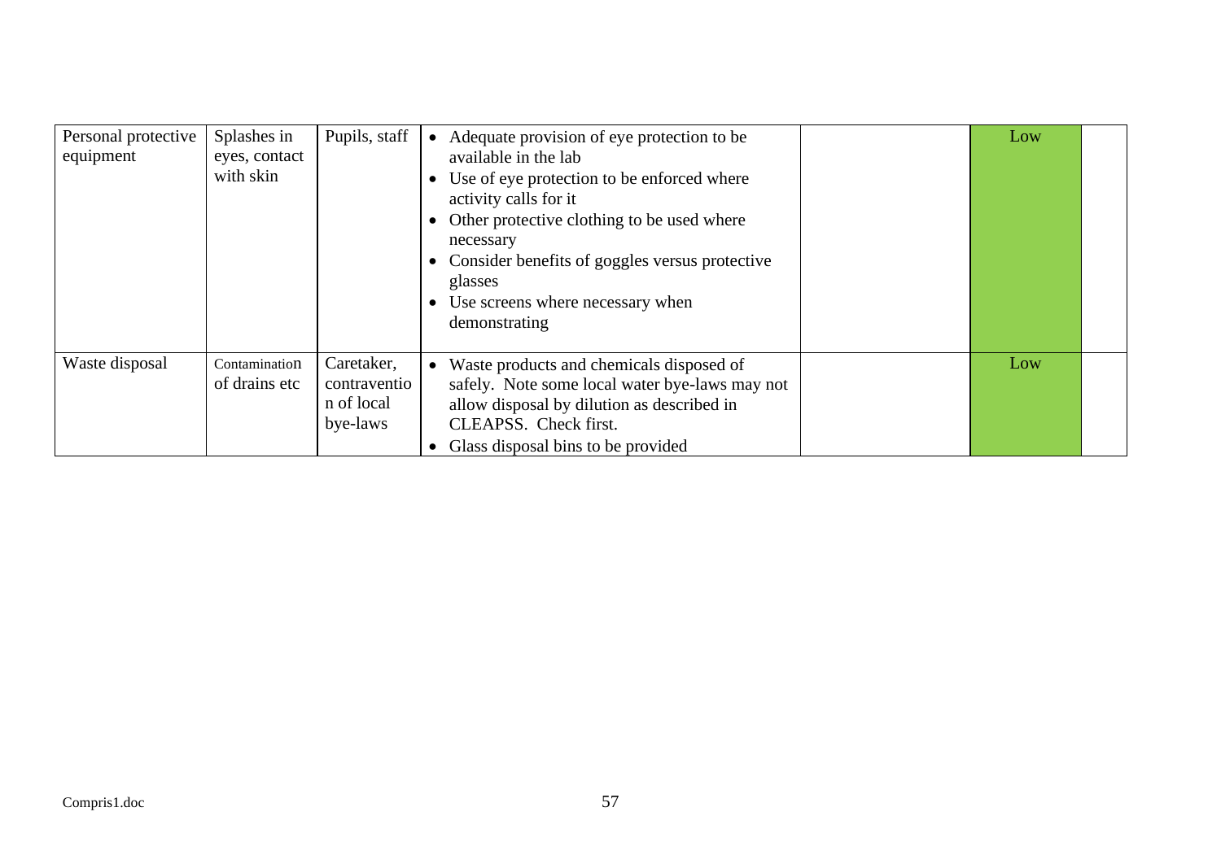| | | | | | | |
|---|---|---|---|---|---|---|
| Personal protective equipment | Splashes in eyes, contact with skin | Pupils, staff | • Adequate provision of eye protection to be available in the lab<br>• Use of eye protection to be enforced where activity calls for it<br>• Other protective clothing to be used where necessary<br>• Consider benefits of goggles versus protective glasses<br>• Use screens where necessary when demonstrating | | Low | |
| Waste disposal | Contamination of drains etc | Caretaker, contravention of local bye-laws | • Waste products and chemicals disposed of safely. Note some local water bye-laws may not allow disposal by dilution as described in CLEAPSS. Check first.<br>• Glass disposal bins to be provided | | Low | |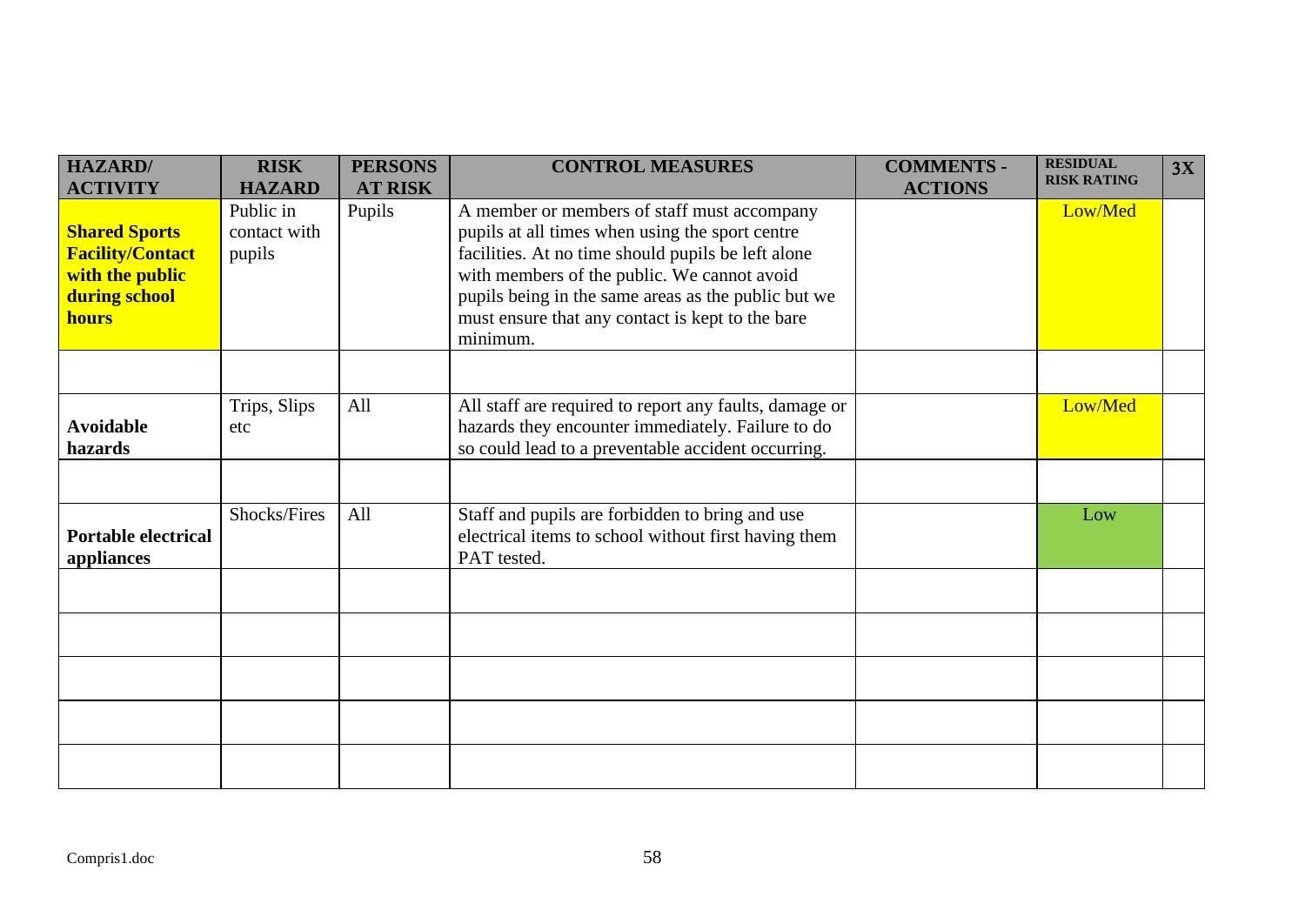| HAZARD/ ACTIVITY | RISK HAZARD | PERSONS AT RISK | CONTROL MEASURES | COMMENTS - ACTIONS | RESIDUAL RISK RATING | 3X |
|---|---|---|---|---|---|---|
| **Shared Sports Facility/Contact with the public during school hours** | Public in contact with pupils | Pupils | A member or members of staff must accompany pupils at all times when using the sport centre facilities. At no time should pupils be left alone with members of the public. We cannot avoid pupils being in the same areas as the public but we must ensure that any contact is kept to the bare minimum. | | Low/Med | |
| | | | | | | |
| **Avoidable hazards** | Trips, Slips etc | All | All staff are required to report any faults, damage or hazards they encounter immediately. Failure to do so could lead to a preventable accident occurring. | | Low/Med | |
| | | | | | | |
| **Portable electrical appliances** | Shocks/Fires | All | Staff and pupils are forbidden to bring and use electrical items to school without first having them PAT tested. | | Low | |
| | | | | | | |
| | | | | | | |
| | | | | | | |
| | | | | | | |
| | | | | | | |

Compris1.doc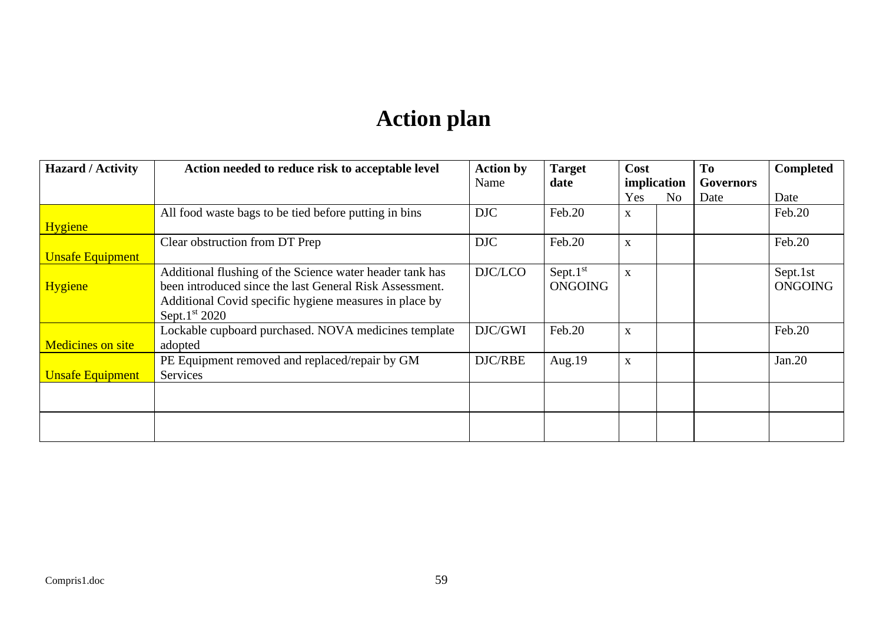# Action plan

| Hazard / Activity | Action needed to reduce risk to acceptable level | Action by Name | Target date | Cost implication | | To Governors | Completed |
|---|---|---|---|---|---|---|---|
| | | | | Yes | No | Date | Date |
| Hygiene | All food waste bags to be tied before putting in bins | DJC | Feb.20 | x | | | Feb.20 |
| Unsafe Equipment | Clear obstruction from DT Prep | DJC | Feb.20 | x | | | Feb.20 |
| Hygiene | Additional flushing of the Science water header tank has been introduced since the last General Risk Assessment. Additional Covid specific hygiene measures in place by Sept.1st 2020 | DJC/LCO | Sept.1st ONGOING | x | | | Sept.1st ONGOING |
| Medicines on site | Lockable cupboard purchased. NOVA medicines template adopted | DJC/GWI | Feb.20 | x | | | Feb.20 |
| Unsafe Equipment | PE Equipment removed and replaced/repair by GM Services | DJC/RBE | Aug.19 | x | | | Jan.20 |
| | | | | | | | |
| | | | | | | | |

Compris1.doc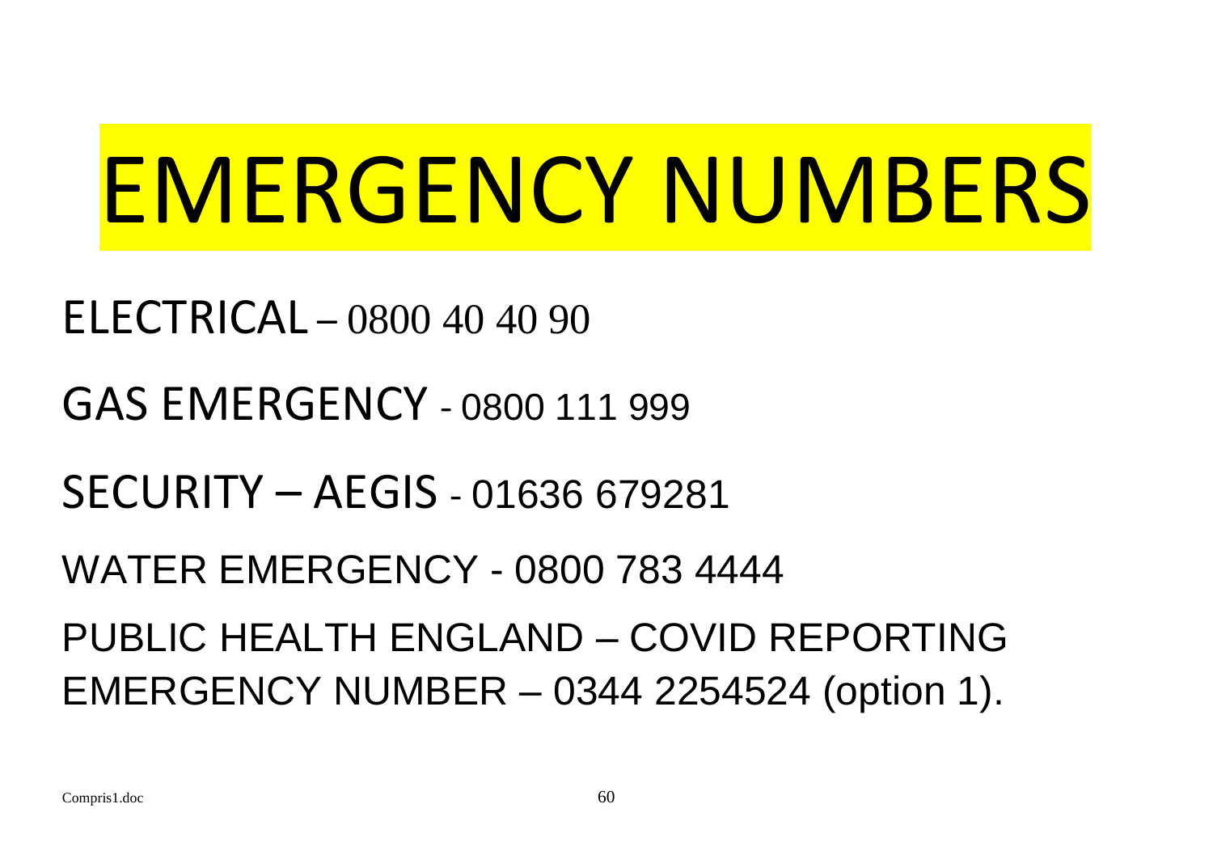# EMERGENCY NUMBERS

ELECTRICAL – 0800 40 40 90

GAS EMERGENCY - 0800 111 999

SECURITY – AEGIS - 01636 679281

WATER EMERGENCY - 0800 783 4444

PUBLIC HEALTH ENGLAND – COVID REPORTING EMERGENCY NUMBER – 0344 2254524 (option 1).